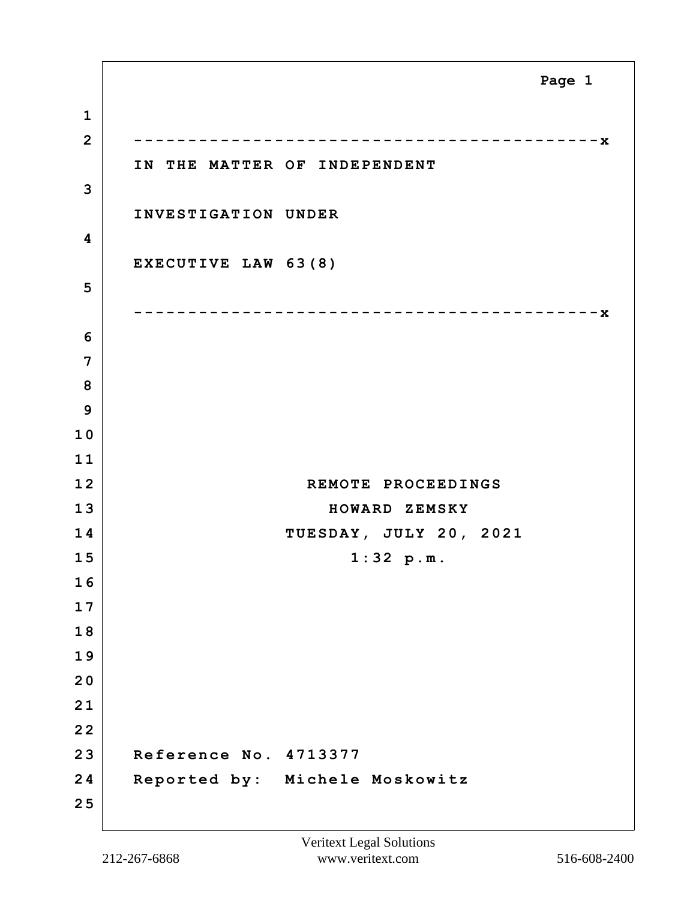---------------------------------------x

IN THE MATTER OF INDEPENDENT

INVESTIGATION UNDER

EXECUTIVE LAW 63(8)

---------------------------------------x

REMOTE PROCEEDINGS

HOWARD ZEMSKY

TUESDAY, JULY 20, 2021

1:32 p.m.

Reference No. 4713377

Reported by: Michele Moskowitz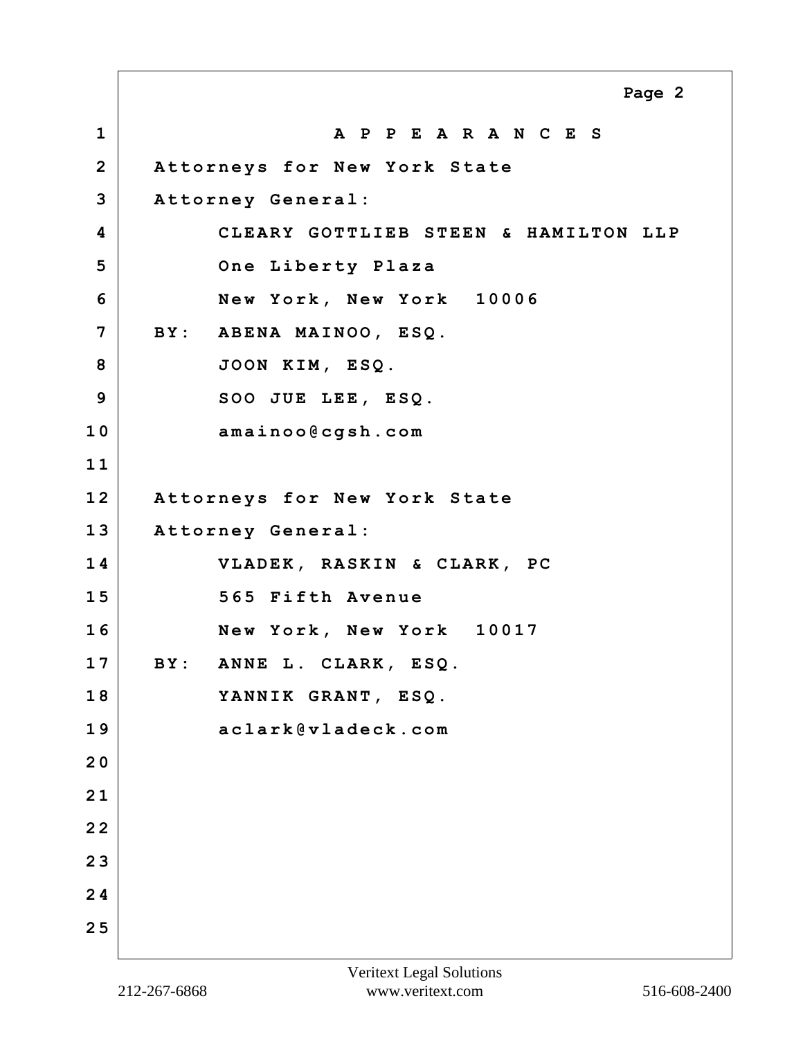# A P P E A R A N C E S

Attorneys for New York State Attorney General:

CLEARY GOTTLIEB STEEN & HAMILTON LLP
One Liberty Plaza
New York, New York 10006
BY: ABENA MAINOO, ESQ.
JOON KIM, ESQ.
SOO JUE LEE, ESQ.
amainoo@cgsh.com

Attorneys for New York State Attorney General:

VLADEK, RASKIN & CLARK, PC
565 Fifth Avenue
New York, New York 10017
BY: ANNE L. CLARK, ESQ.
YANNIK GRANT, ESQ.
aclark@vladeck.com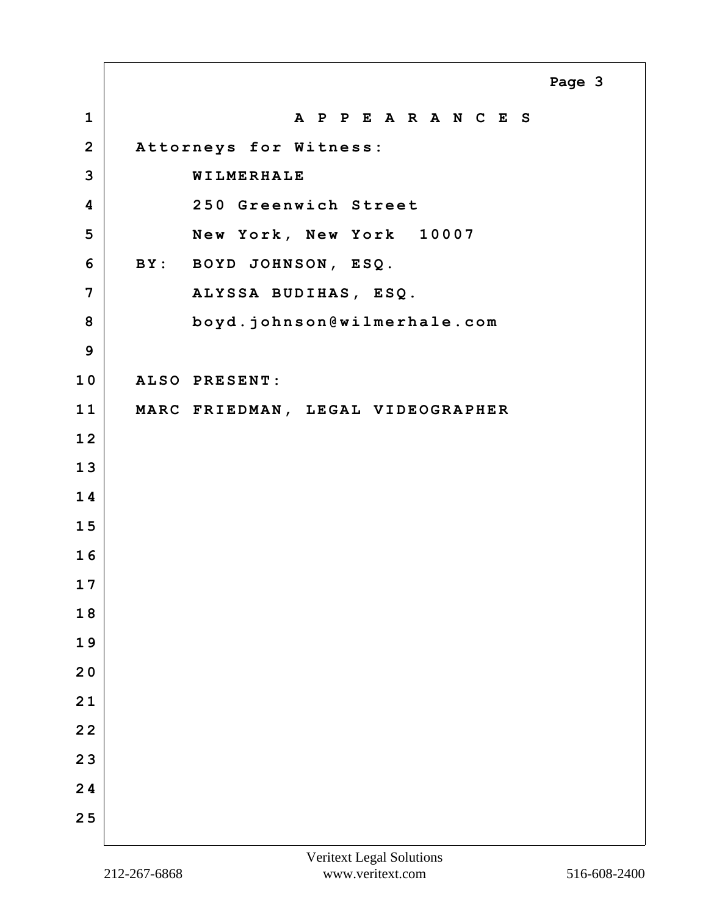# A P P E A R A N C E S

Attorneys for Witness:

WILMERHALE
250 Greenwich Street
New York, New York 10007

BY: BOYD JOHNSON, ESQ.
ALYSSA BUDIHAS, ESQ.
boyd.johnson@wilmerhale.com

ALSO PRESENT:

MARC FRIEDMAN, LEGAL VIDEOGRAPHER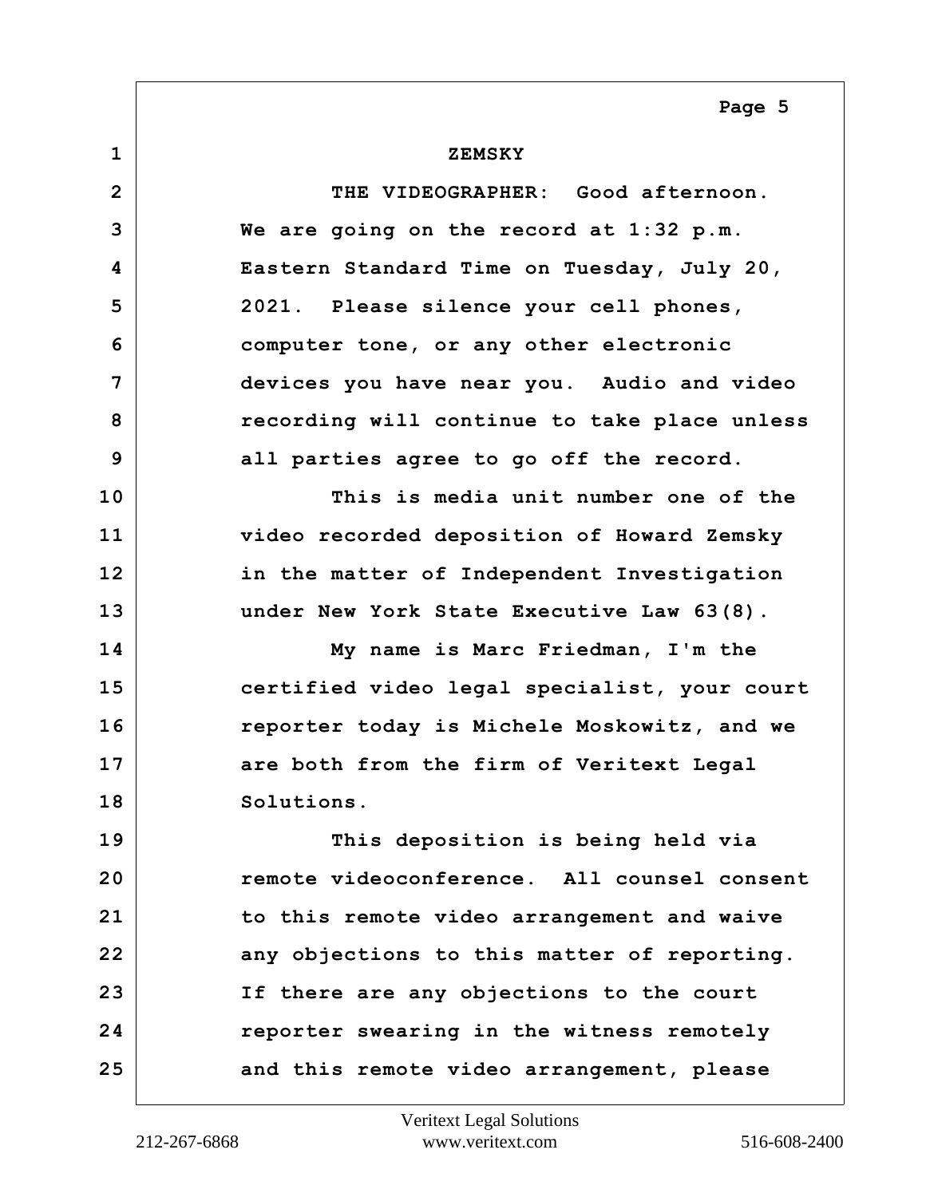ZEMSKY

THE VIDEOGRAPHER: Good afternoon. We are going on the record at 1:32 p.m. Eastern Standard Time on Tuesday, July 20, 2021. Please silence your cell phones, computer tone, or any other electronic devices you have near you. Audio and video recording will continue to take place unless all parties agree to go off the record.

This is media unit number one of the video recorded deposition of Howard Zemsky in the matter of Independent Investigation under New York State Executive Law 63(8).

My name is Marc Friedman, I'm the certified video legal specialist, your court reporter today is Michele Moskowitz, and we are both from the firm of Veritext Legal Solutions.

This deposition is being held via remote videoconference. All counsel consent to this remote video arrangement and waive any objections to this matter of reporting. If there are any objections to the court reporter swearing in the witness remotely and this remote video arrangement, please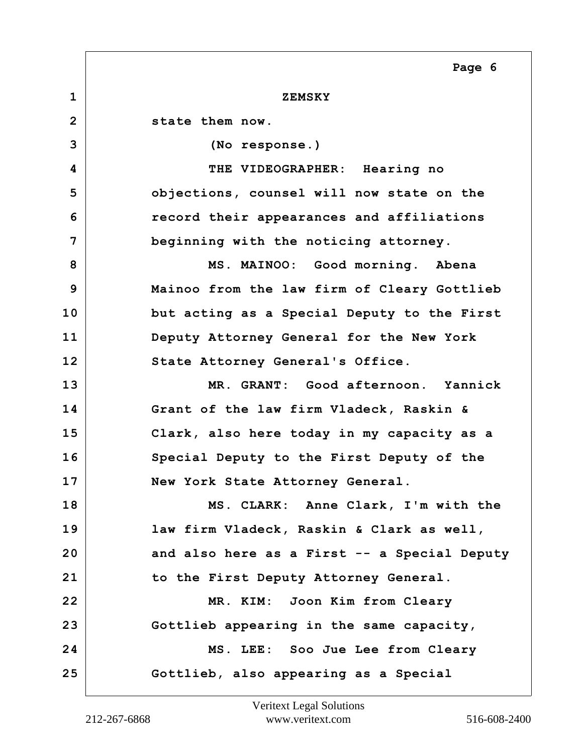ZEMSKY

state them now.

(No response.)

THE VIDEOGRAPHER: Hearing no objections, counsel will now state on the record their appearances and affiliations beginning with the noticing attorney.

MS. MAINOO: Good morning. Abena Mainoo from the law firm of Cleary Gottlieb but acting as a Special Deputy to the First Deputy Attorney General for the New York State Attorney General's Office.

MR. GRANT: Good afternoon. Yannick Grant of the law firm Vladeck, Raskin & Clark, also here today in my capacity as a Special Deputy to the First Deputy of the New York State Attorney General.

MS. CLARK: Anne Clark, I'm with the law firm Vladeck, Raskin & Clark as well, and also here as a First -- a Special Deputy to the First Deputy Attorney General.

MR. KIM: Joon Kim from Cleary Gottlieb appearing in the same capacity,

MS. LEE: Soo Jue Lee from Cleary Gottlieb, also appearing as a Special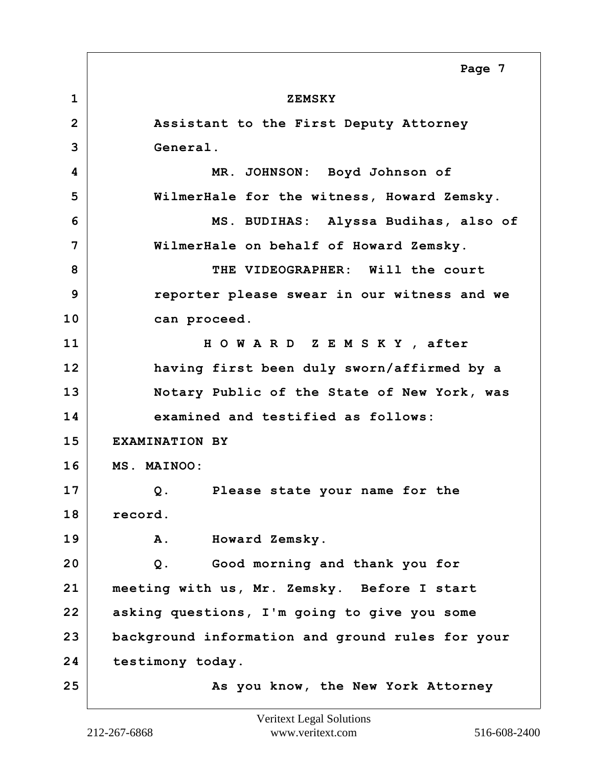ZEMSKY

Assistant to the First Deputy Attorney General.

MR. JOHNSON: Boyd Johnson of WilmerHale for the witness, Howard Zemsky.

MS. BUDIHAS: Alyssa Budihas, also of WilmerHale on behalf of Howard Zemsky.

THE VIDEOGRAPHER: Will the court reporter please swear in our witness and we can proceed.

H O W A R D Z E M S K Y , after having first been duly sworn/affirmed by a Notary Public of the State of New York, was examined and testified as follows:

EXAMINATION BY

MS. MAINOO:

Q. Please state your name for the record.

A. Howard Zemsky.

Q. Good morning and thank you for meeting with us, Mr. Zemsky. Before I start asking questions, I'm going to give you some background information and ground rules for your testimony today.

As you know, the New York Attorney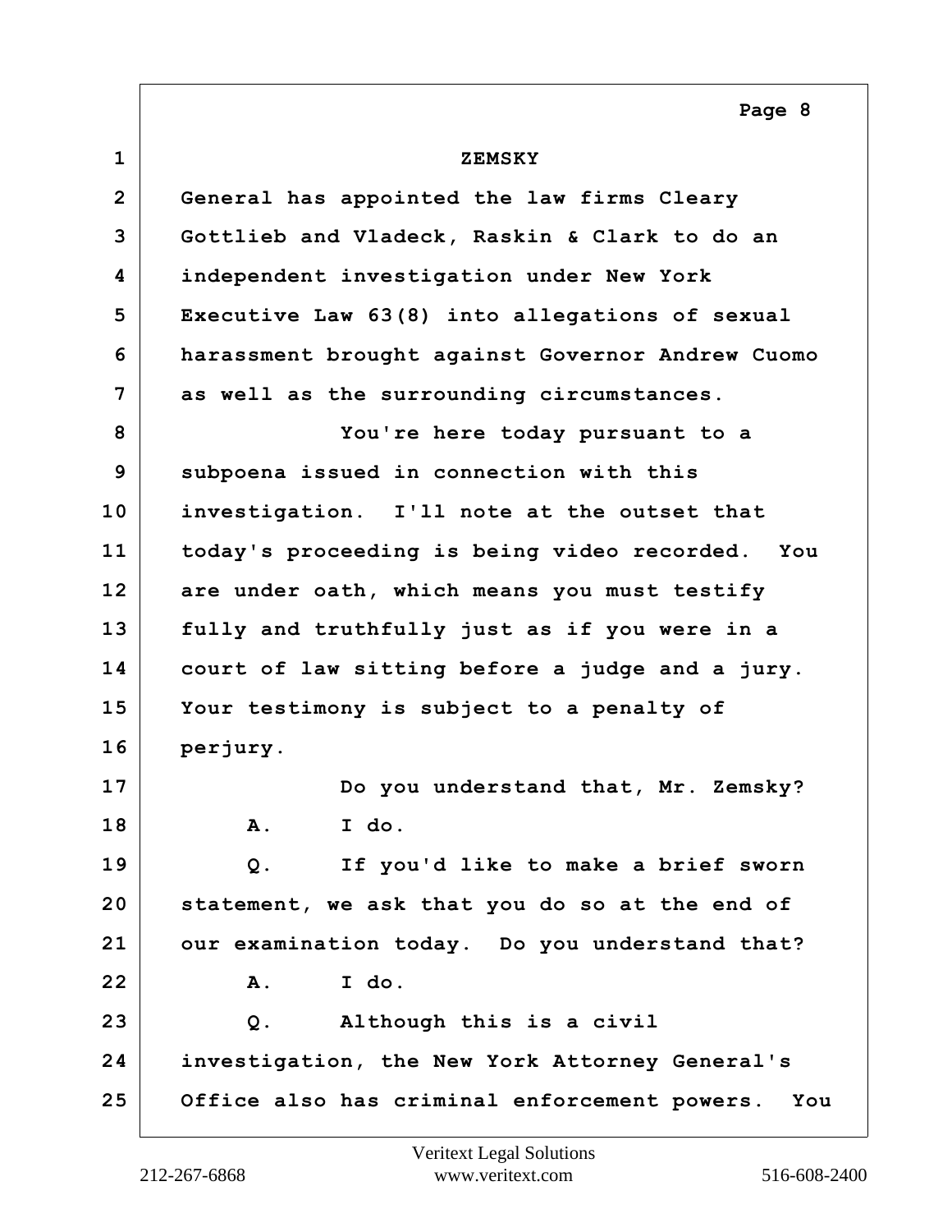ZEMSKY

General has appointed the law firms Cleary Gottlieb and Vladeck, Raskin & Clark to do an independent investigation under New York Executive Law 63(8) into allegations of sexual harassment brought against Governor Andrew Cuomo as well as the surrounding circumstances.

You're here today pursuant to a subpoena issued in connection with this investigation. I'll note at the outset that today's proceeding is being video recorded. You are under oath, which means you must testify fully and truthfully just as if you were in a court of law sitting before a judge and a jury. Your testimony is subject to a penalty of perjury.

Do you understand that, Mr. Zemsky?

A. I do.

Q. If you'd like to make a brief sworn statement, we ask that you do so at the end of our examination today. Do you understand that?

A. I do.

Q. Although this is a civil investigation, the New York Attorney General's Office also has criminal enforcement powers. You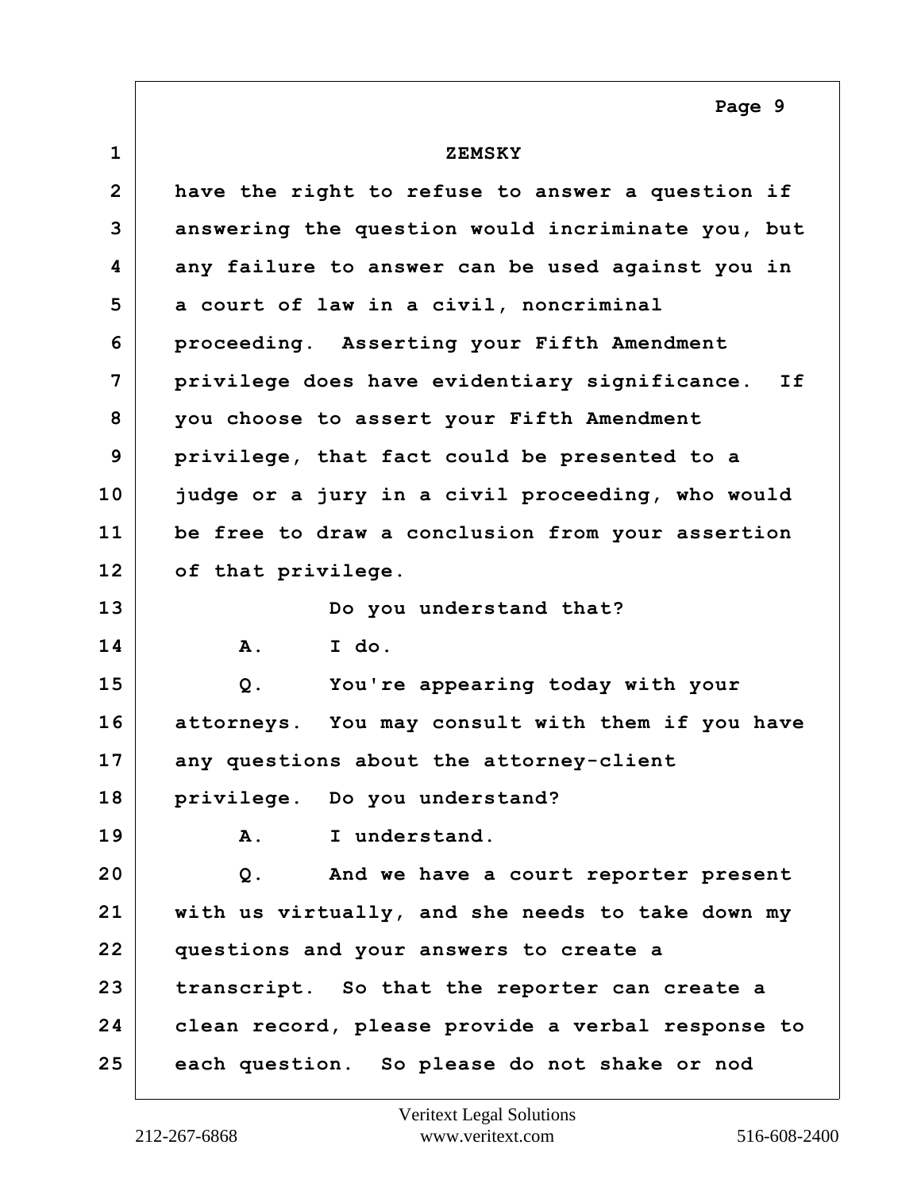have the right to refuse to answer a question if answering the question would incriminate you, but any failure to answer can be used against you in a court of law in a civil, noncriminal proceeding. Asserting your Fifth Amendment privilege does have evidentiary significance. If you choose to assert your Fifth Amendment privilege, that fact could be presented to a judge or a jury in a civil proceeding, who would be free to draw a conclusion from your assertion of that privilege.

Do you understand that?

A. I do.

Q. You're appearing today with your attorneys. You may consult with them if you have any questions about the attorney-client privilege. Do you understand?

A. I understand.

Q. And we have a court reporter present with us virtually, and she needs to take down my questions and your answers to create a transcript. So that the reporter can create a clean record, please provide a verbal response to each question. So please do not shake or nod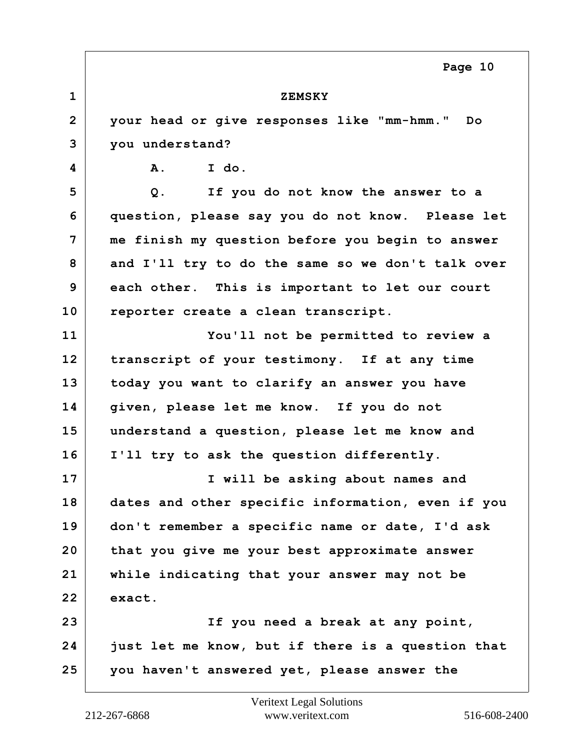ZEMSKY

your head or give responses like "mm-hmm." Do you understand?

A. I do.

Q. If you do not know the answer to a question, please say you do not know. Please let me finish my question before you begin to answer and I'll try to do the same so we don't talk over each other. This is important to let our court reporter create a clean transcript.

You'll not be permitted to review a transcript of your testimony. If at any time today you want to clarify an answer you have given, please let me know. If you do not understand a question, please let me know and I'll try to ask the question differently.

I will be asking about names and dates and other specific information, even if you don't remember a specific name or date, I'd ask that you give me your best approximate answer while indicating that your answer may not be exact.

If you need a break at any point, just let me know, but if there is a question that you haven't answered yet, please answer the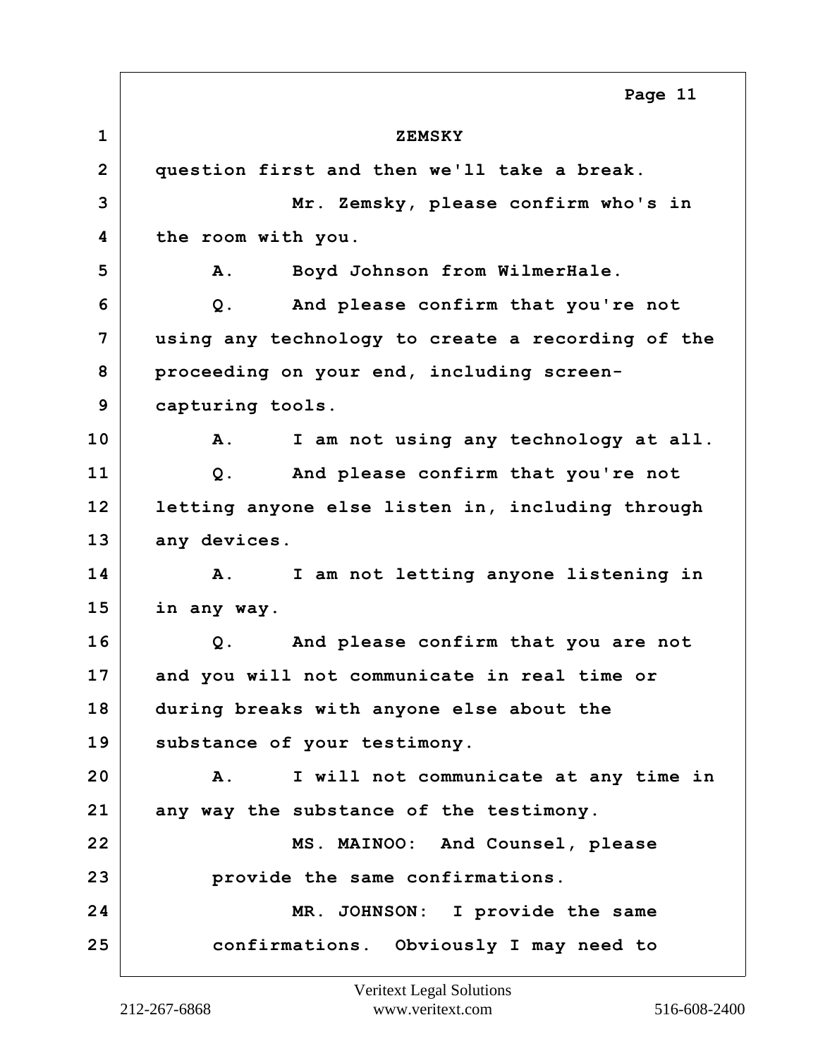ZEMSKY

question first and then we'll take a break.

Mr. Zemsky, please confirm who's in the room with you.

A. Boyd Johnson from WilmerHale.

Q. And please confirm that you're not using any technology to create a recording of the proceeding on your end, including screen-capturing tools.

A. I am not using any technology at all.

Q. And please confirm that you're not letting anyone else listen in, including through any devices.

A. I am not letting anyone listening in in any way.

Q. And please confirm that you are not and you will not communicate in real time or during breaks with anyone else about the substance of your testimony.

A. I will not communicate at any time in any way the substance of the testimony.

MS. MAINOO: And Counsel, please provide the same confirmations.

MR. JOHNSON: I provide the same confirmations. Obviously I may need to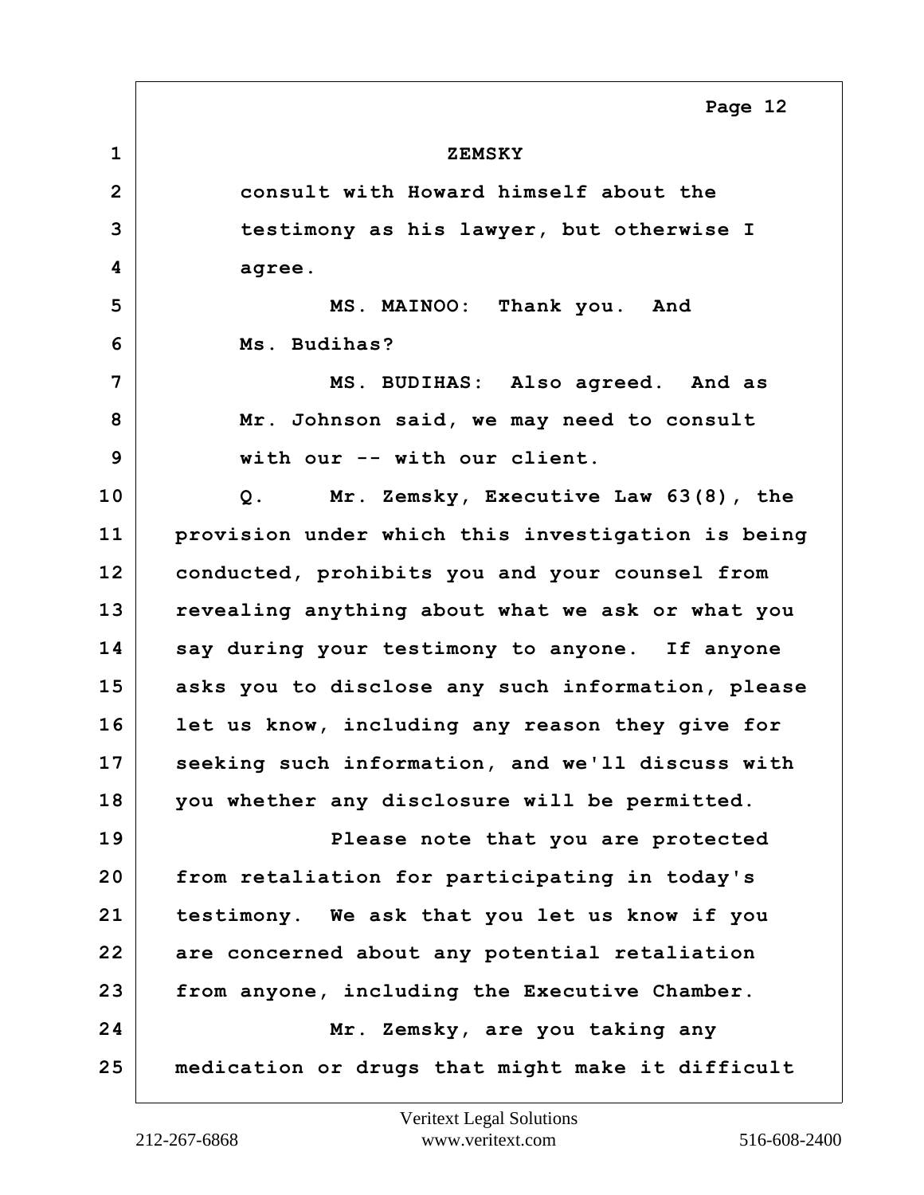ZEMSKY

consult with Howard himself about the testimony as his lawyer, but otherwise I agree.

MS. MAINOO: Thank you. And Ms. Budihas?

MS. BUDIHAS: Also agreed. And as Mr. Johnson said, we may need to consult with our -- with our client.

Q. Mr. Zemsky, Executive Law 63(8), the provision under which this investigation is being conducted, prohibits you and your counsel from revealing anything about what we ask or what you say during your testimony to anyone. If anyone asks you to disclose any such information, please let us know, including any reason they give for seeking such information, and we'll discuss with you whether any disclosure will be permitted.

Please note that you are protected from retaliation for participating in today's testimony. We ask that you let us know if you are concerned about any potential retaliation from anyone, including the Executive Chamber.

Mr. Zemsky, are you taking any medication or drugs that might make it difficult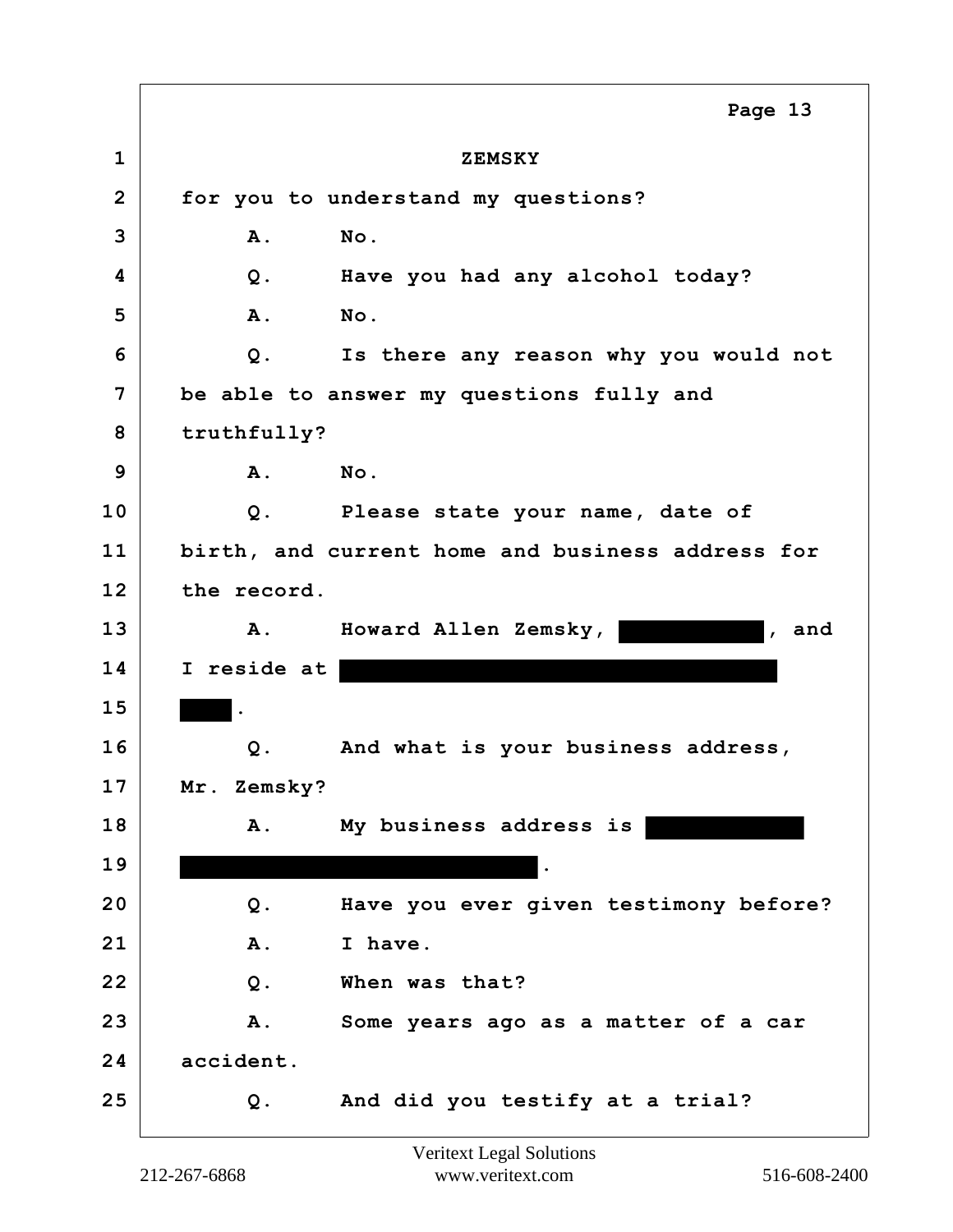ZEMSKY

for you to understand my questions?

A. No.

Q. Have you had any alcohol today?

A. No.

Q. Is there any reason why you would not be able to answer my questions fully and truthfully?

A. No.

Q. Please state your name, date of birth, and current home and business address for the record.

A. Howard Allen Zemsky, [REDACTED], and I reside at [REDACTED] [REDACTED].

Q. And what is your business address, Mr. Zemsky?

A. My business address is [REDACTED] [REDACTED].

Q. Have you ever given testimony before?

A. I have.

Q. When was that?

A. Some years ago as a matter of a car accident.

Q. And did you testify at a trial?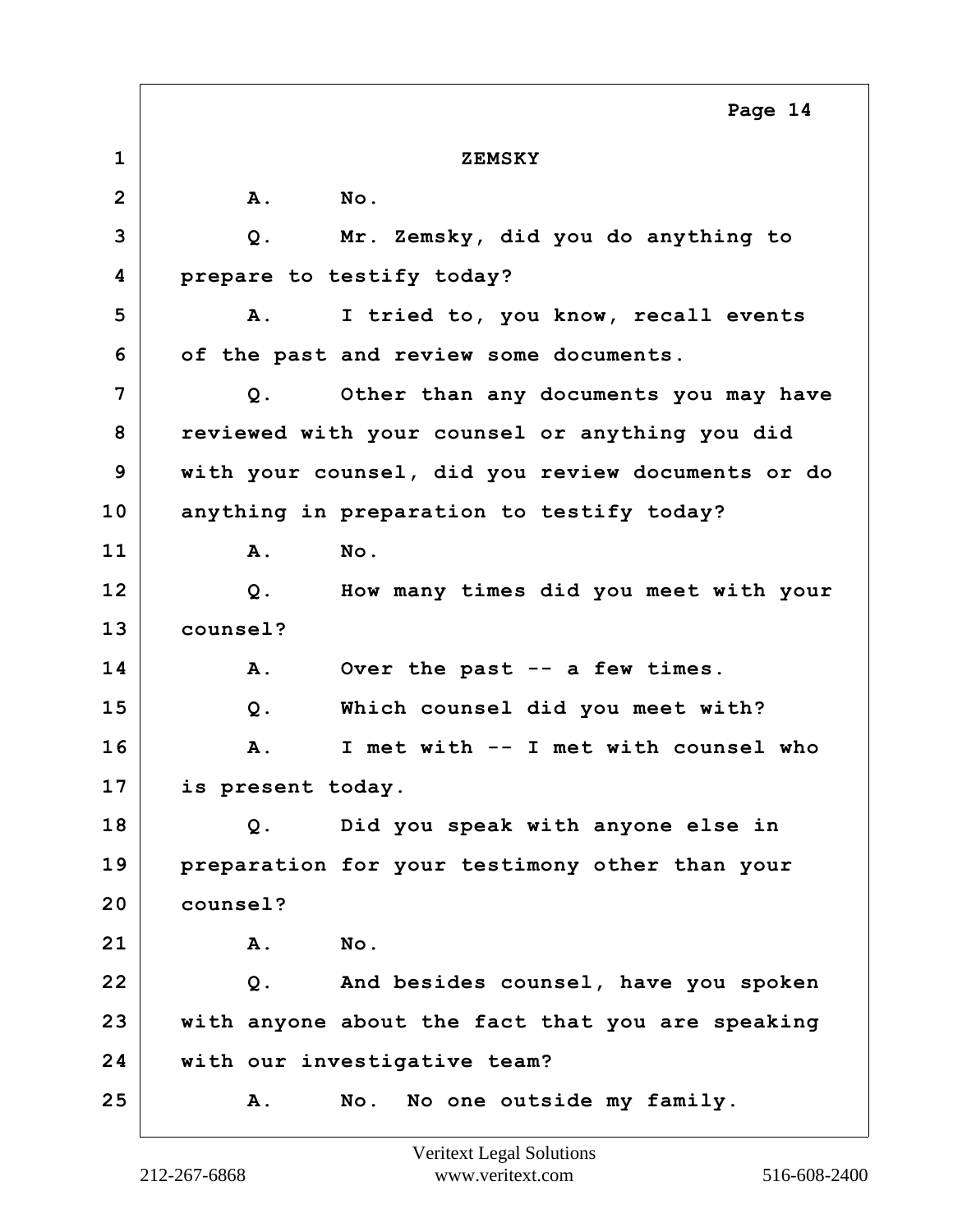ZEMSKY

A. No.

Q. Mr. Zemsky, did you do anything to prepare to testify today?

A. I tried to, you know, recall events of the past and review some documents.

Q. Other than any documents you may have reviewed with your counsel or anything you did with your counsel, did you review documents or do anything in preparation to testify today?

A. No.

Q. How many times did you meet with your counsel?

A. Over the past -- a few times.

Q. Which counsel did you meet with?

A. I met with -- I met with counsel who is present today.

Q. Did you speak with anyone else in preparation for your testimony other than your counsel?

A. No.

Q. And besides counsel, have you spoken with anyone about the fact that you are speaking with our investigative team?

A. No. No one outside my family.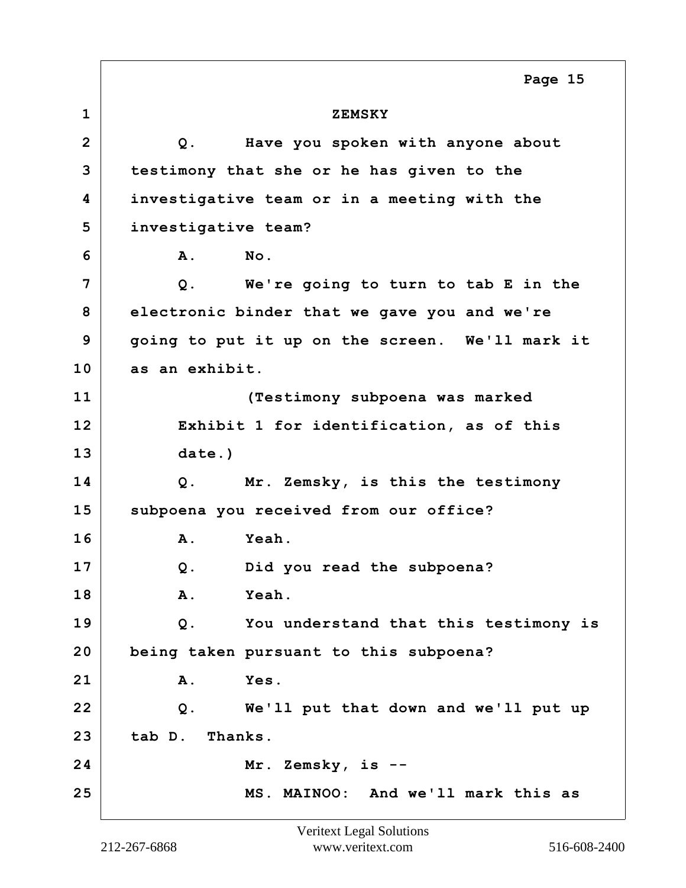ZEMSKY

Q. Have you spoken with anyone about testimony that she or he has given to the investigative team or in a meeting with the investigative team?

A. No.

Q. We're going to turn to tab E in the electronic binder that we gave you and we're going to put it up on the screen. We'll mark it as an exhibit.

(Testimony subpoena was marked Exhibit 1 for identification, as of this date.)

Q. Mr. Zemsky, is this the testimony subpoena you received from our office?

A. Yeah.

Q. Did you read the subpoena?

A. Yeah.

Q. You understand that this testimony is being taken pursuant to this subpoena?

A. Yes.

Q. We'll put that down and we'll put up tab D. Thanks.

Mr. Zemsky, is --

MS. MAINOO: And we'll mark this as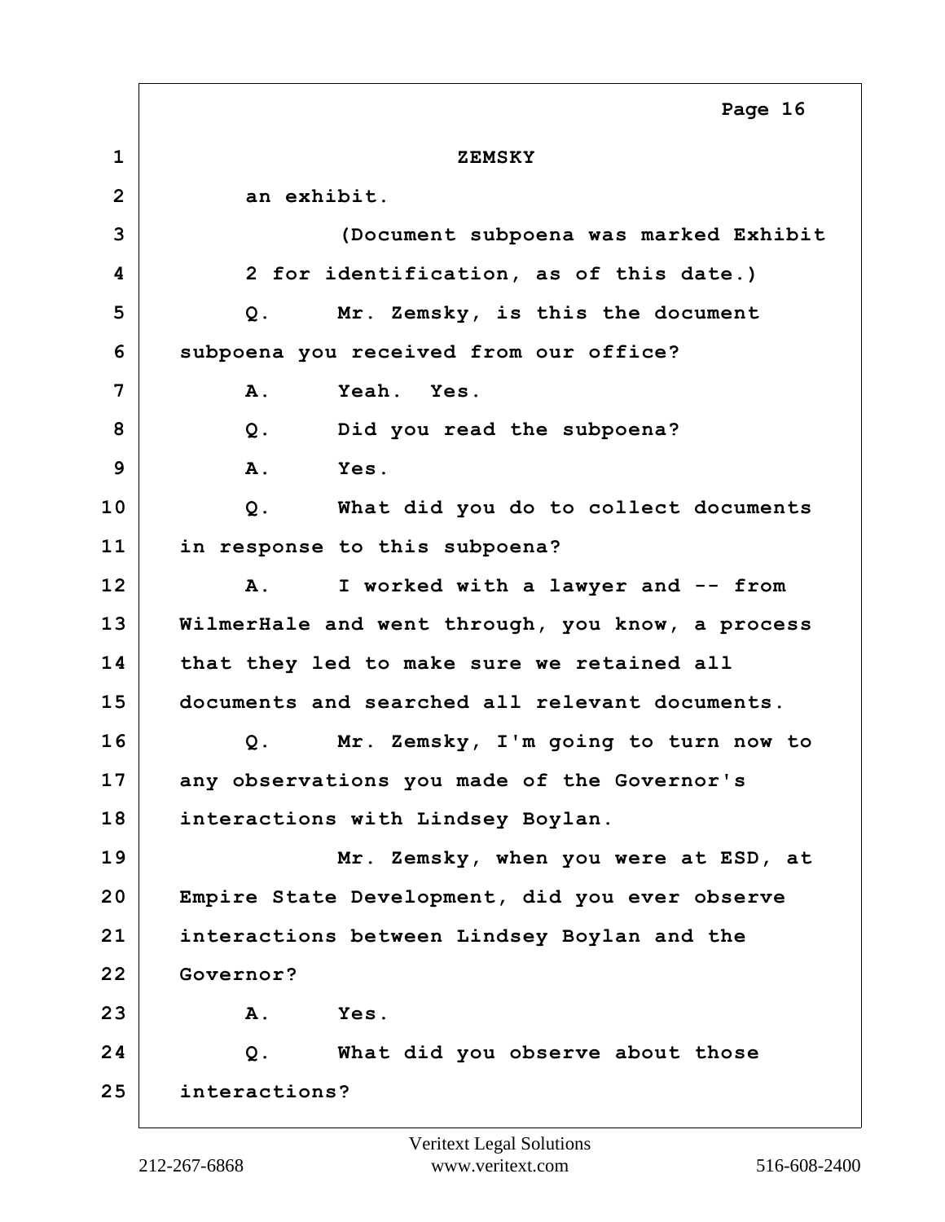ZEMSKY

an exhibit.

(Document subpoena was marked Exhibit 2 for identification, as of this date.)

Q. Mr. Zemsky, is this the document subpoena you received from our office?

A. Yeah. Yes.

Q. Did you read the subpoena?

A. Yes.

Q. What did you do to collect documents in response to this subpoena?

A. I worked with a lawyer and -- from WilmerHale and went through, you know, a process that they led to make sure we retained all documents and searched all relevant documents.

Q. Mr. Zemsky, I'm going to turn now to any observations you made of the Governor's interactions with Lindsey Boylan.

Mr. Zemsky, when you were at ESD, at Empire State Development, did you ever observe interactions between Lindsey Boylan and the Governor?

A. Yes.

Q. What did you observe about those interactions?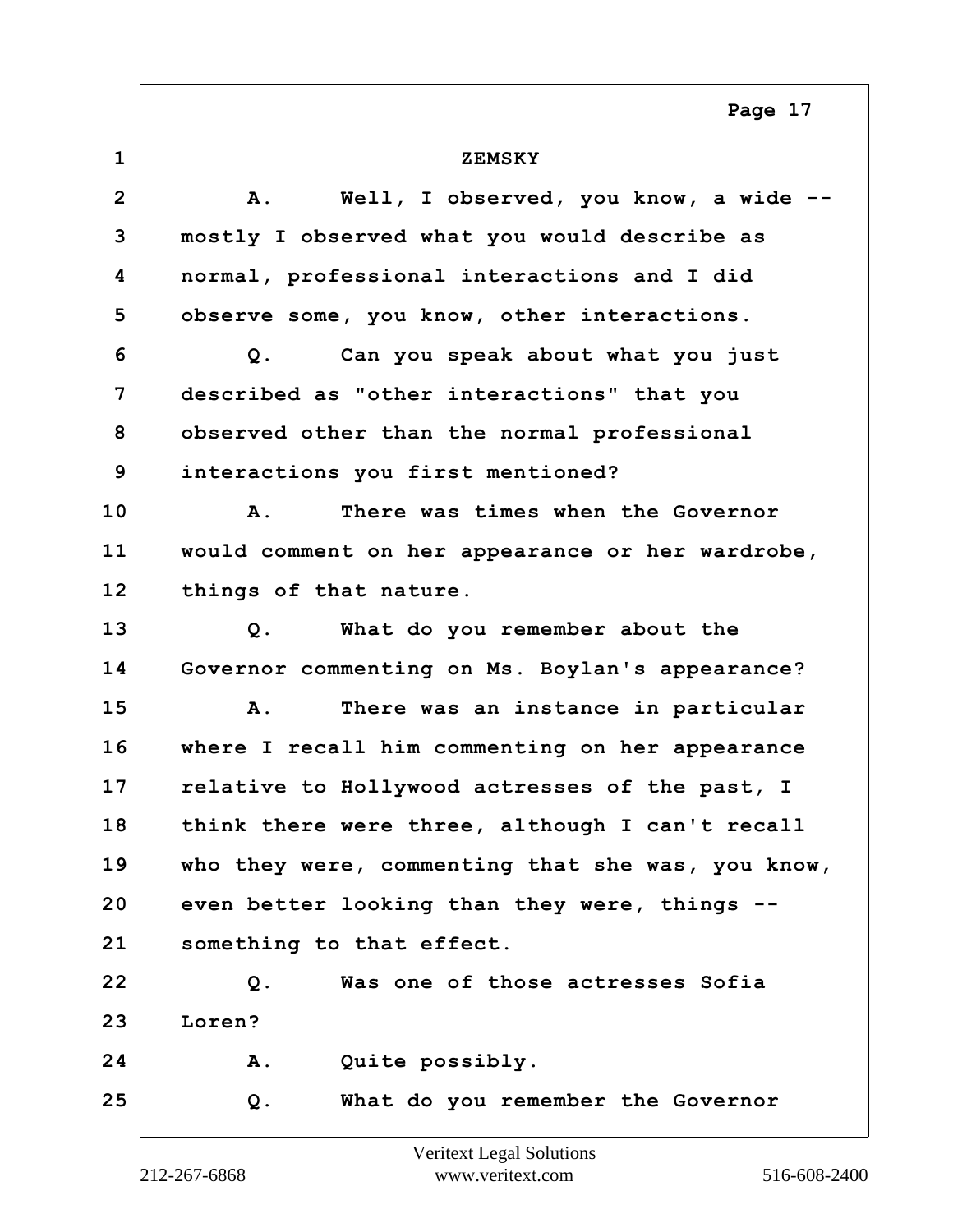ZEMSKY

A. Well, I observed, you know, a wide -- mostly I observed what you would describe as normal, professional interactions and I did observe some, you know, other interactions.

Q. Can you speak about what you just described as "other interactions" that you observed other than the normal professional interactions you first mentioned?

A. There was times when the Governor would comment on her appearance or her wardrobe, things of that nature.

Q. What do you remember about the Governor commenting on Ms. Boylan's appearance?

A. There was an instance in particular where I recall him commenting on her appearance relative to Hollywood actresses of the past, I think there were three, although I can't recall who they were, commenting that she was, you know, even better looking than they were, things -- something to that effect.

Q. Was one of those actresses Sofia Loren?

A. Quite possibly.

Q. What do you remember the Governor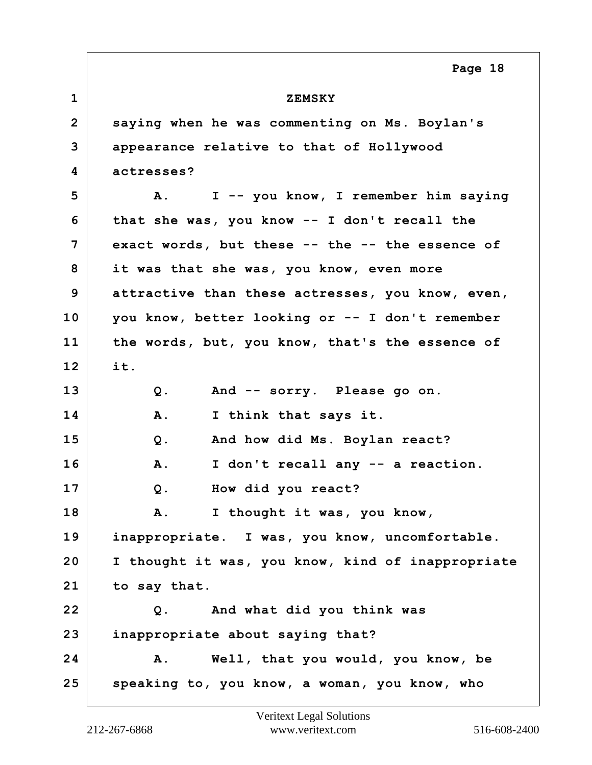ZEMSKY

saying when he was commenting on Ms. Boylan's appearance relative to that of Hollywood actresses?

A. I -- you know, I remember him saying that she was, you know -- I don't recall the exact words, but these -- the -- the essence of it was that she was, you know, even more attractive than these actresses, you know, even, you know, better looking or -- I don't remember the words, but, you know, that's the essence of it.

Q. And -- sorry. Please go on.

A. I think that says it.

Q. And how did Ms. Boylan react?

A. I don't recall any -- a reaction.

Q. How did you react?

A. I thought it was, you know, inappropriate. I was, you know, uncomfortable. I thought it was, you know, kind of inappropriate to say that.

Q. And what did you think was inappropriate about saying that?

A. Well, that you would, you know, be speaking to, you know, a woman, you know, who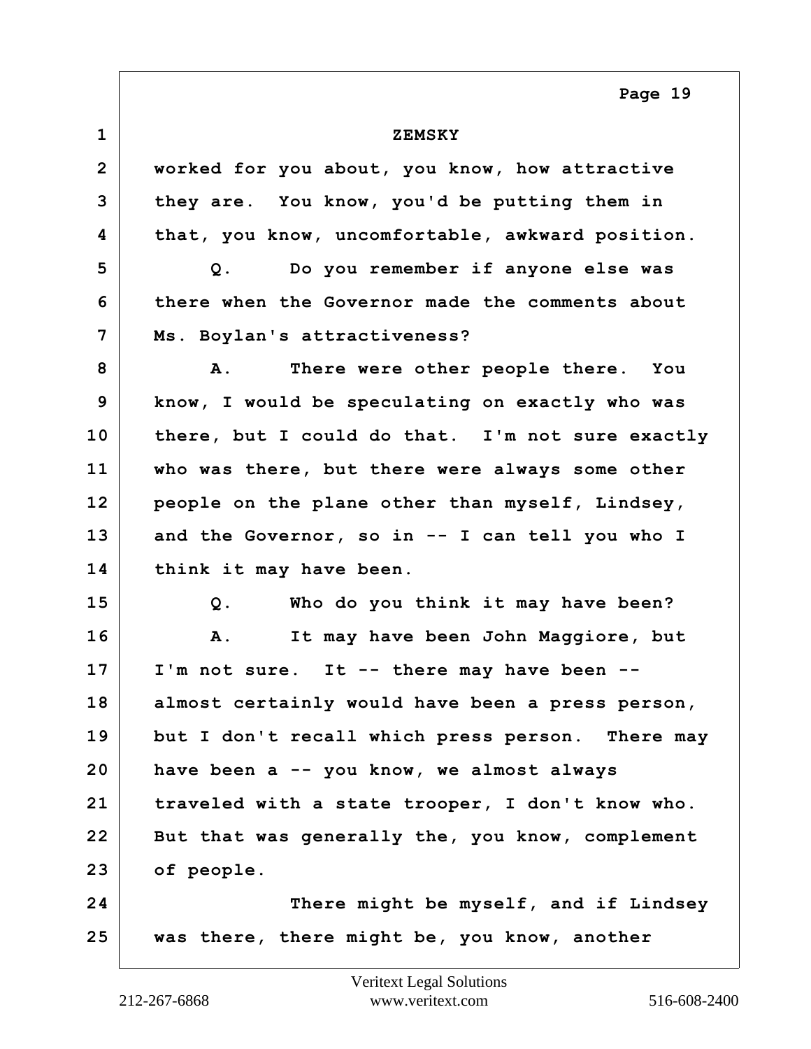ZEMSKY

worked for you about, you know, how attractive they are. You know, you'd be putting them in that, you know, uncomfortable, awkward position.

Q. Do you remember if anyone else was there when the Governor made the comments about Ms. Boylan's attractiveness?

A. There were other people there. You know, I would be speculating on exactly who was there, but I could do that. I'm not sure exactly who was there, but there were always some other people on the plane other than myself, Lindsey, and the Governor, so in -- I can tell you who I think it may have been.

Q. Who do you think it may have been?

A. It may have been John Maggiore, but I'm not sure. It -- there may have been -- almost certainly would have been a press person, but I don't recall which press person. There may have been a -- you know, we almost always traveled with a state trooper, I don't know who. But that was generally the, you know, complement of people.

There might be myself, and if Lindsey was there, there might be, you know, another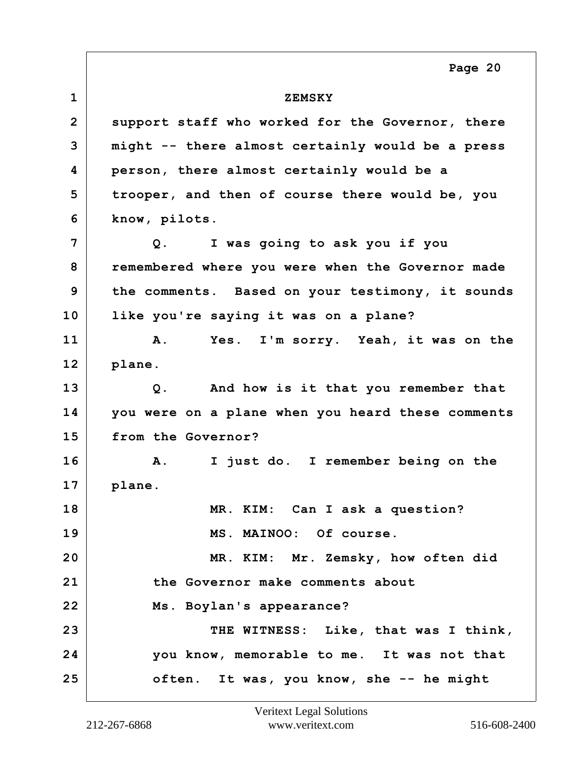ZEMSKY

support staff who worked for the Governor, there might -- there almost certainly would be a press person, there almost certainly would be a trooper, and then of course there would be, you know, pilots.

Q. I was going to ask you if you remembered where you were when the Governor made the comments. Based on your testimony, it sounds like you're saying it was on a plane?

A. Yes. I'm sorry. Yeah, it was on the plane.

Q. And how is it that you remember that you were on a plane when you heard these comments from the Governor?

A. I just do. I remember being on the plane.

MR. KIM: Can I ask a question?

MS. MAINOO: Of course.

MR. KIM: Mr. Zemsky, how often did the Governor make comments about Ms. Boylan's appearance?

THE WITNESS: Like, that was I think, you know, memorable to me. It was not that often. It was, you know, she -- he might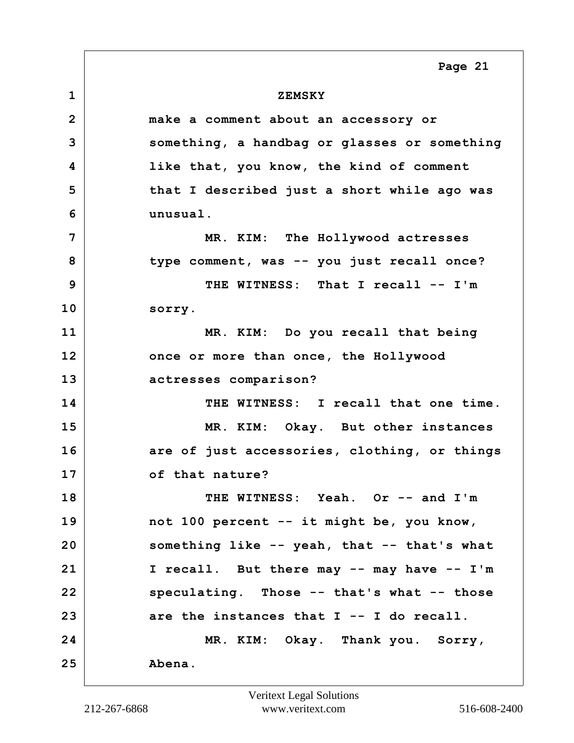make a comment about an accessory or something, a handbag or glasses or something like that, you know, the kind of comment that I described just a short while ago was unusual.

MR. KIM: The Hollywood actresses type comment, was -- you just recall once?

THE WITNESS: That I recall -- I'm sorry.

MR. KIM: Do you recall that being once or more than once, the Hollywood actresses comparison?

THE WITNESS: I recall that one time.

MR. KIM: Okay. But other instances are of just accessories, clothing, or things of that nature?

THE WITNESS: Yeah. Or -- and I'm not 100 percent -- it might be, you know, something like -- yeah, that -- that's what I recall. But there may -- may have -- I'm speculating. Those -- that's what -- those are the instances that I -- I do recall.

MR. KIM: Okay. Thank you. Sorry, Abena.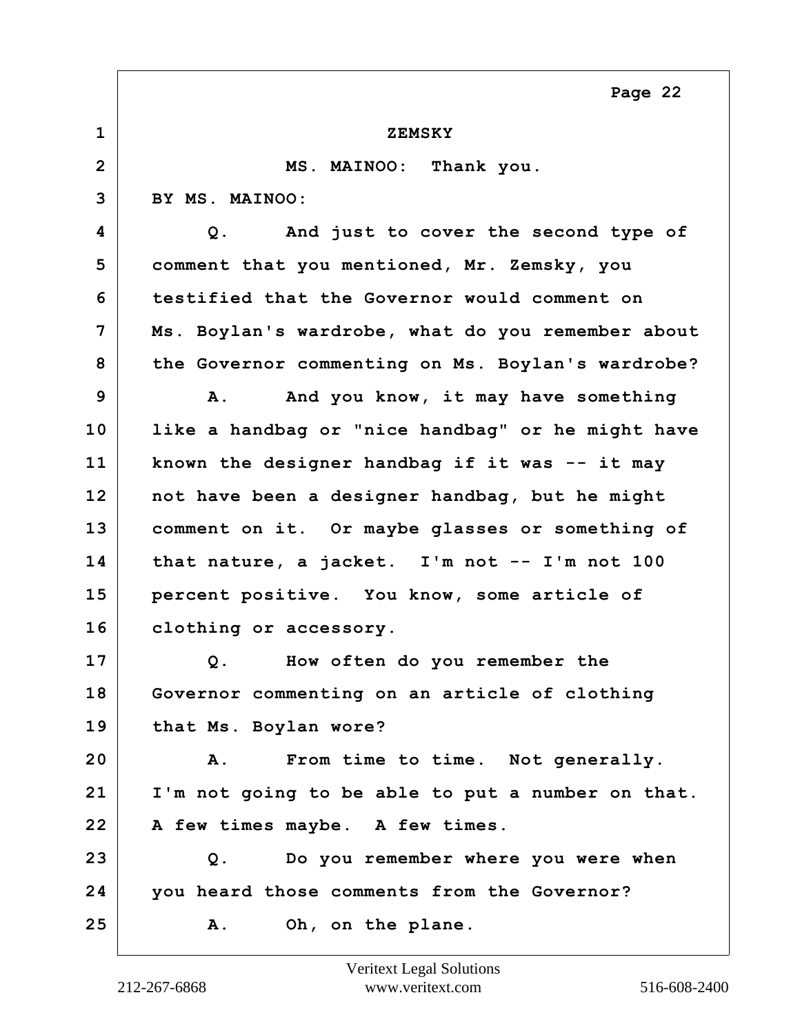ZEMSKY

MS. MAINOO: Thank you.

BY MS. MAINOO:

Q. And just to cover the second type of comment that you mentioned, Mr. Zemsky, you testified that the Governor would comment on Ms. Boylan's wardrobe, what do you remember about the Governor commenting on Ms. Boylan's wardrobe?

A. And you know, it may have something like a handbag or "nice handbag" or he might have known the designer handbag if it was -- it may not have been a designer handbag, but he might comment on it. Or maybe glasses or something of that nature, a jacket. I'm not -- I'm not 100 percent positive. You know, some article of clothing or accessory.

Q. How often do you remember the Governor commenting on an article of clothing that Ms. Boylan wore?

A. From time to time. Not generally. I'm not going to be able to put a number on that. A few times maybe. A few times.

Q. Do you remember where you were when you heard those comments from the Governor?

A. Oh, on the plane.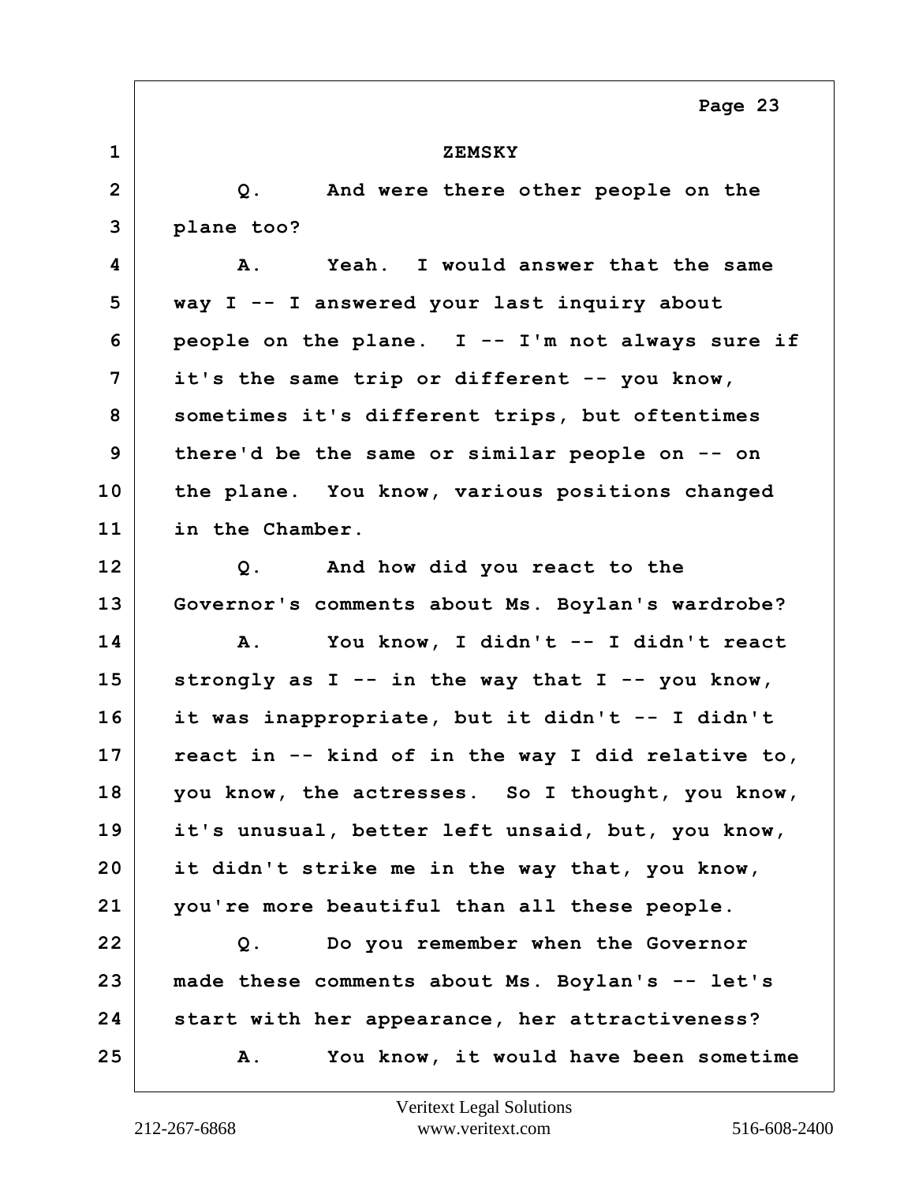ZEMSKY

Q. And were there other people on the plane too?

A. Yeah. I would answer that the same way I -- I answered your last inquiry about people on the plane. I -- I'm not always sure if it's the same trip or different -- you know, sometimes it's different trips, but oftentimes there'd be the same or similar people on -- on the plane. You know, various positions changed in the Chamber.

Q. And how did you react to the Governor's comments about Ms. Boylan's wardrobe?

A. You know, I didn't -- I didn't react strongly as I -- in the way that I -- you know, it was inappropriate, but it didn't -- I didn't react in -- kind of in the way I did relative to, you know, the actresses. So I thought, you know, it's unusual, better left unsaid, but, you know, it didn't strike me in the way that, you know, you're more beautiful than all these people.

Q. Do you remember when the Governor made these comments about Ms. Boylan's -- let's start with her appearance, her attractiveness?

A. You know, it would have been sometime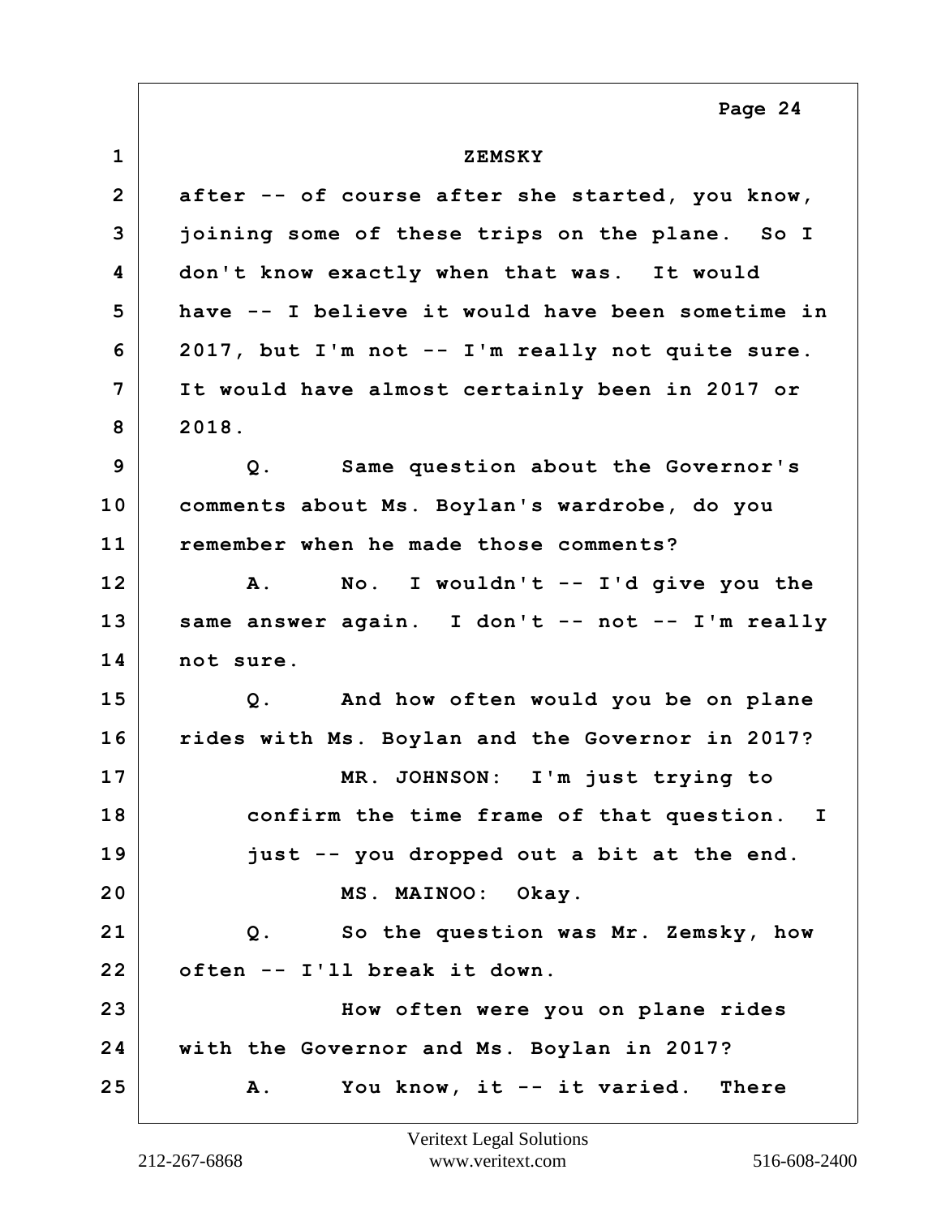ZEMSKY

after -- of course after she started, you know, joining some of these trips on the plane. So I don't know exactly when that was. It would have -- I believe it would have been sometime in 2017, but I'm not -- I'm really not quite sure. It would have almost certainly been in 2017 or 2018.

Q. Same question about the Governor's comments about Ms. Boylan's wardrobe, do you remember when he made those comments?

A. No. I wouldn't -- I'd give you the same answer again. I don't -- not -- I'm really not sure.

Q. And how often would you be on plane rides with Ms. Boylan and the Governor in 2017?

MR. JOHNSON: I'm just trying to confirm the time frame of that question. I just -- you dropped out a bit at the end.

MS. MAINOO: Okay.

Q. So the question was Mr. Zemsky, how often -- I'll break it down.

How often were you on plane rides with the Governor and Ms. Boylan in 2017?

A. You know, it -- it varied. There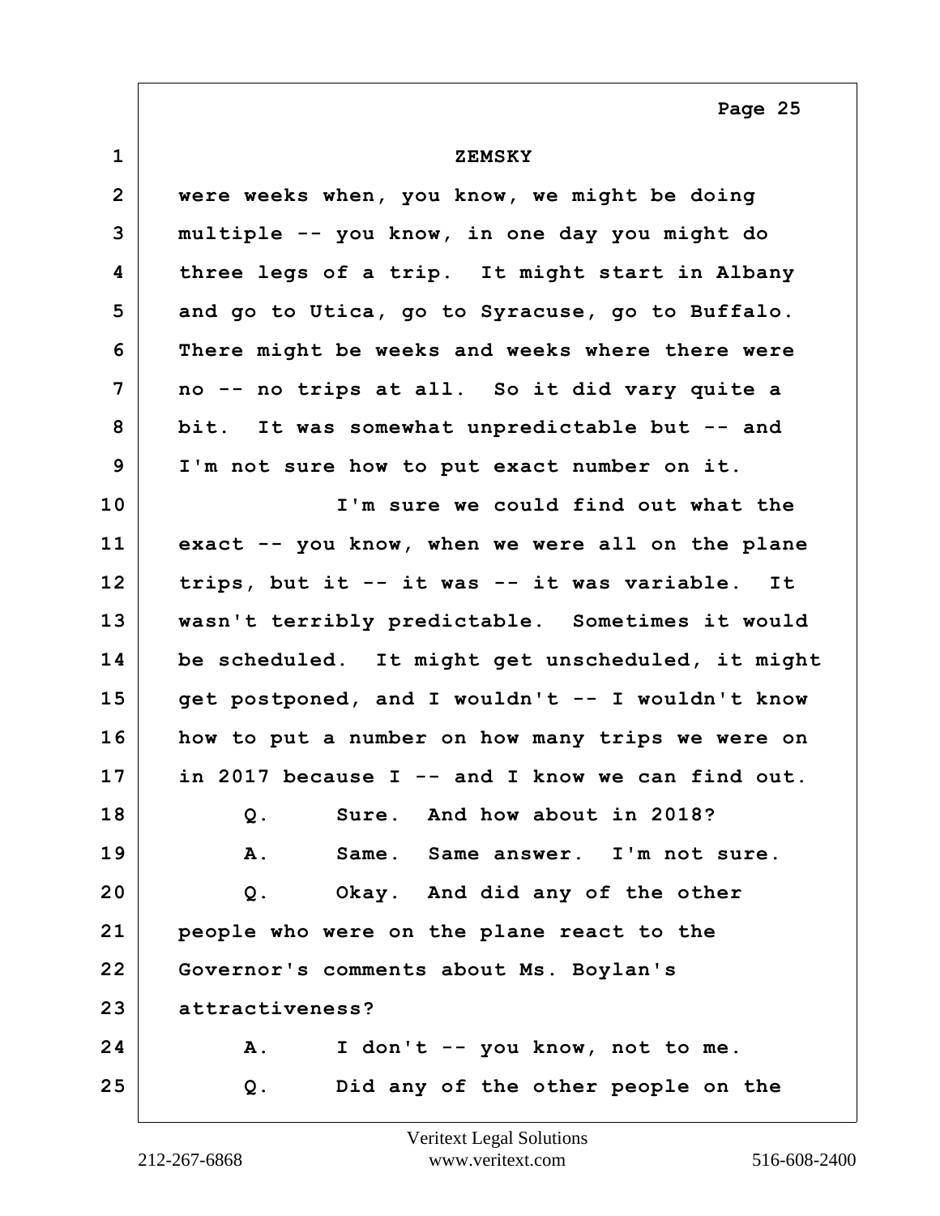ZEMSKY

were weeks when, you know, we might be doing multiple -- you know, in one day you might do three legs of a trip. It might start in Albany and go to Utica, go to Syracuse, go to Buffalo. There might be weeks and weeks where there were no -- no trips at all. So it did vary quite a bit. It was somewhat unpredictable but -- and I'm not sure how to put exact number on it.

I'm sure we could find out what the exact -- you know, when we were all on the plane trips, but it -- it was -- it was variable. It wasn't terribly predictable. Sometimes it would be scheduled. It might get unscheduled, it might get postponed, and I wouldn't -- I wouldn't know how to put a number on how many trips we were on in 2017 because I -- and I know we can find out.

Q. Sure. And how about in 2018?

A. Same. Same answer. I'm not sure.

Q. Okay. And did any of the other people who were on the plane react to the Governor's comments about Ms. Boylan's attractiveness?

A. I don't -- you know, not to me.

Q. Did any of the other people on the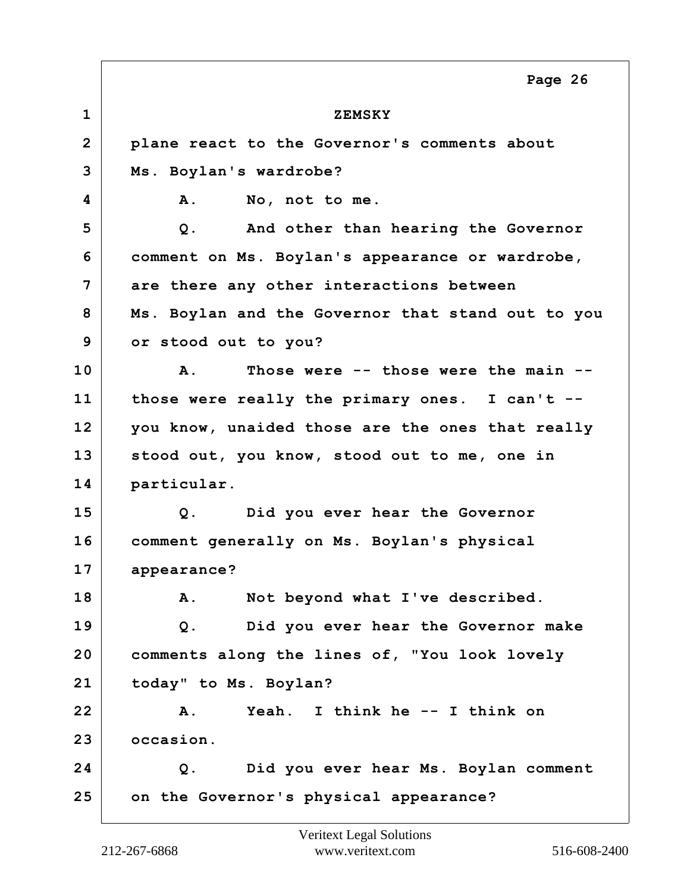ZEMSKY

plane react to the Governor's comments about Ms. Boylan's wardrobe?

A. No, not to me.

Q. And other than hearing the Governor comment on Ms. Boylan's appearance or wardrobe, are there any other interactions between Ms. Boylan and the Governor that stand out to you or stood out to you?

A. Those were -- those were the main -- those were really the primary ones. I can't -- you know, unaided those are the ones that really stood out, you know, stood out to me, one in particular.

Q. Did you ever hear the Governor comment generally on Ms. Boylan's physical appearance?

A. Not beyond what I've described.

Q. Did you ever hear the Governor make comments along the lines of, "You look lovely today" to Ms. Boylan?

A. Yeah. I think he -- I think on occasion.

Q. Did you ever hear Ms. Boylan comment on the Governor's physical appearance?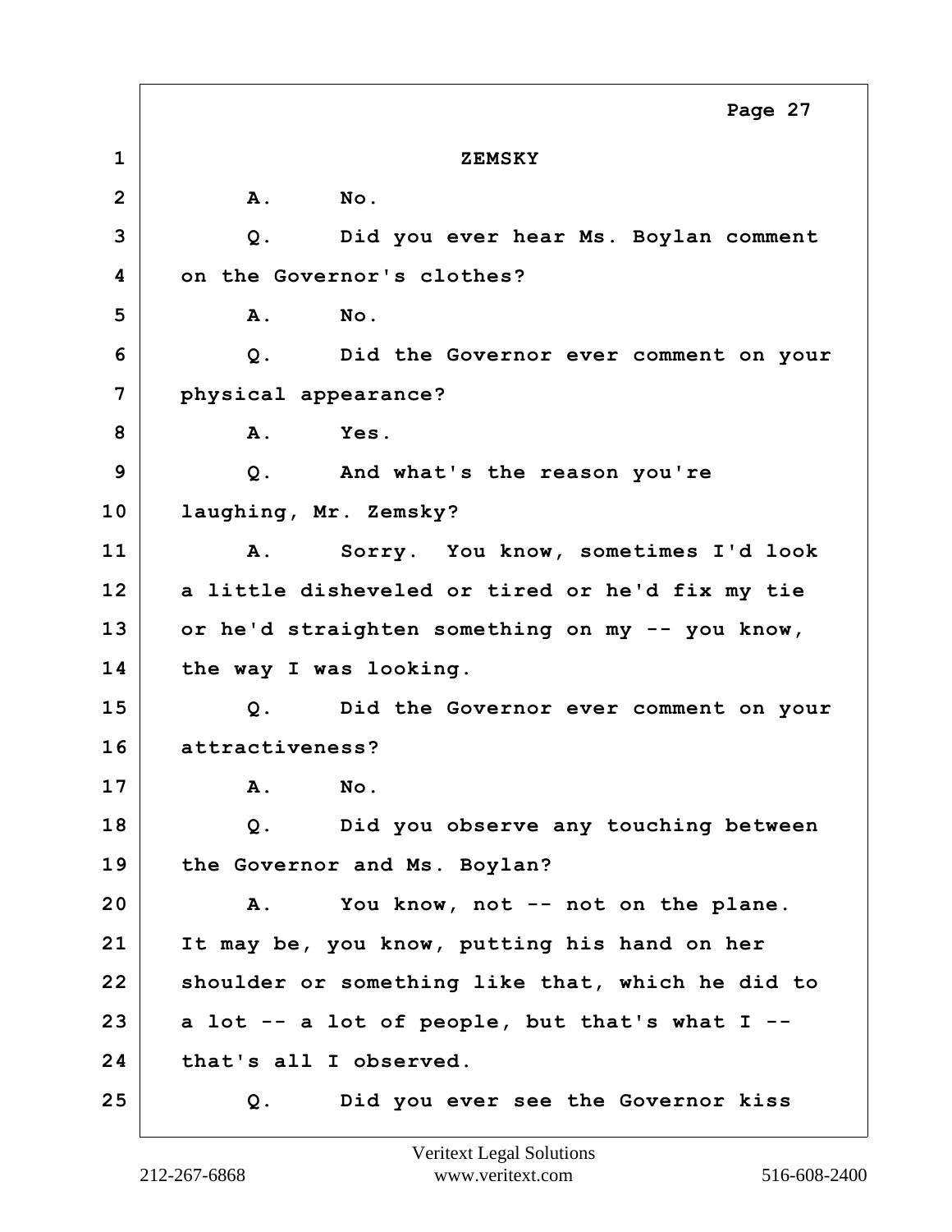ZEMSKY

A. No.

Q. Did you ever hear Ms. Boylan comment on the Governor's clothes?

A. No.

Q. Did the Governor ever comment on your physical appearance?

A. Yes.

Q. And what's the reason you're laughing, Mr. Zemsky?

A. Sorry. You know, sometimes I'd look a little disheveled or tired or he'd fix my tie or he'd straighten something on my -- you know, the way I was looking.

Q. Did the Governor ever comment on your attractiveness?

A. No.

Q. Did you observe any touching between the Governor and Ms. Boylan?

A. You know, not -- not on the plane. It may be, you know, putting his hand on her shoulder or something like that, which he did to a lot -- a lot of people, but that's what I -- that's all I observed.

Q. Did you ever see the Governor kiss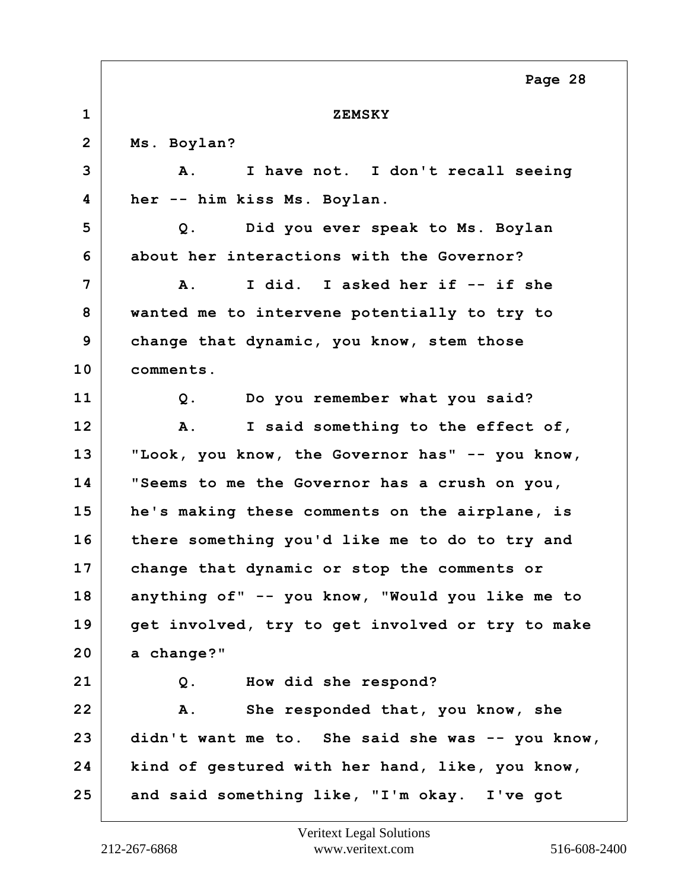ZEMSKY

Ms. Boylan?

A. I have not. I don't recall seeing her -- him kiss Ms. Boylan.

Q. Did you ever speak to Ms. Boylan about her interactions with the Governor?

A. I did. I asked her if -- if she wanted me to intervene potentially to try to change that dynamic, you know, stem those comments.

Q. Do you remember what you said?

A. I said something to the effect of, "Look, you know, the Governor has" -- you know, "Seems to me the Governor has a crush on you, he's making these comments on the airplane, is there something you'd like me to do to try and change that dynamic or stop the comments or anything of" -- you know, "Would you like me to get involved, try to get involved or try to make a change?"

Q. How did she respond?

A. She responded that, you know, she didn't want me to. She said she was -- you know, kind of gestured with her hand, like, you know, and said something like, "I'm okay. I've got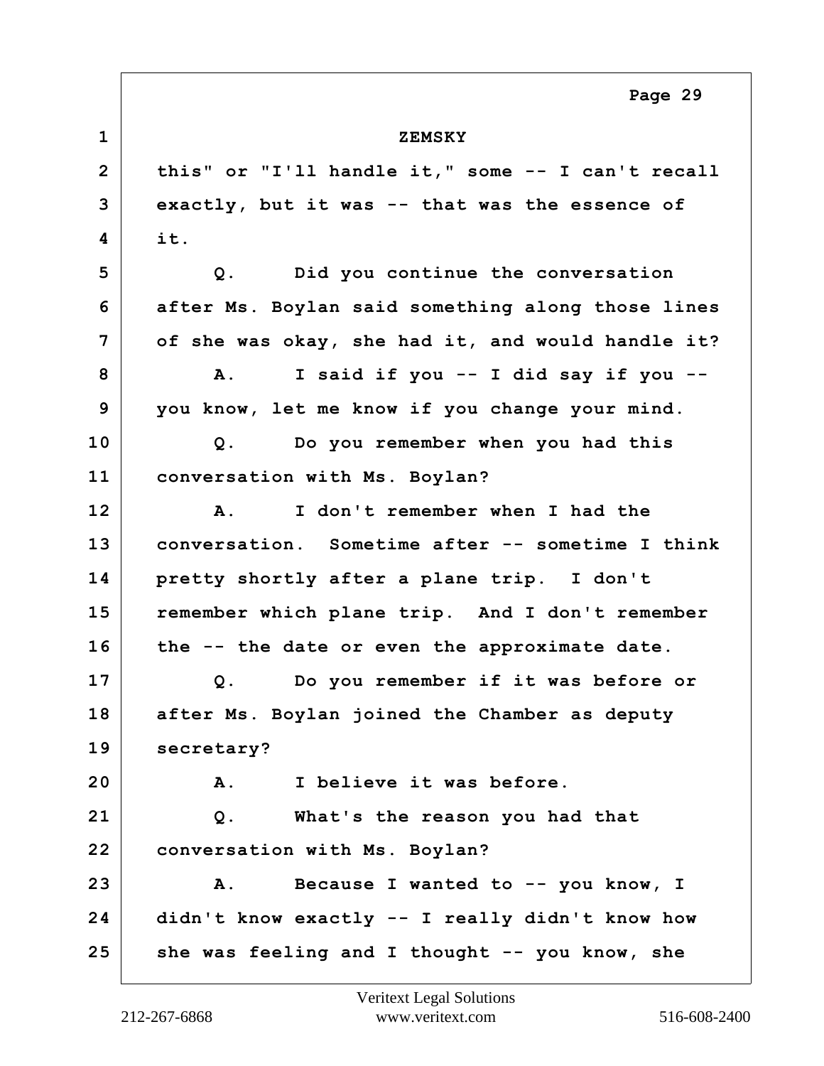ZEMSKY

this" or "I'll handle it," some -- I can't recall exactly, but it was -- that was the essence of it.

Q. Did you continue the conversation after Ms. Boylan said something along those lines of she was okay, she had it, and would handle it?

A. I said if you -- I did say if you -- you know, let me know if you change your mind.

Q. Do you remember when you had this conversation with Ms. Boylan?

A. I don't remember when I had the conversation. Sometime after -- sometime I think pretty shortly after a plane trip. I don't remember which plane trip. And I don't remember the -- the date or even the approximate date.

Q. Do you remember if it was before or after Ms. Boylan joined the Chamber as deputy secretary?

A. I believe it was before.

Q. What's the reason you had that conversation with Ms. Boylan?

A. Because I wanted to -- you know, I didn't know exactly -- I really didn't know how she was feeling and I thought -- you know, she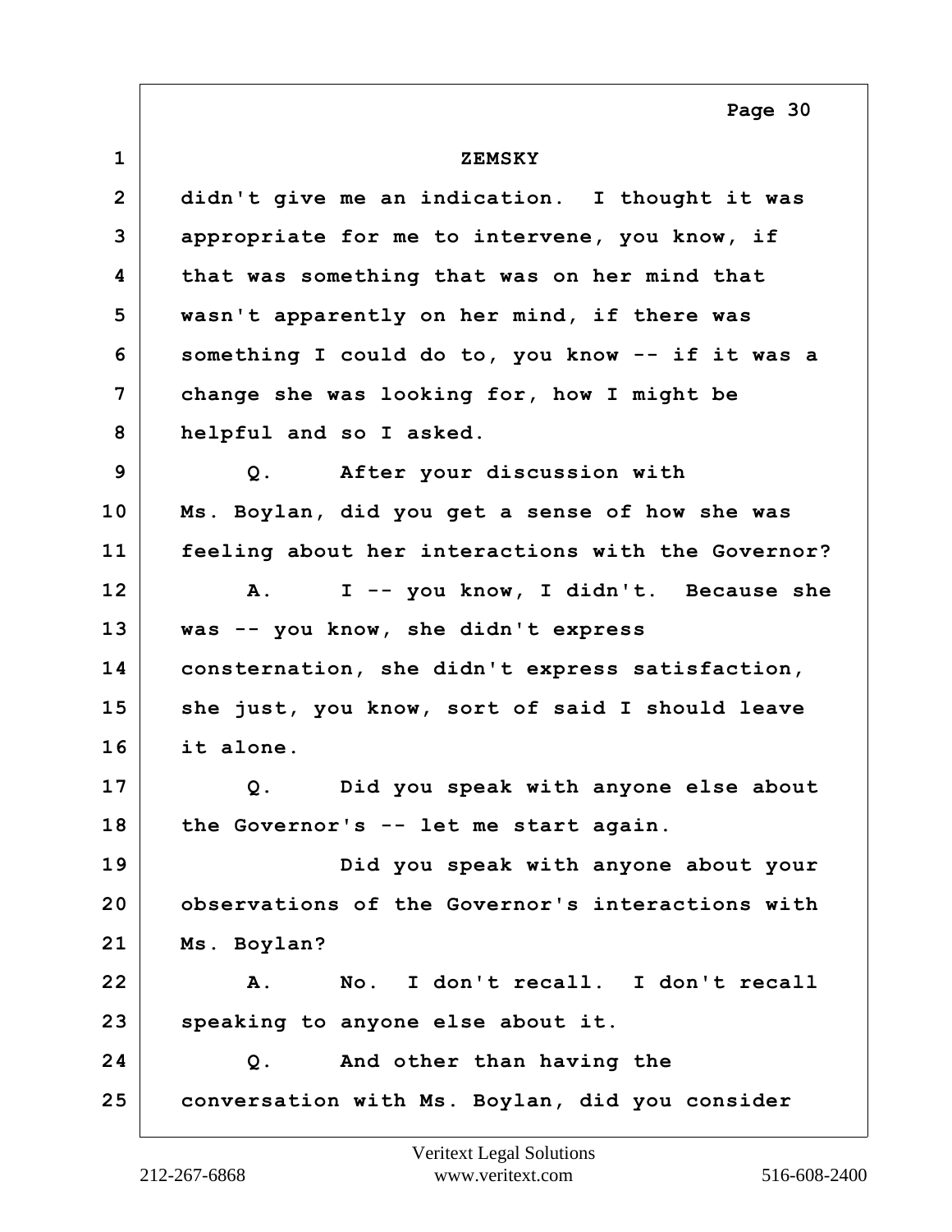ZEMSKY

didn't give me an indication. I thought it was appropriate for me to intervene, you know, if that was something that was on her mind that wasn't apparently on her mind, if there was something I could do to, you know -- if it was a change she was looking for, how I might be helpful and so I asked.

Q. After your discussion with Ms. Boylan, did you get a sense of how she was feeling about her interactions with the Governor?

A. I -- you know, I didn't. Because she was -- you know, she didn't express consternation, she didn't express satisfaction, she just, you know, sort of said I should leave it alone.

Q. Did you speak with anyone else about the Governor's -- let me start again.

Did you speak with anyone about your observations of the Governor's interactions with Ms. Boylan?

A. No. I don't recall. I don't recall speaking to anyone else about it.

Q. And other than having the conversation with Ms. Boylan, did you consider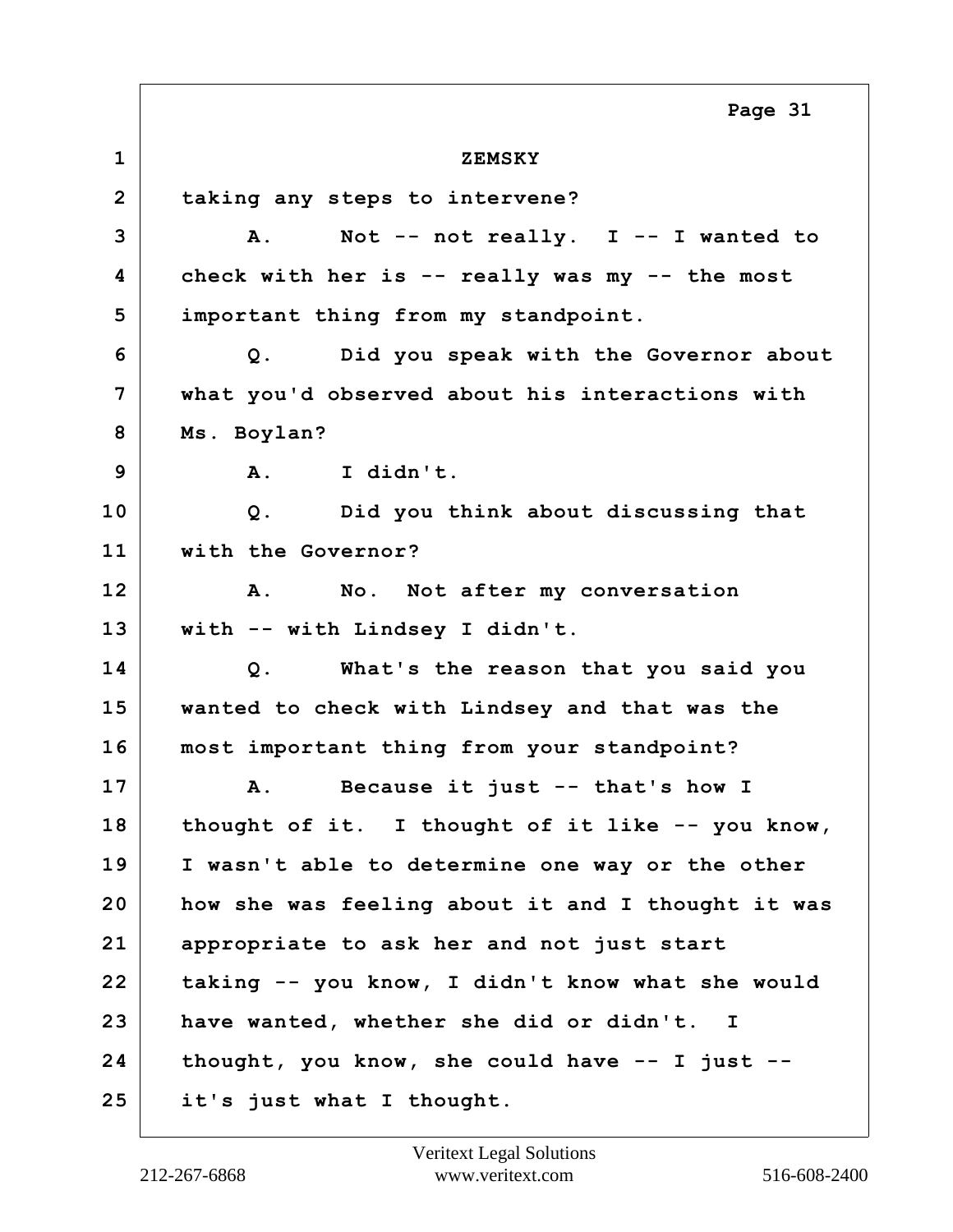ZEMSKY

taking any steps to intervene?

A. Not -- not really. I -- I wanted to check with her is -- really was my -- the most important thing from my standpoint.

Q. Did you speak with the Governor about what you'd observed about his interactions with Ms. Boylan?

A. I didn't.

Q. Did you think about discussing that with the Governor?

A. No. Not after my conversation with -- with Lindsey I didn't.

Q. What's the reason that you said you wanted to check with Lindsey and that was the most important thing from your standpoint?

A. Because it just -- that's how I thought of it. I thought of it like -- you know, I wasn't able to determine one way or the other how she was feeling about it and I thought it was appropriate to ask her and not just start taking -- you know, I didn't know what she would have wanted, whether she did or didn't. I thought, you know, she could have -- I just -- it's just what I thought.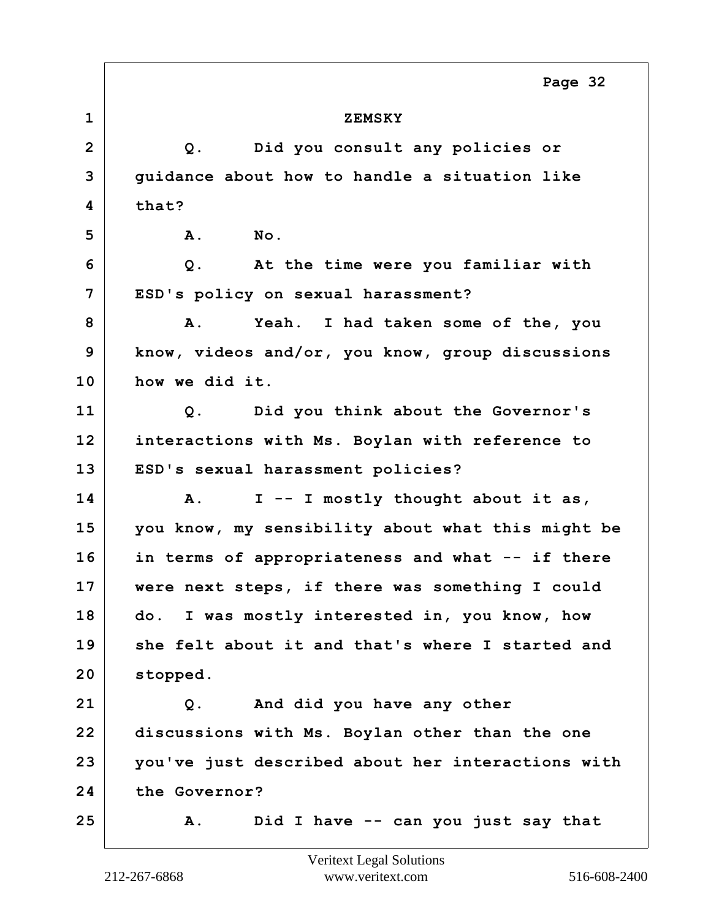ZEMSKY

Q. Did you consult any policies or guidance about how to handle a situation like that?

A. No.

Q. At the time were you familiar with ESD's policy on sexual harassment?

A. Yeah. I had taken some of the, you know, videos and/or, you know, group discussions how we did it.

Q. Did you think about the Governor's interactions with Ms. Boylan with reference to ESD's sexual harassment policies?

A. I -- I mostly thought about it as, you know, my sensibility about what this might be in terms of appropriateness and what -- if there were next steps, if there was something I could do. I was mostly interested in, you know, how she felt about it and that's where I started and stopped.

Q. And did you have any other discussions with Ms. Boylan other than the one you've just described about her interactions with the Governor?

A. Did I have -- can you just say that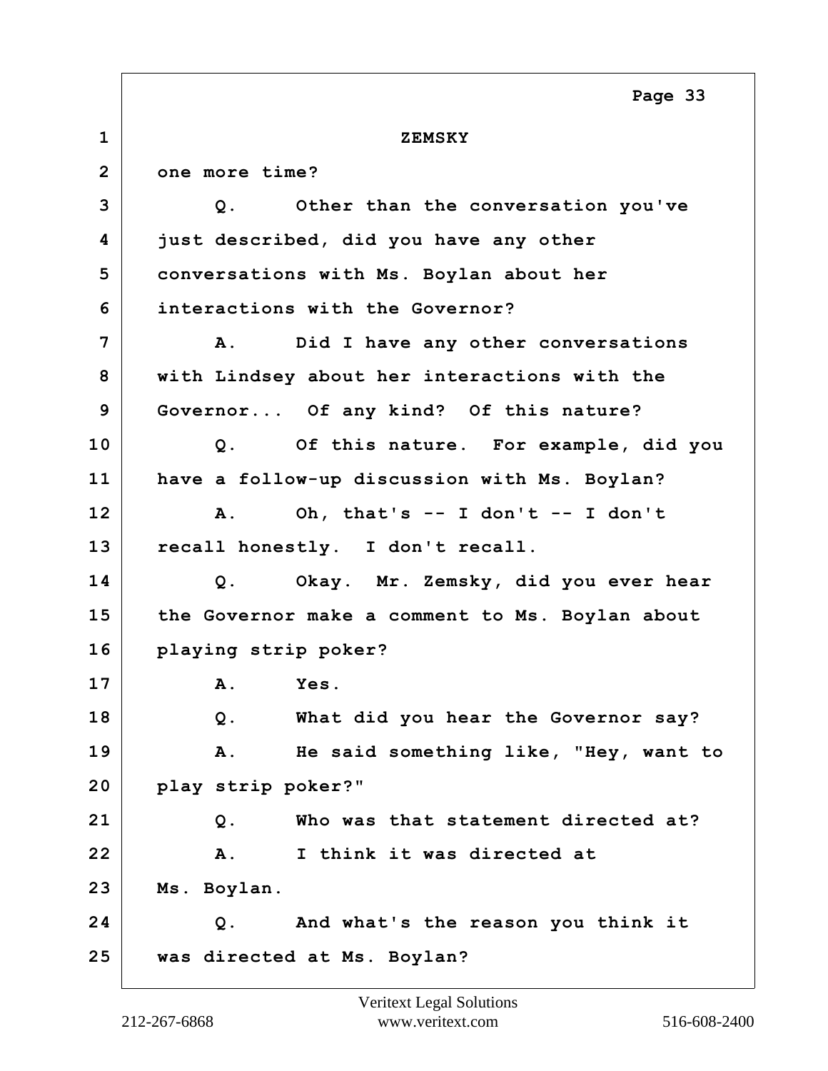ZEMSKY

one more time?

Q. Other than the conversation you've just described, did you have any other conversations with Ms. Boylan about her interactions with the Governor?

A. Did I have any other conversations with Lindsey about her interactions with the Governor... Of any kind? Of this nature?

Q. Of this nature. For example, did you have a follow-up discussion with Ms. Boylan?

A. Oh, that's -- I don't -- I don't recall honestly. I don't recall.

Q. Okay. Mr. Zemsky, did you ever hear the Governor make a comment to Ms. Boylan about playing strip poker?

A. Yes.

Q. What did you hear the Governor say?

A. He said something like, "Hey, want to play strip poker?"

Q. Who was that statement directed at?

A. I think it was directed at Ms. Boylan.

Q. And what's the reason you think it was directed at Ms. Boylan?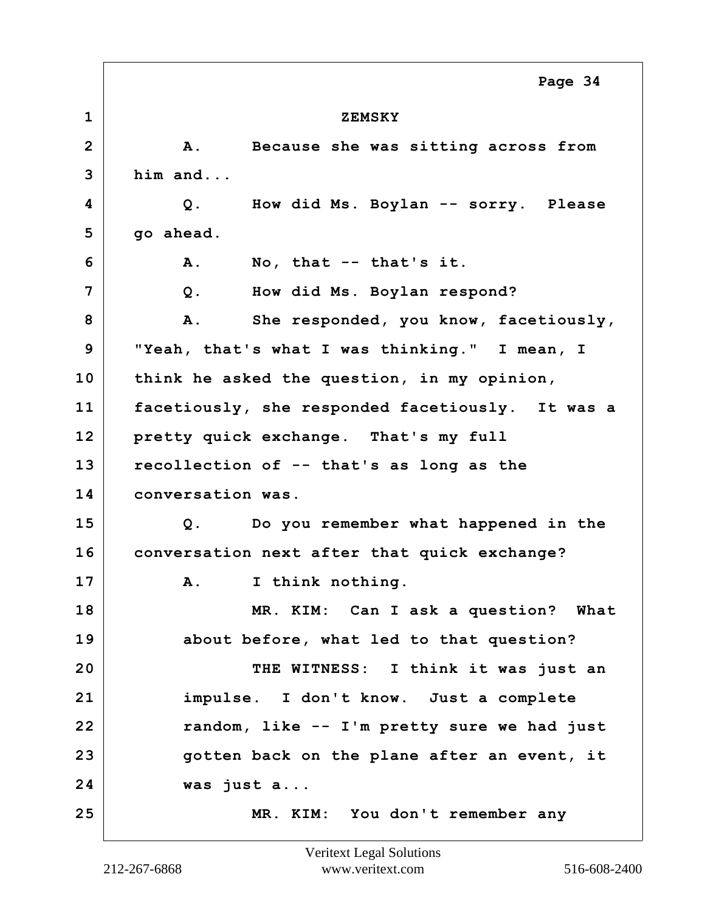ZEMSKY

A. Because she was sitting across from him and...

Q. How did Ms. Boylan -- sorry. Please go ahead.

A. No, that -- that's it.

Q. How did Ms. Boylan respond?

A. She responded, you know, facetiously, "Yeah, that's what I was thinking." I mean, I think he asked the question, in my opinion, facetiously, she responded facetiously. It was a pretty quick exchange. That's my full recollection of -- that's as long as the conversation was.

Q. Do you remember what happened in the conversation next after that quick exchange?

A. I think nothing.

MR. KIM: Can I ask a question? What about before, what led to that question?

THE WITNESS: I think it was just an impulse. I don't know. Just a complete random, like -- I'm pretty sure we had just gotten back on the plane after an event, it was just a...

MR. KIM: You don't remember any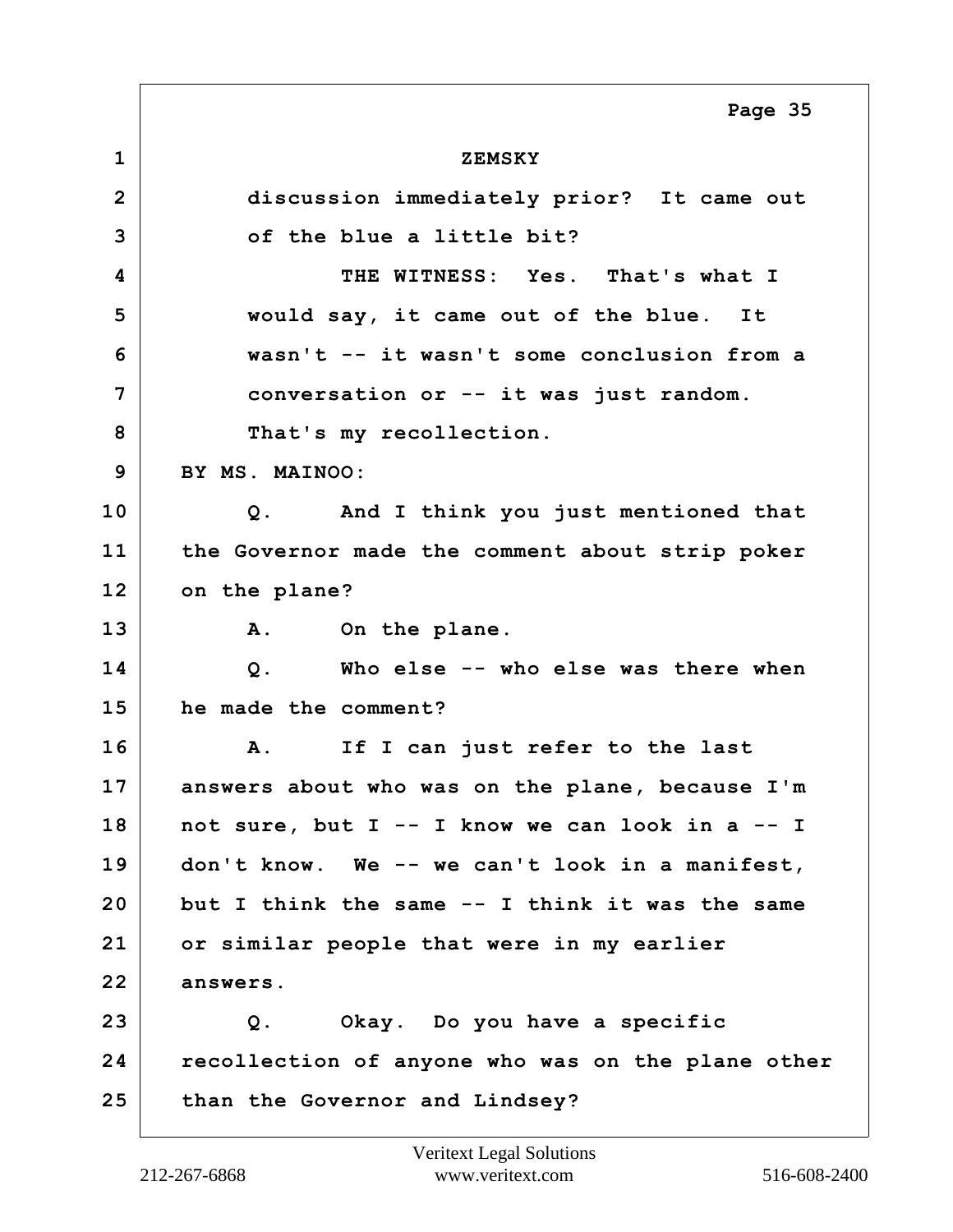ZEMSKY

discussion immediately prior? It came out of the blue a little bit?

THE WITNESS: Yes. That's what I would say, it came out of the blue. It wasn't -- it wasn't some conclusion from a conversation or -- it was just random. That's my recollection.

BY MS. MAINOO:

Q. And I think you just mentioned that the Governor made the comment about strip poker on the plane?

A. On the plane.

Q. Who else -- who else was there when he made the comment?

A. If I can just refer to the last answers about who was on the plane, because I'm not sure, but I -- I know we can look in a -- I don't know. We -- we can't look in a manifest, but I think the same -- I think it was the same or similar people that were in my earlier answers.

Q. Okay. Do you have a specific recollection of anyone who was on the plane other than the Governor and Lindsey?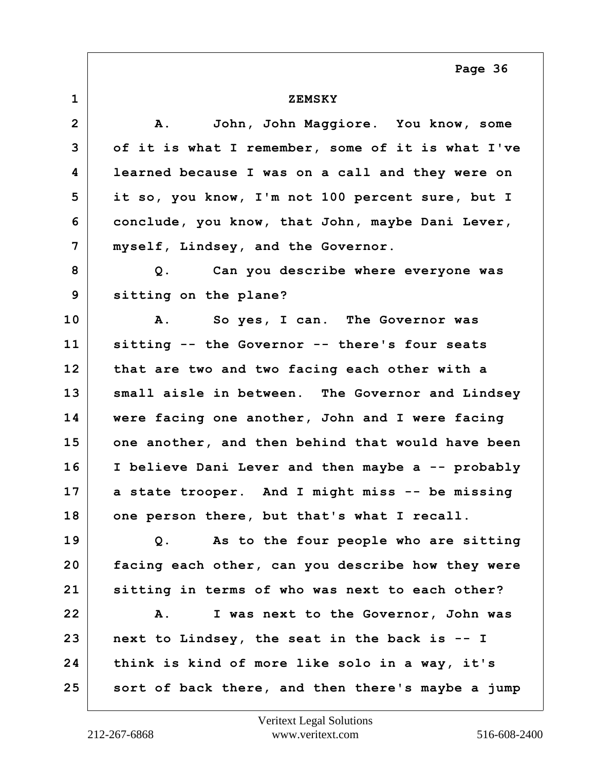ZEMSKY

A. John, John Maggiore. You know, some of it is what I remember, some of it is what I've learned because I was on a call and they were on it so, you know, I'm not 100 percent sure, but I conclude, you know, that John, maybe Dani Lever, myself, Lindsey, and the Governor.

Q. Can you describe where everyone was sitting on the plane?

A. So yes, I can. The Governor was sitting -- the Governor -- there's four seats that are two and two facing each other with a small aisle in between. The Governor and Lindsey were facing one another, John and I were facing one another, and then behind that would have been I believe Dani Lever and then maybe a -- probably a state trooper. And I might miss -- be missing one person there, but that's what I recall.

Q. As to the four people who are sitting facing each other, can you describe how they were sitting in terms of who was next to each other?

A. I was next to the Governor, John was next to Lindsey, the seat in the back is -- I think is kind of more like solo in a way, it's sort of back there, and then there's maybe a jump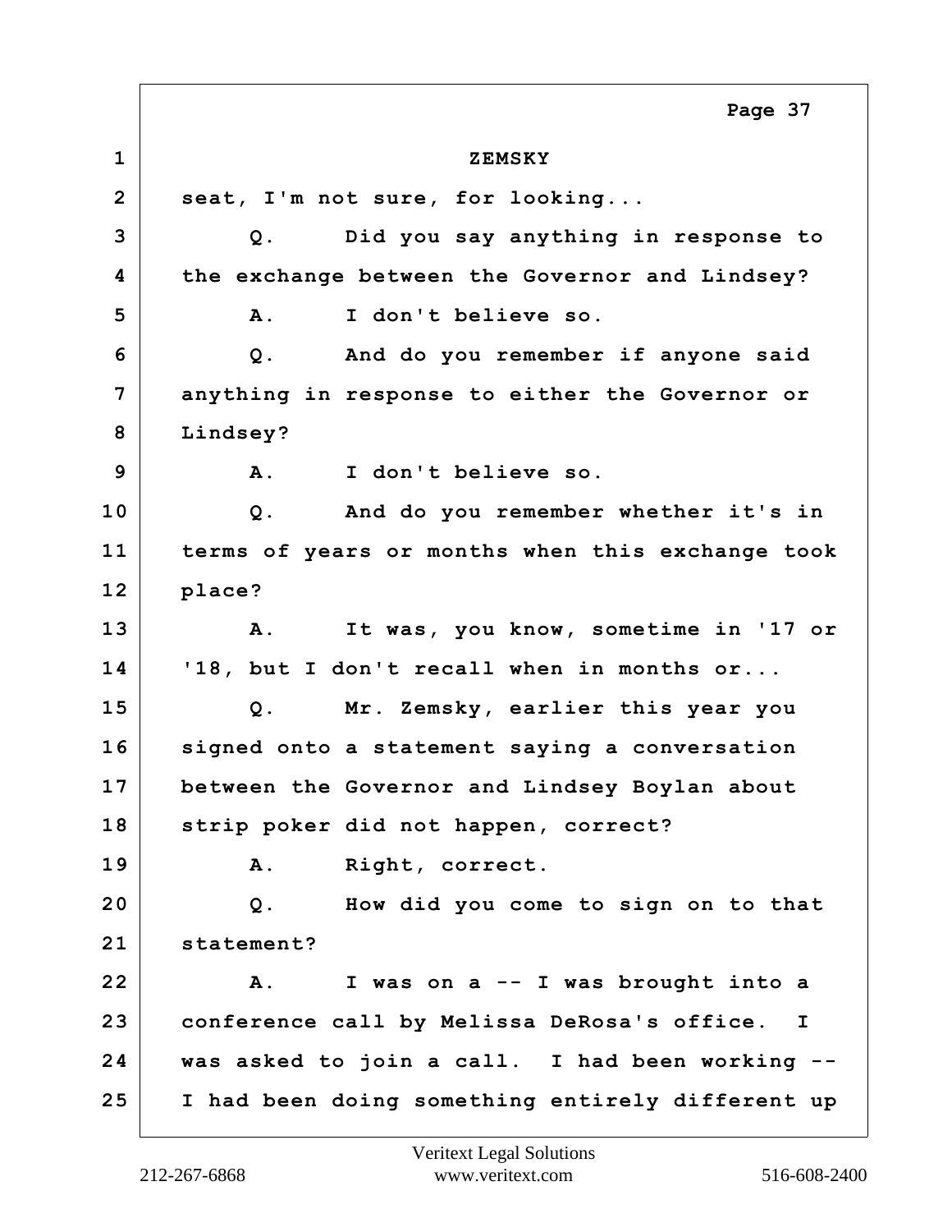ZEMSKY

seat, I'm not sure, for looking...

Q. Did you say anything in response to the exchange between the Governor and Lindsey?

A. I don't believe so.

Q. And do you remember if anyone said anything in response to either the Governor or Lindsey?

A. I don't believe so.

Q. And do you remember whether it's in terms of years or months when this exchange took place?

A. It was, you know, sometime in '17 or '18, but I don't recall when in months or...

Q. Mr. Zemsky, earlier this year you signed onto a statement saying a conversation between the Governor and Lindsey Boylan about strip poker did not happen, correct?

A. Right, correct.

Q. How did you come to sign on to that statement?

A. I was on a -- I was brought into a conference call by Melissa DeRosa's office. I was asked to join a call. I had been working -- I had been doing something entirely different up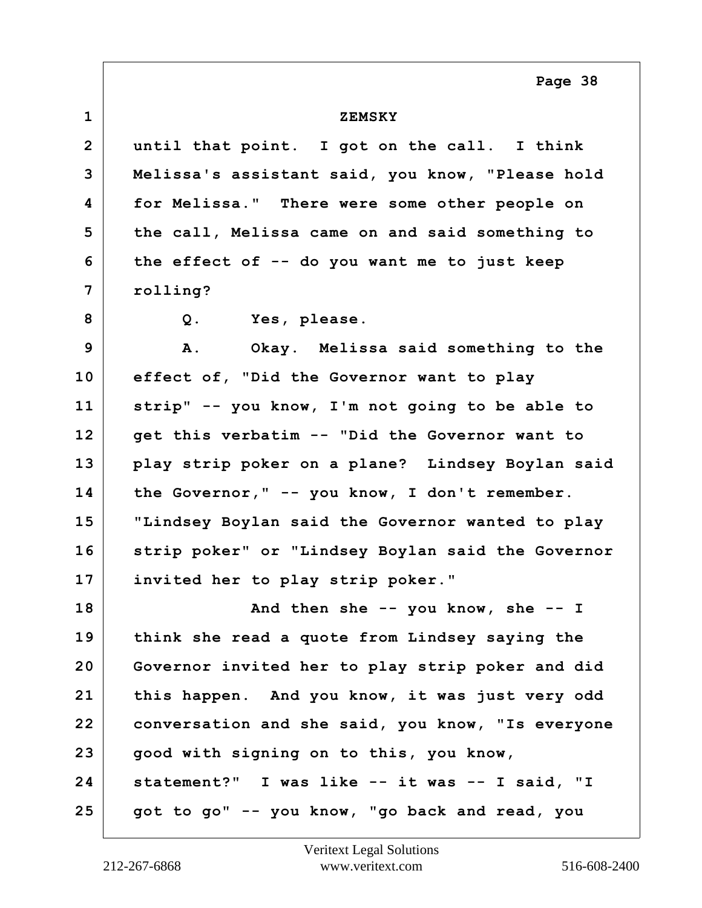ZEMSKY

until that point. I got on the call. I think Melissa's assistant said, you know, "Please hold for Melissa." There were some other people on the call, Melissa came on and said something to the effect of -- do you want me to just keep rolling?

Q. Yes, please.

A. Okay. Melissa said something to the effect of, "Did the Governor want to play strip" -- you know, I'm not going to be able to get this verbatim -- "Did the Governor want to play strip poker on a plane? Lindsey Boylan said the Governor," -- you know, I don't remember. "Lindsey Boylan said the Governor wanted to play strip poker" or "Lindsey Boylan said the Governor invited her to play strip poker."

And then she -- you know, she -- I think she read a quote from Lindsey saying the Governor invited her to play strip poker and did this happen. And you know, it was just very odd conversation and she said, you know, "Is everyone good with signing on to this, you know, statement?" I was like -- it was -- I said, "I got to go" -- you know, "go back and read, you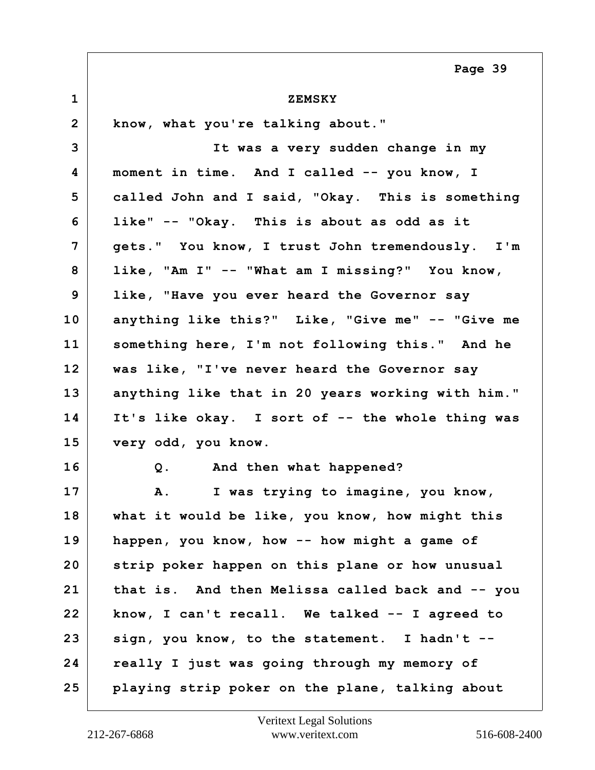ZEMSKY

know, what you're talking about."

It was a very sudden change in my moment in time. And I called -- you know, I called John and I said, "Okay. This is something like" -- "Okay. This is about as odd as it gets." You know, I trust John tremendously. I'm like, "Am I" -- "What am I missing?" You know, like, "Have you ever heard the Governor say anything like this?" Like, "Give me" -- "Give me something here, I'm not following this." And he was like, "I've never heard the Governor say anything like that in 20 years working with him." It's like okay. I sort of -- the whole thing was very odd, you know.

Q. And then what happened?

A. I was trying to imagine, you know, what it would be like, you know, how might this happen, you know, how -- how might a game of strip poker happen on this plane or how unusual that is. And then Melissa called back and -- you know, I can't recall. We talked -- I agreed to sign, you know, to the statement. I hadn't -- really I just was going through my memory of playing strip poker on the plane, talking about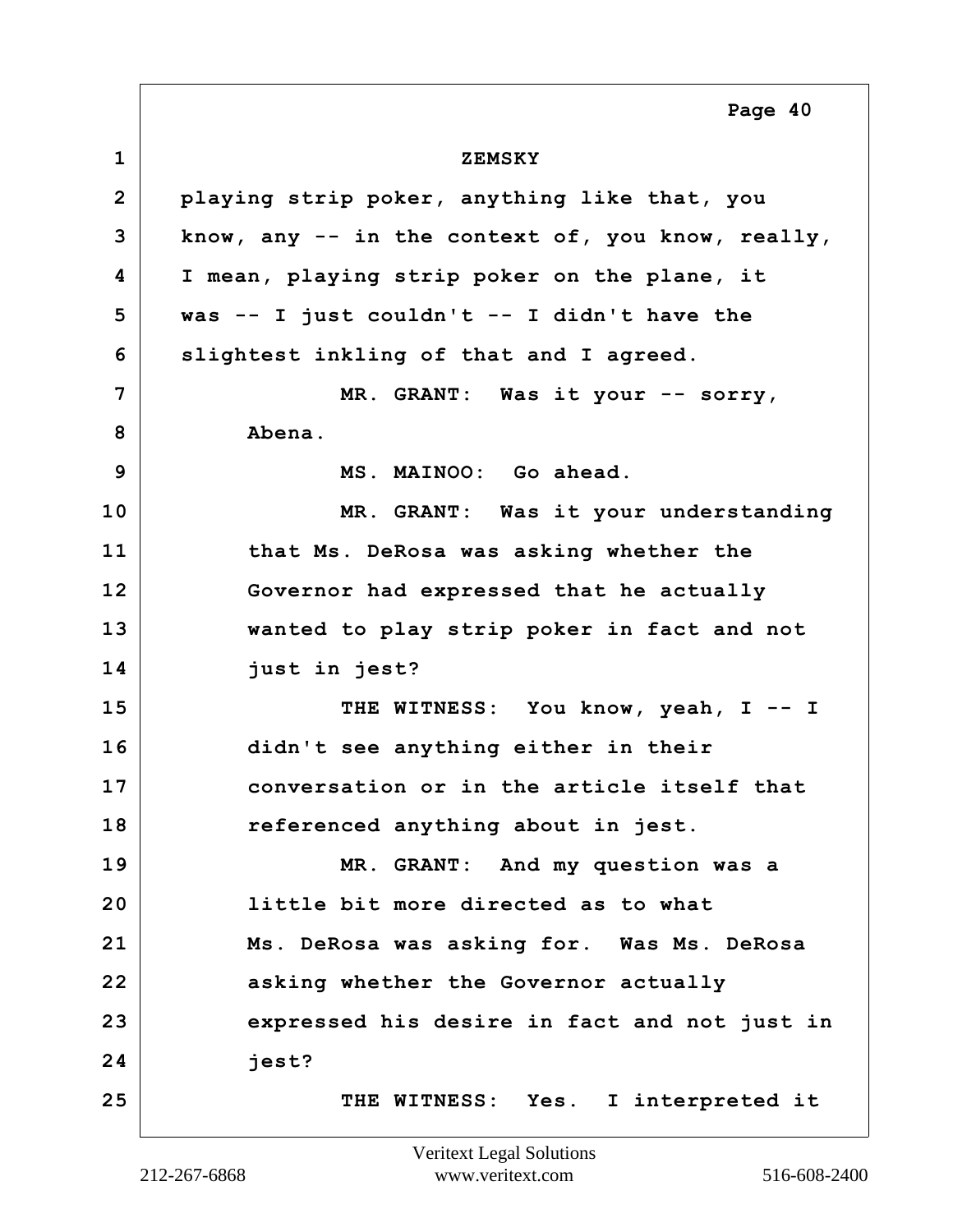ZEMSKY

playing strip poker, anything like that, you know, any -- in the context of, you know, really, I mean, playing strip poker on the plane, it was -- I just couldn't -- I didn't have the slightest inkling of that and I agreed.

MR. GRANT: Was it your -- sorry, Abena.

MS. MAINOO: Go ahead.

MR. GRANT: Was it your understanding that Ms. DeRosa was asking whether the Governor had expressed that he actually wanted to play strip poker in fact and not just in jest?

THE WITNESS: You know, yeah, I -- I didn't see anything either in their conversation or in the article itself that referenced anything about in jest.

MR. GRANT: And my question was a little bit more directed as to what Ms. DeRosa was asking for. Was Ms. DeRosa asking whether the Governor actually expressed his desire in fact and not just in jest?

THE WITNESS: Yes. I interpreted it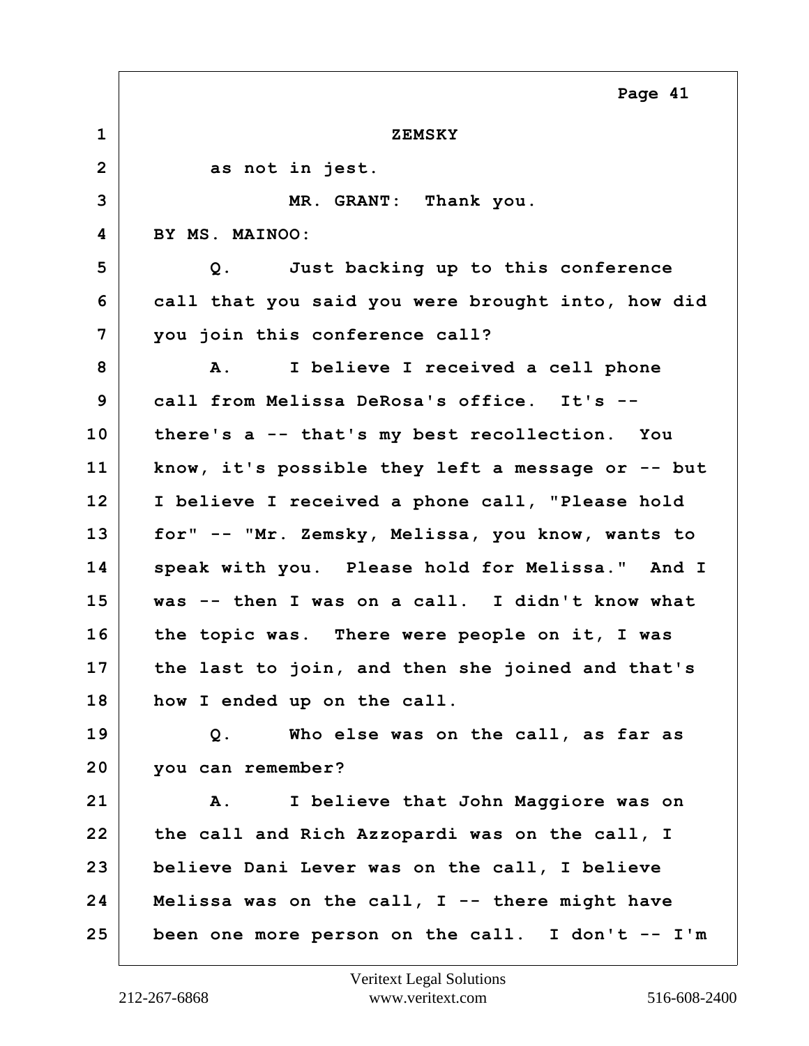ZEMSKY

as not in jest.

MR. GRANT: Thank you.

BY MS. MAINOO:

Q. Just backing up to this conference call that you said you were brought into, how did you join this conference call?

A. I believe I received a cell phone call from Melissa DeRosa's office. It's -- there's a -- that's my best recollection. You know, it's possible they left a message or -- but I believe I received a phone call, "Please hold for" -- "Mr. Zemsky, Melissa, you know, wants to speak with you. Please hold for Melissa." And I was -- then I was on a call. I didn't know what the topic was. There were people on it, I was the last to join, and then she joined and that's how I ended up on the call.

Q. Who else was on the call, as far as you can remember?

A. I believe that John Maggiore was on the call and Rich Azzopardi was on the call, I believe Dani Lever was on the call, I believe Melissa was on the call, I -- there might have been one more person on the call. I don't -- I'm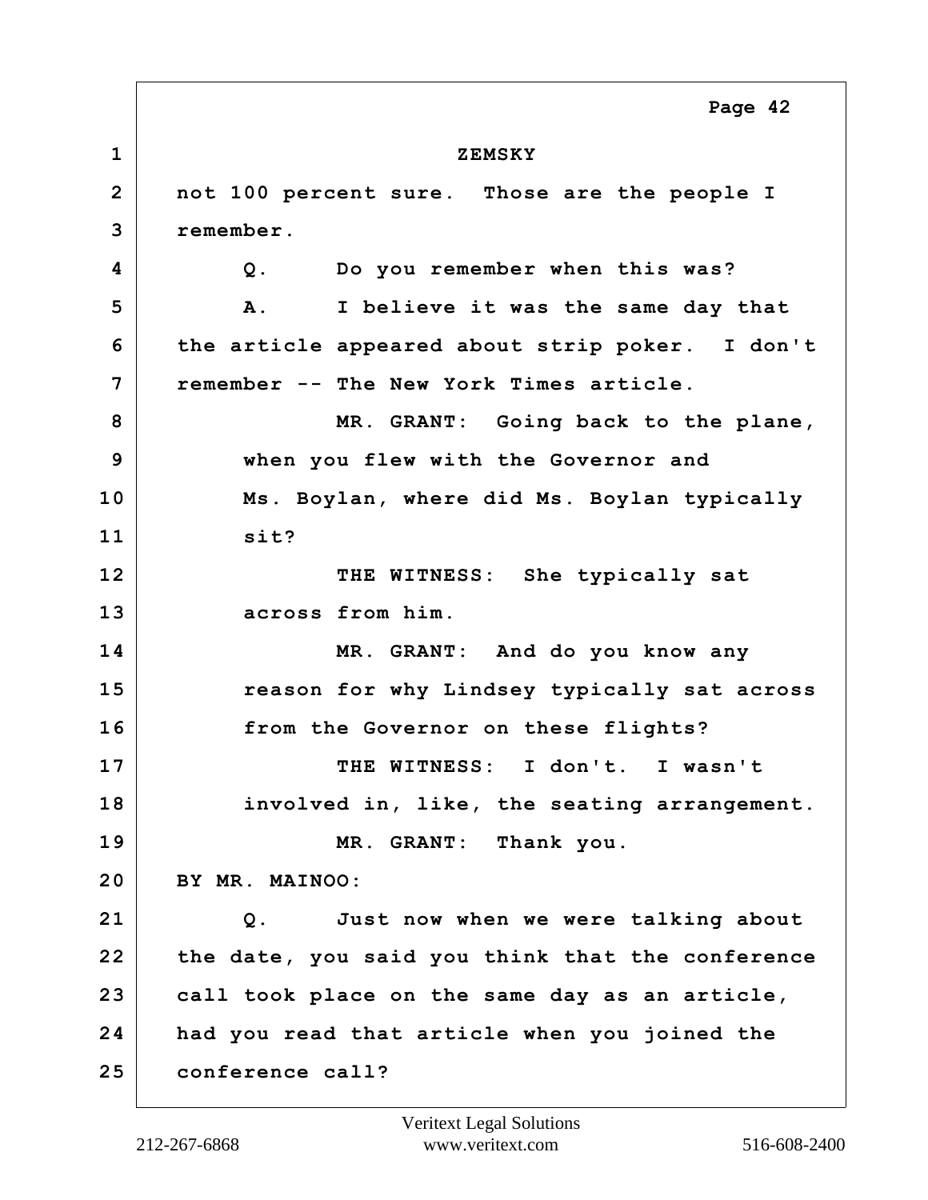ZEMSKY

not 100 percent sure. Those are the people I remember.

Q. Do you remember when this was?

A. I believe it was the same day that the article appeared about strip poker. I don't remember -- The New York Times article.

MR. GRANT: Going back to the plane, when you flew with the Governor and Ms. Boylan, where did Ms. Boylan typically sit?

THE WITNESS: She typically sat across from him.

MR. GRANT: And do you know any reason for why Lindsey typically sat across from the Governor on these flights?

THE WITNESS: I don't. I wasn't involved in, like, the seating arrangement.

MR. GRANT: Thank you.

BY MR. MAINOO:

Q. Just now when we were talking about the date, you said you think that the conference call took place on the same day as an article, had you read that article when you joined the conference call?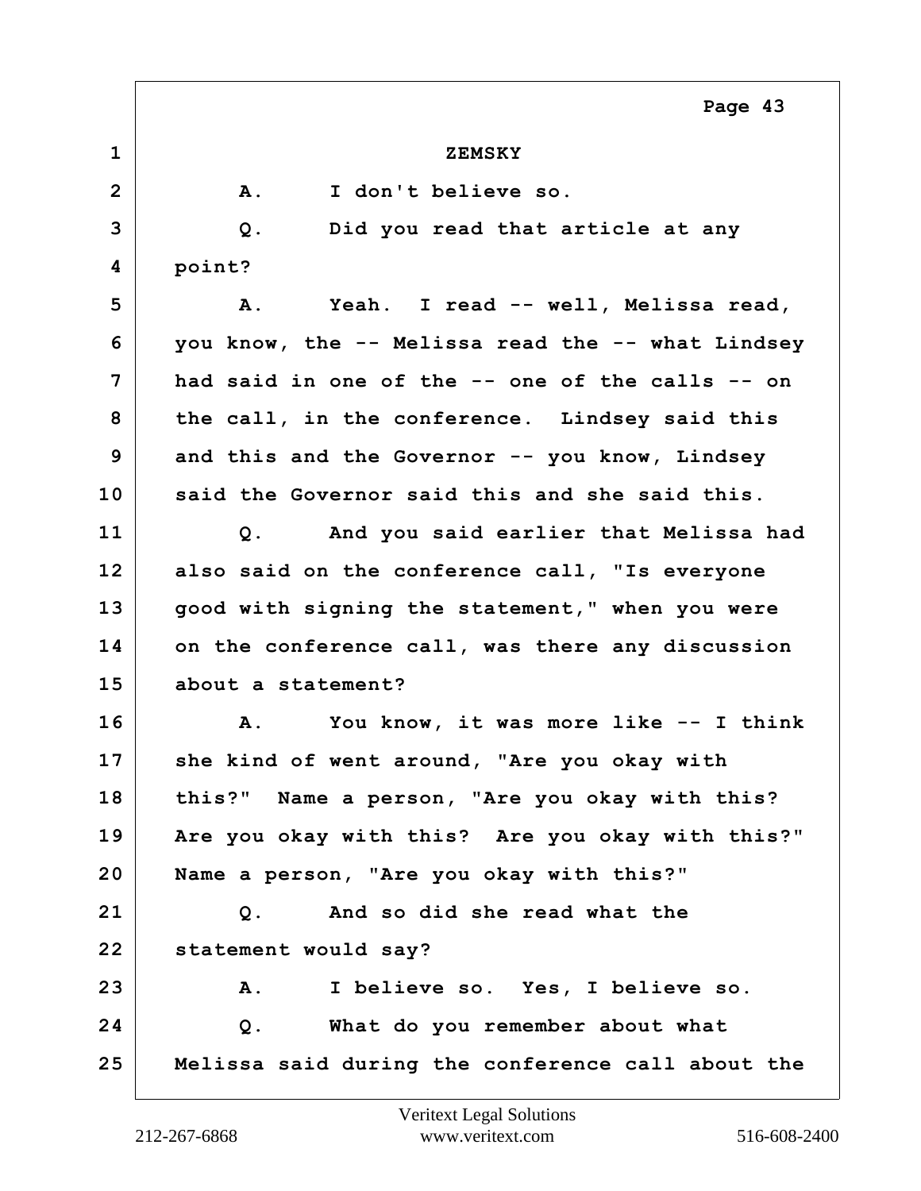ZEMSKY

A. I don't believe so.

Q. Did you read that article at any point?

A. Yeah. I read -- well, Melissa read, you know, the -- Melissa read the -- what Lindsey had said in one of the -- one of the calls -- on the call, in the conference. Lindsey said this and this and the Governor -- you know, Lindsey said the Governor said this and she said this.

Q. And you said earlier that Melissa had also said on the conference call, "Is everyone good with signing the statement," when you were on the conference call, was there any discussion about a statement?

A. You know, it was more like -- I think she kind of went around, "Are you okay with this?" Name a person, "Are you okay with this? Are you okay with this? Are you okay with this?" Name a person, "Are you okay with this?"

Q. And so did she read what the statement would say?

A. I believe so. Yes, I believe so.

Q. What do you remember about what Melissa said during the conference call about the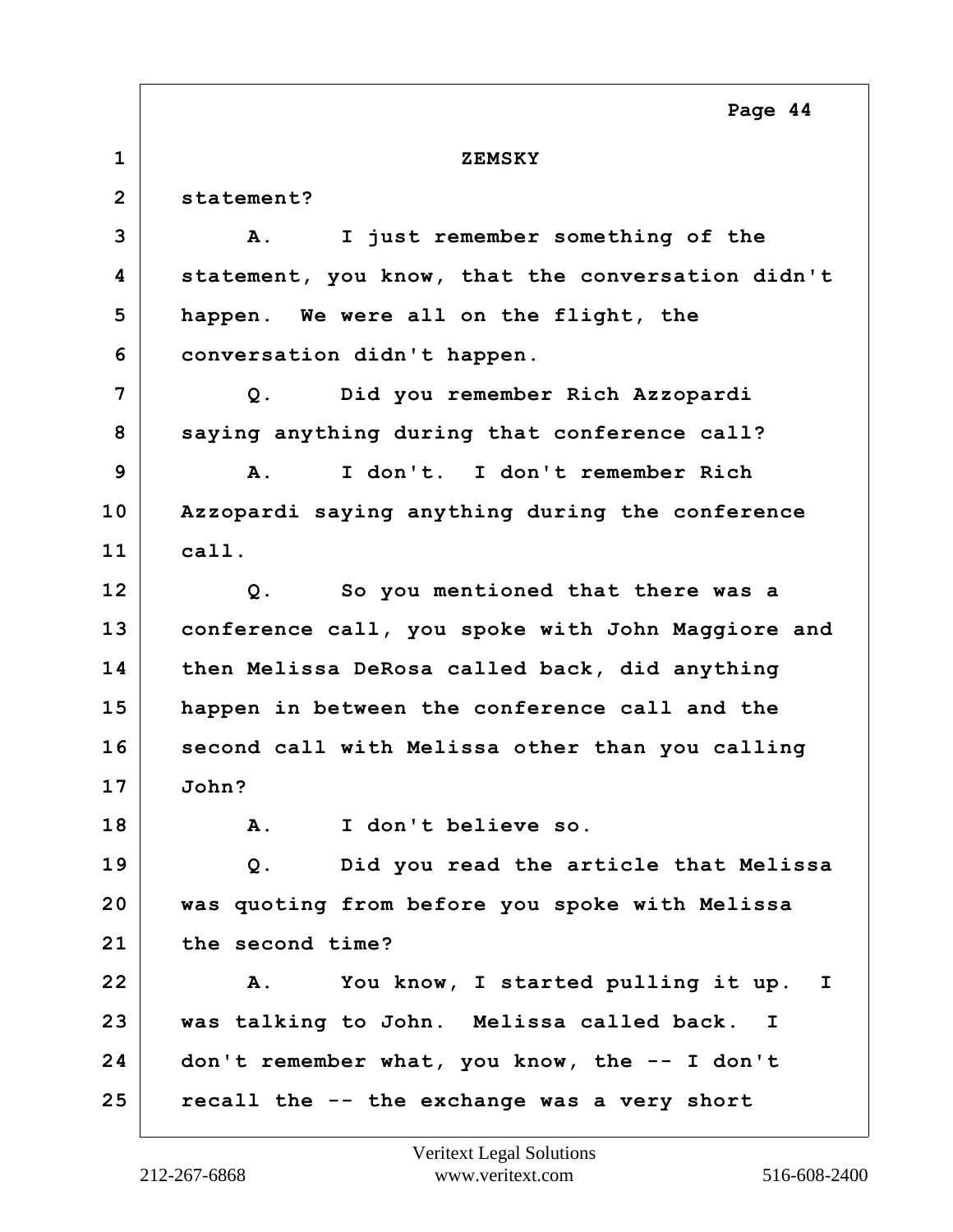ZEMSKY

statement?

A. I just remember something of the statement, you know, that the conversation didn't happen. We were all on the flight, the conversation didn't happen.

Q. Did you remember Rich Azzopardi saying anything during that conference call?

A. I don't. I don't remember Rich Azzopardi saying anything during the conference call.

Q. So you mentioned that there was a conference call, you spoke with John Maggiore and then Melissa DeRosa called back, did anything happen in between the conference call and the second call with Melissa other than you calling John?

A. I don't believe so.

Q. Did you read the article that Melissa was quoting from before you spoke with Melissa the second time?

A. You know, I started pulling it up. I was talking to John. Melissa called back. I don't remember what, you know, the -- I don't recall the -- the exchange was a very short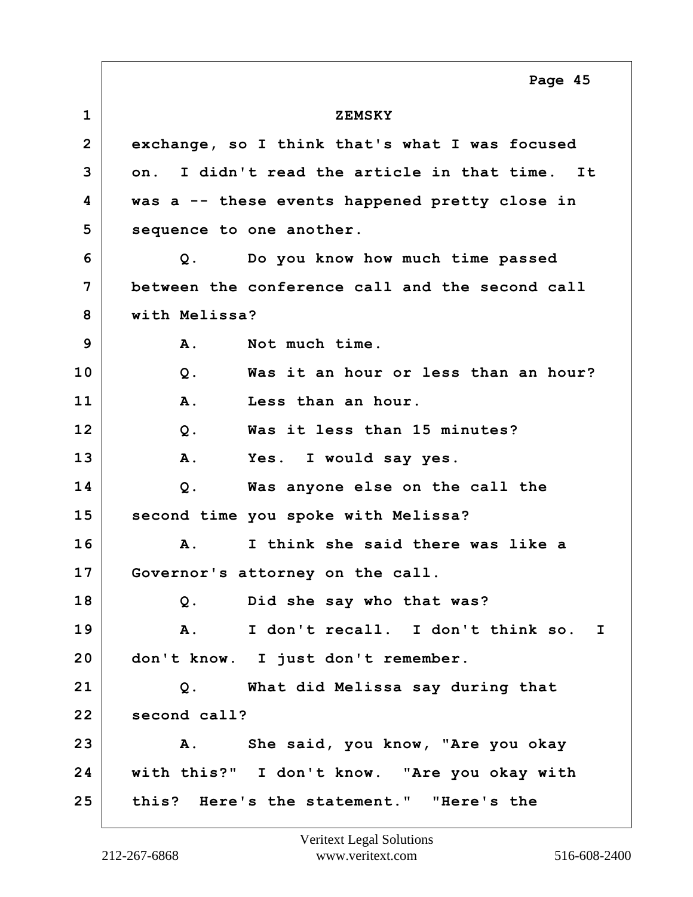ZEMSKY

exchange, so I think that's what I was focused on. I didn't read the article in that time. It was a -- these events happened pretty close in sequence to one another.

Q. Do you know how much time passed between the conference call and the second call with Melissa?

A. Not much time.

Q. Was it an hour or less than an hour?

A. Less than an hour.

Q. Was it less than 15 minutes?

A. Yes. I would say yes.

Q. Was anyone else on the call the second time you spoke with Melissa?

A. I think she said there was like a Governor's attorney on the call.

Q. Did she say who that was?

A. I don't recall. I don't think so. I don't know. I just don't remember.

Q. What did Melissa say during that second call?

A. She said, you know, "Are you okay with this?" I don't know. "Are you okay with this? Here's the statement." "Here's the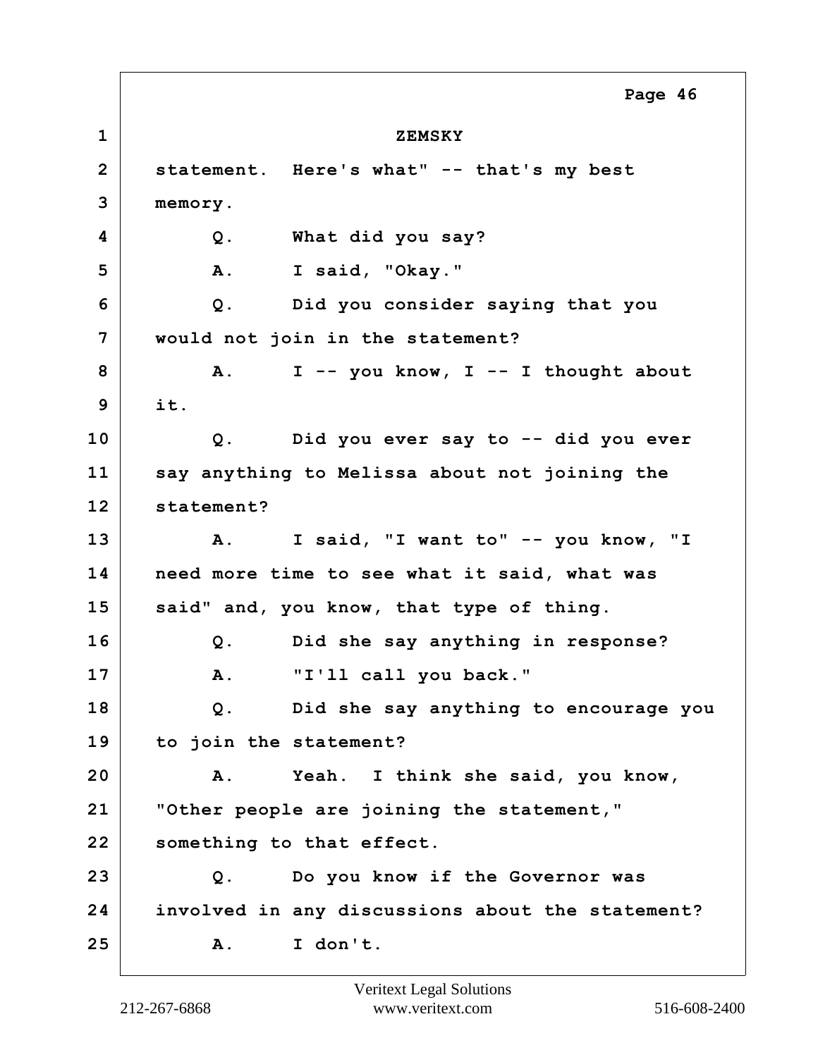ZEMSKY

statement. Here's what" -- that's my best memory.

Q. What did you say?

A. I said, "Okay."

Q. Did you consider saying that you would not join in the statement?

A. I -- you know, I -- I thought about it.

Q. Did you ever say to -- did you ever say anything to Melissa about not joining the statement?

A. I said, "I want to" -- you know, "I need more time to see what it said, what was said" and, you know, that type of thing.

Q. Did she say anything in response?

A. "I'll call you back."

Q. Did she say anything to encourage you to join the statement?

A. Yeah. I think she said, you know, "Other people are joining the statement," something to that effect.

Q. Do you know if the Governor was involved in any discussions about the statement?

A. I don't.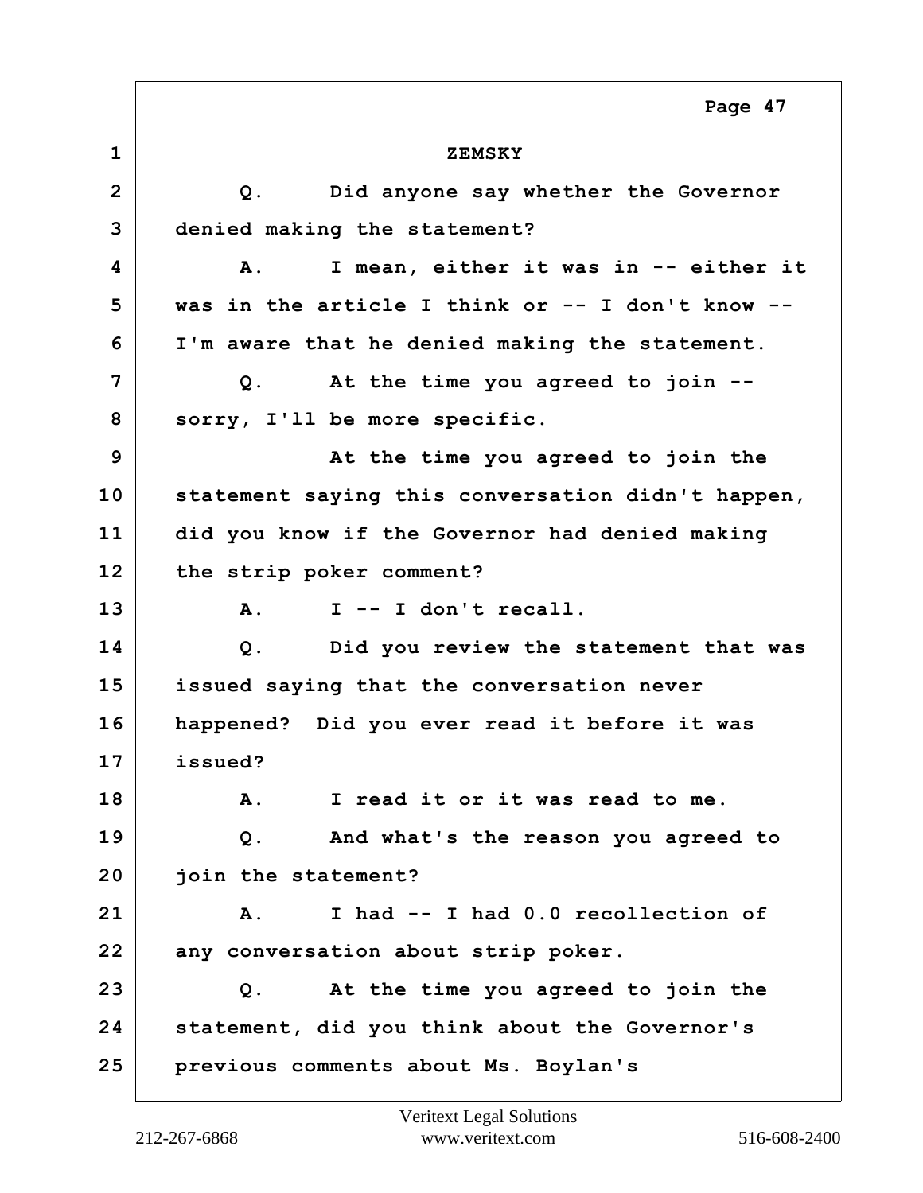ZEMSKY

Q. Did anyone say whether the Governor denied making the statement?

A. I mean, either it was in -- either it was in the article I think or -- I don't know -- I'm aware that he denied making the statement.

Q. At the time you agreed to join -- sorry, I'll be more specific.

At the time you agreed to join the statement saying this conversation didn't happen, did you know if the Governor had denied making the strip poker comment?

A. I -- I don't recall.

Q. Did you review the statement that was issued saying that the conversation never happened? Did you ever read it before it was issued?

A. I read it or it was read to me.

Q. And what's the reason you agreed to join the statement?

A. I had -- I had 0.0 recollection of any conversation about strip poker.

Q. At the time you agreed to join the statement, did you think about the Governor's previous comments about Ms. Boylan's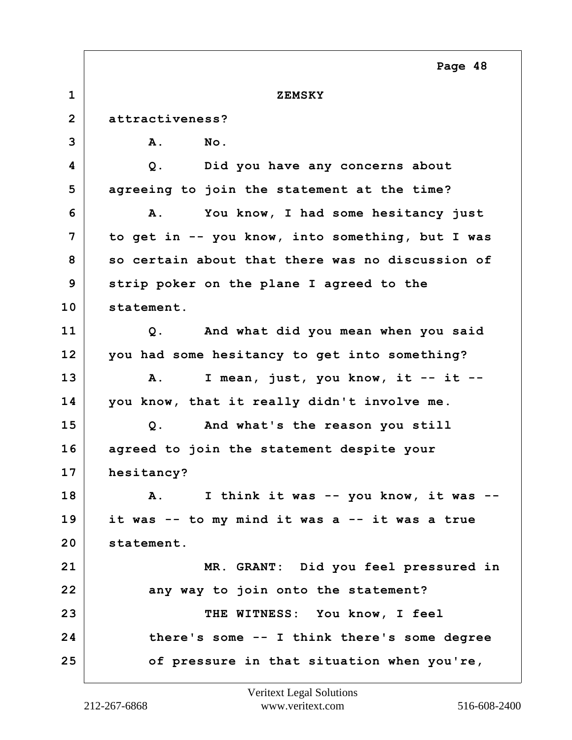ZEMSKY

attractiveness?

A. No.

Q. Did you have any concerns about agreeing to join the statement at the time?

A. You know, I had some hesitancy just to get in -- you know, into something, but I was so certain about that there was no discussion of strip poker on the plane I agreed to the statement.

Q. And what did you mean when you said you had some hesitancy to get into something?

A. I mean, just, you know, it -- it -- you know, that it really didn't involve me.

Q. And what's the reason you still agreed to join the statement despite your hesitancy?

A. I think it was -- you know, it was -- it was -- to my mind it was a -- it was a true statement.

MR. GRANT: Did you feel pressured in any way to join onto the statement?

THE WITNESS: You know, I feel there's some -- I think there's some degree of pressure in that situation when you're,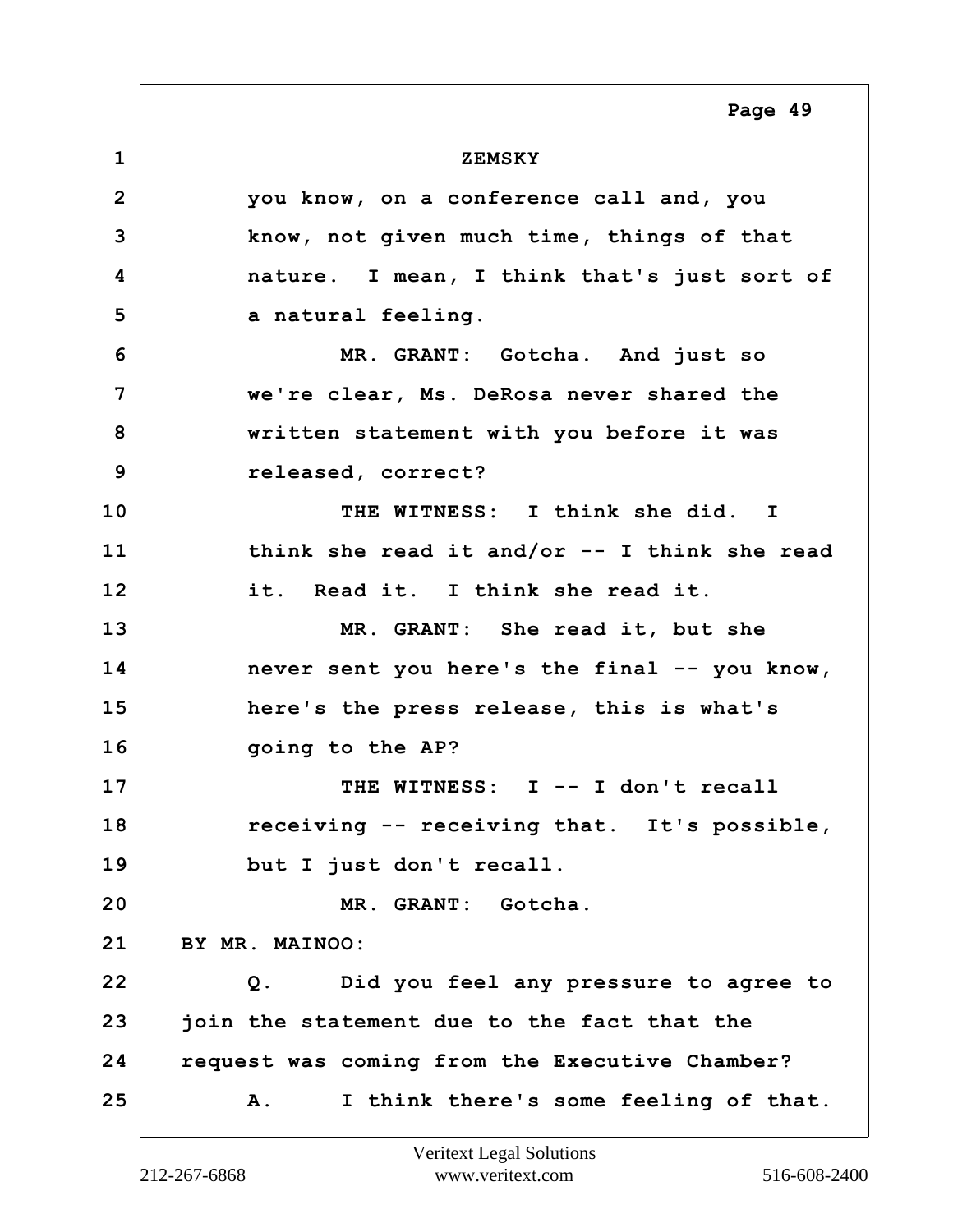ZEMSKY

you know, on a conference call and, you know, not given much time, things of that nature. I mean, I think that's just sort of a natural feeling.

MR. GRANT: Gotcha. And just so we're clear, Ms. DeRosa never shared the written statement with you before it was released, correct?

THE WITNESS: I think she did. I think she read it and/or -- I think she read it. Read it. I think she read it.

MR. GRANT: She read it, but she never sent you here's the final -- you know, here's the press release, this is what's going to the AP?

THE WITNESS: I -- I don't recall receiving -- receiving that. It's possible, but I just don't recall.

MR. GRANT: Gotcha.

BY MR. MAINOO:

Q. Did you feel any pressure to agree to join the statement due to the fact that the request was coming from the Executive Chamber?

A. I think there's some feeling of that.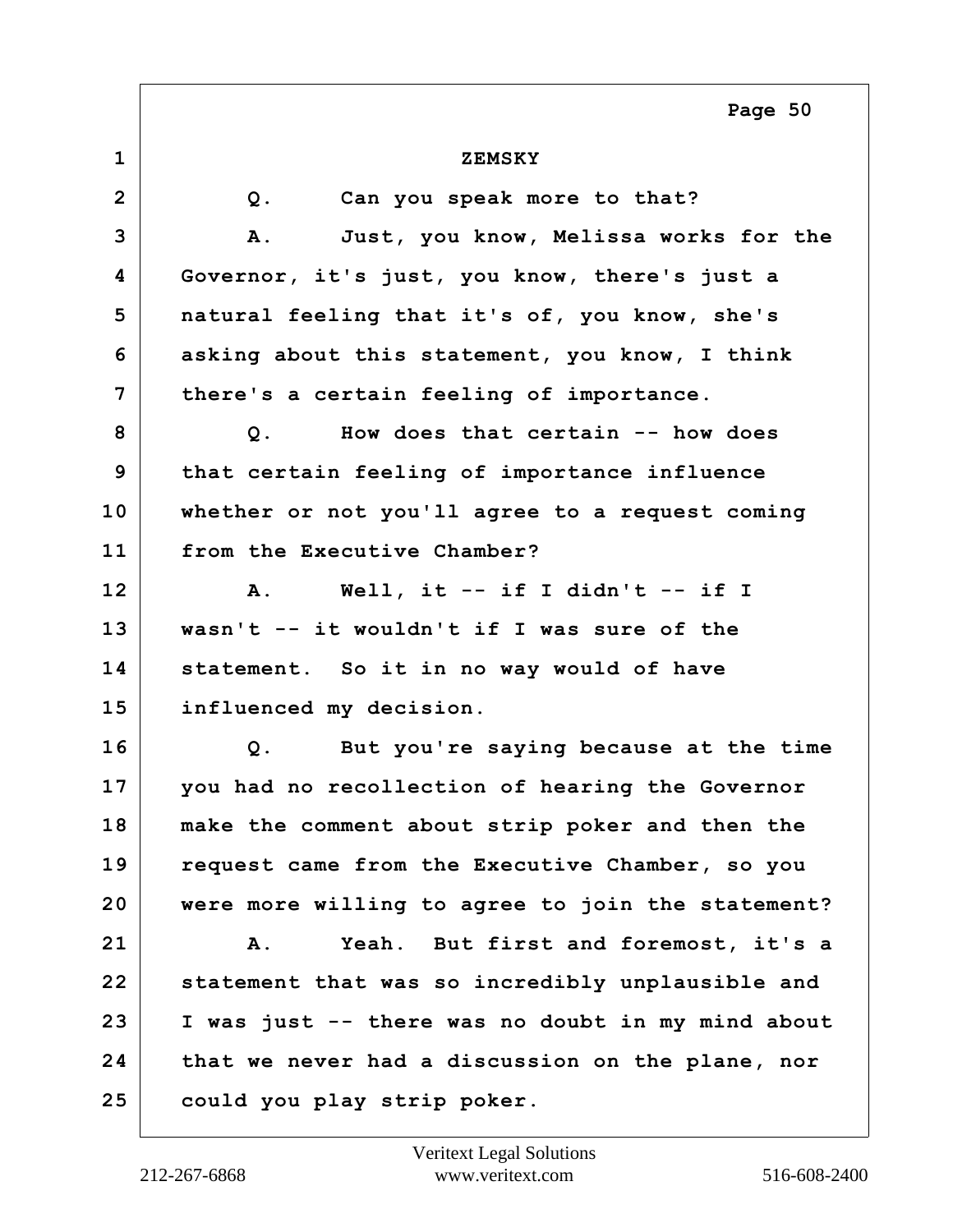ZEMSKY

Q. Can you speak more to that?

A. Just, you know, Melissa works for the Governor, it's just, you know, there's just a natural feeling that it's of, you know, she's asking about this statement, you know, I think there's a certain feeling of importance.

Q. How does that certain -- how does that certain feeling of importance influence whether or not you'll agree to a request coming from the Executive Chamber?

A. Well, it -- if I didn't -- if I wasn't -- it wouldn't if I was sure of the statement. So it in no way would of have influenced my decision.

Q. But you're saying because at the time you had no recollection of hearing the Governor make the comment about strip poker and then the request came from the Executive Chamber, so you were more willing to agree to join the statement?

A. Yeah. But first and foremost, it's a statement that was so incredibly unplausible and I was just -- there was no doubt in my mind about that we never had a discussion on the plane, nor could you play strip poker.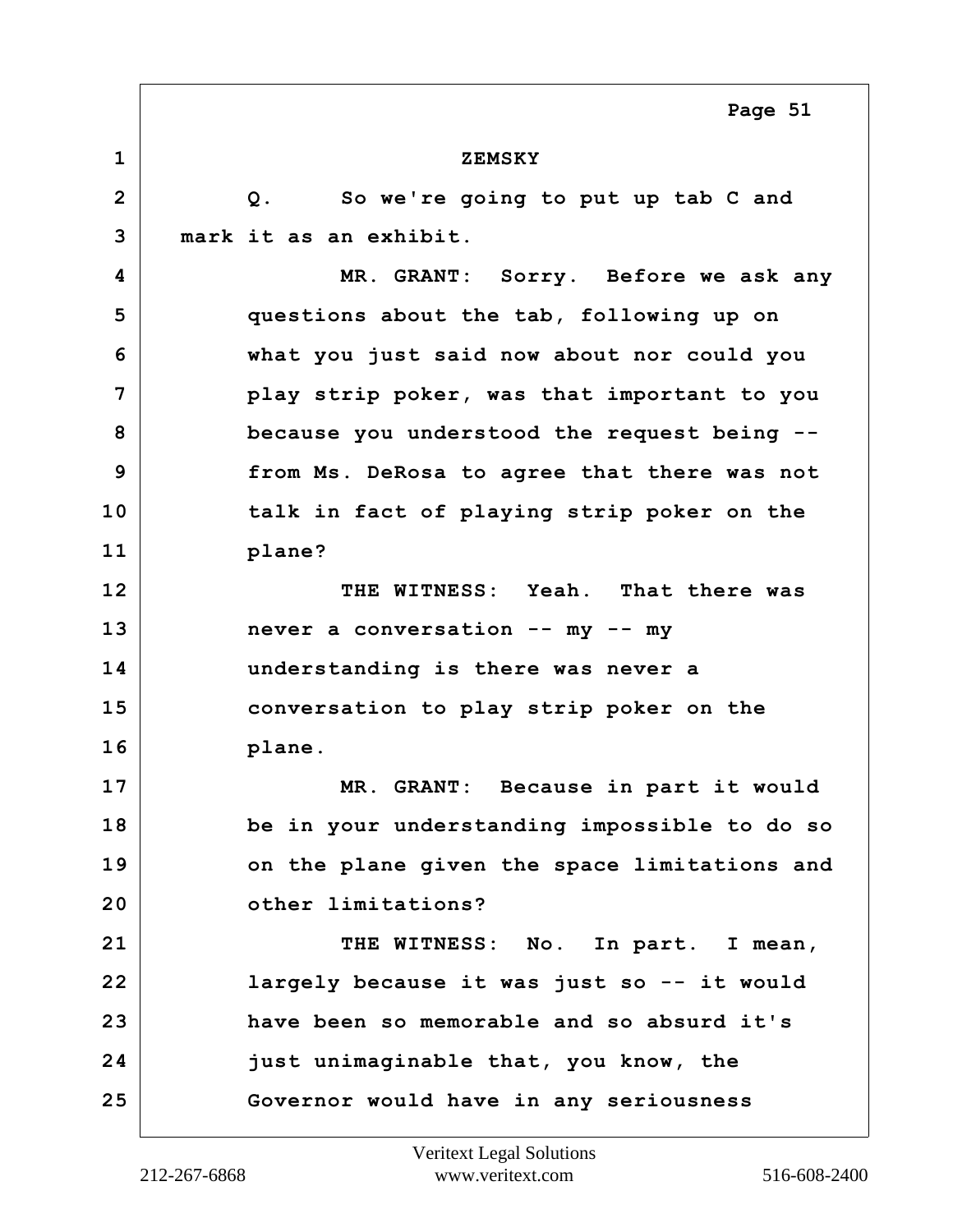ZEMSKY

Q. So we're going to put up tab C and mark it as an exhibit.

MR. GRANT: Sorry. Before we ask any questions about the tab, following up on what you just said now about nor could you play strip poker, was that important to you because you understood the request being -- from Ms. DeRosa to agree that there was not talk in fact of playing strip poker on the plane?

THE WITNESS: Yeah. That there was never a conversation -- my -- my understanding is there was never a conversation to play strip poker on the plane.

MR. GRANT: Because in part it would be in your understanding impossible to do so on the plane given the space limitations and other limitations?

THE WITNESS: No. In part. I mean, largely because it was just so -- it would have been so memorable and so absurd it's just unimaginable that, you know, the Governor would have in any seriousness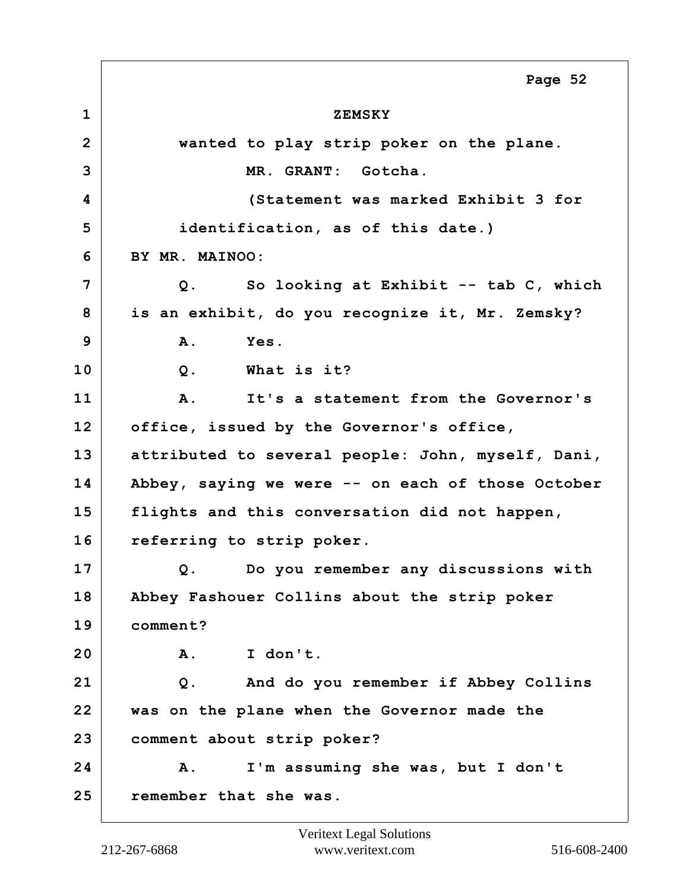ZEMSKY

wanted to play strip poker on the plane.

MR. GRANT: Gotcha.

(Statement was marked Exhibit 3 for identification, as of this date.)

BY MR. MAINOO:

Q. So looking at Exhibit -- tab C, which is an exhibit, do you recognize it, Mr. Zemsky?

A. Yes.

Q. What is it?

A. It's a statement from the Governor's office, issued by the Governor's office, attributed to several people: John, myself, Dani, Abbey, saying we were -- on each of those October flights and this conversation did not happen, referring to strip poker.

Q. Do you remember any discussions with Abbey Fashouer Collins about the strip poker comment?

A. I don't.

Q. And do you remember if Abbey Collins was on the plane when the Governor made the comment about strip poker?

A. I'm assuming she was, but I don't remember that she was.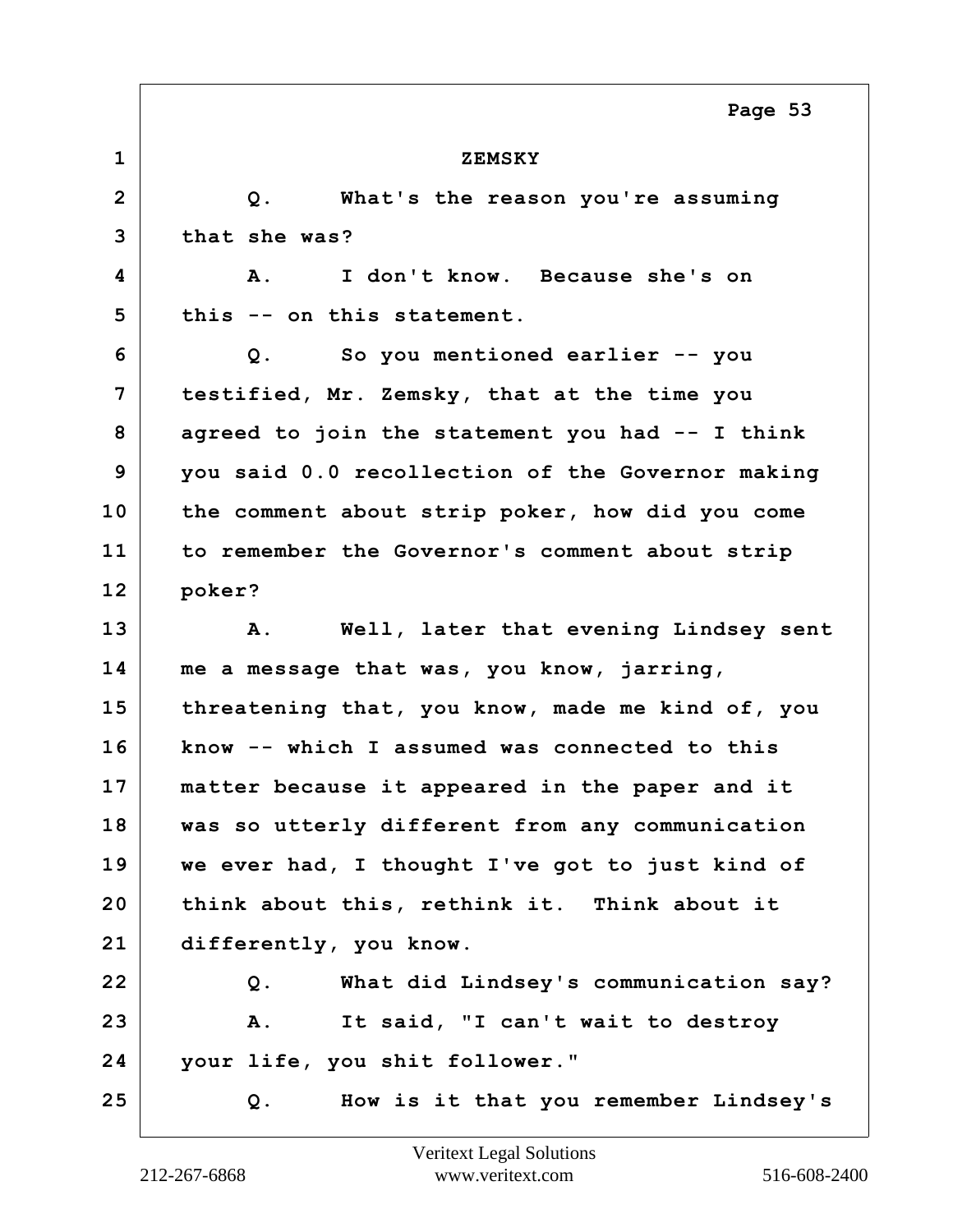ZEMSKY

Q. What's the reason you're assuming that she was?

A. I don't know. Because she's on this -- on this statement.

Q. So you mentioned earlier -- you testified, Mr. Zemsky, that at the time you agreed to join the statement you had -- I think you said 0.0 recollection of the Governor making the comment about strip poker, how did you come to remember the Governor's comment about strip poker?

A. Well, later that evening Lindsey sent me a message that was, you know, jarring, threatening that, you know, made me kind of, you know -- which I assumed was connected to this matter because it appeared in the paper and it was so utterly different from any communication we ever had, I thought I've got to just kind of think about this, rethink it. Think about it differently, you know.

Q. What did Lindsey's communication say?

A. It said, "I can't wait to destroy your life, you shit follower."

Q. How is it that you remember Lindsey's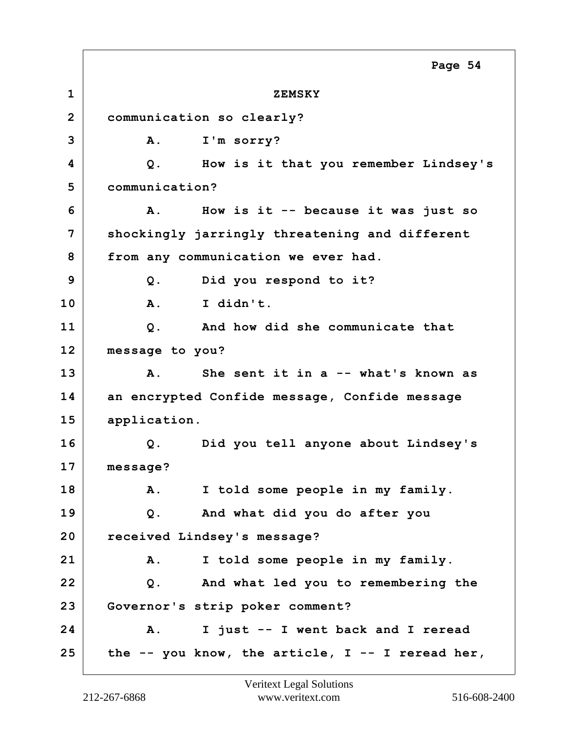ZEMSKY

communication so clearly?

A. I'm sorry?

Q. How is it that you remember Lindsey's communication?

A. How is it -- because it was just so shockingly jarringly threatening and different from any communication we ever had.

Q. Did you respond to it?

A. I didn't.

Q. And how did she communicate that message to you?

A. She sent it in a -- what's known as an encrypted Confide message, Confide message application.

Q. Did you tell anyone about Lindsey's message?

A. I told some people in my family.

Q. And what did you do after you received Lindsey's message?

A. I told some people in my family.

Q. And what led you to remembering the Governor's strip poker comment?

A. I just -- I went back and I reread the -- you know, the article, I -- I reread her,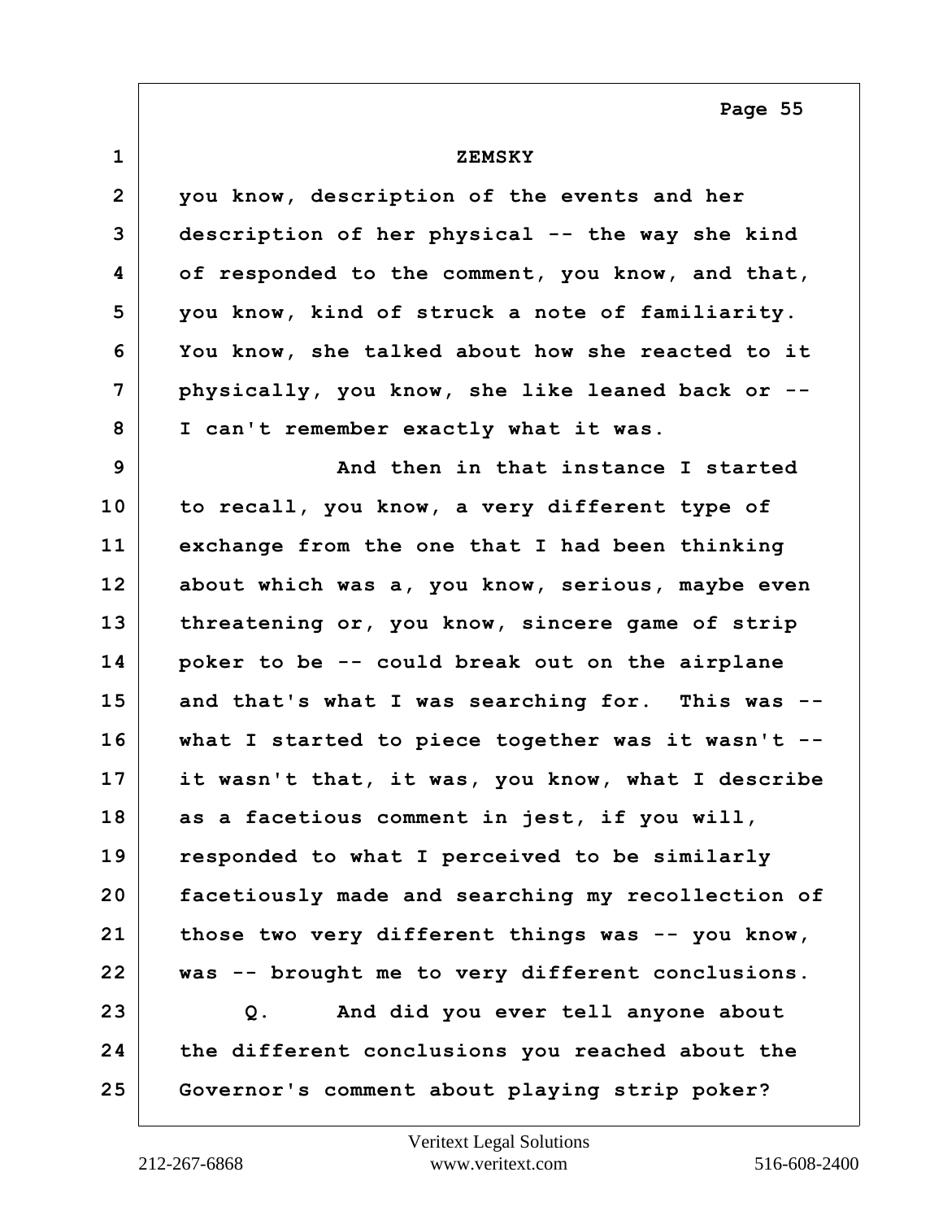ZEMSKY

you know, description of the events and her description of her physical -- the way she kind of responded to the comment, you know, and that, you know, kind of struck a note of familiarity. You know, she talked about how she reacted to it physically, you know, she like leaned back or -- I can't remember exactly what it was.

And then in that instance I started to recall, you know, a very different type of exchange from the one that I had been thinking about which was a, you know, serious, maybe even threatening or, you know, sincere game of strip poker to be -- could break out on the airplane and that's what I was searching for. This was -- what I started to piece together was it wasn't -- it wasn't that, it was, you know, what I describe as a facetious comment in jest, if you will, responded to what I perceived to be similarly facetiously made and searching my recollection of those two very different things was -- you know, was -- brought me to very different conclusions.

Q. And did you ever tell anyone about the different conclusions you reached about the Governor's comment about playing strip poker?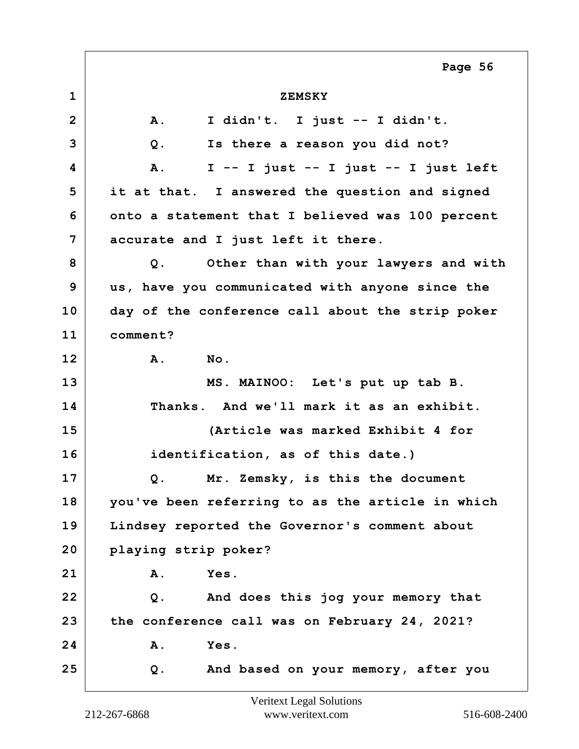ZEMSKY

A. I didn't. I just -- I didn't.

Q. Is there a reason you did not?

A. I -- I just -- I just -- I just left it at that. I answered the question and signed onto a statement that I believed was 100 percent accurate and I just left it there.

Q. Other than with your lawyers and with us, have you communicated with anyone since the day of the conference call about the strip poker comment?

A. No.

MS. MAINOO: Let's put up tab B. Thanks. And we'll mark it as an exhibit.

(Article was marked Exhibit 4 for identification, as of this date.)

Q. Mr. Zemsky, is this the document you've been referring to as the article in which Lindsey reported the Governor's comment about playing strip poker?

A. Yes.

Q. And does this jog your memory that the conference call was on February 24, 2021?

A. Yes.

Q. And based on your memory, after you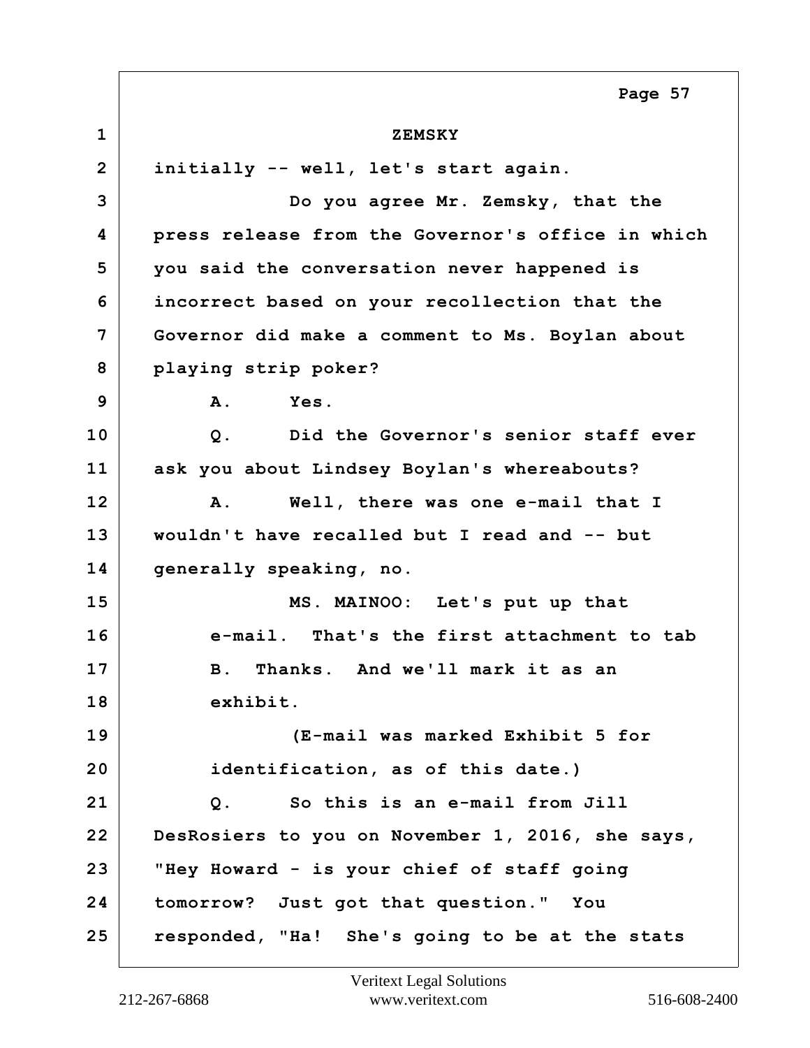ZEMSKY

initially -- well, let's start again.

Do you agree Mr. Zemsky, that the press release from the Governor's office in which you said the conversation never happened is incorrect based on your recollection that the Governor did make a comment to Ms. Boylan about playing strip poker?

A. Yes.

Q. Did the Governor's senior staff ever ask you about Lindsey Boylan's whereabouts?

A. Well, there was one e-mail that I wouldn't have recalled but I read and -- but generally speaking, no.

MS. MAINOO: Let's put up that e-mail. That's the first attachment to tab B. Thanks. And we'll mark it as an exhibit.

(E-mail was marked Exhibit 5 for identification, as of this date.)

Q. So this is an e-mail from Jill DesRosiers to you on November 1, 2016, she says, "Hey Howard - is your chief of staff going tomorrow? Just got that question." You responded, "Ha! She's going to be at the stats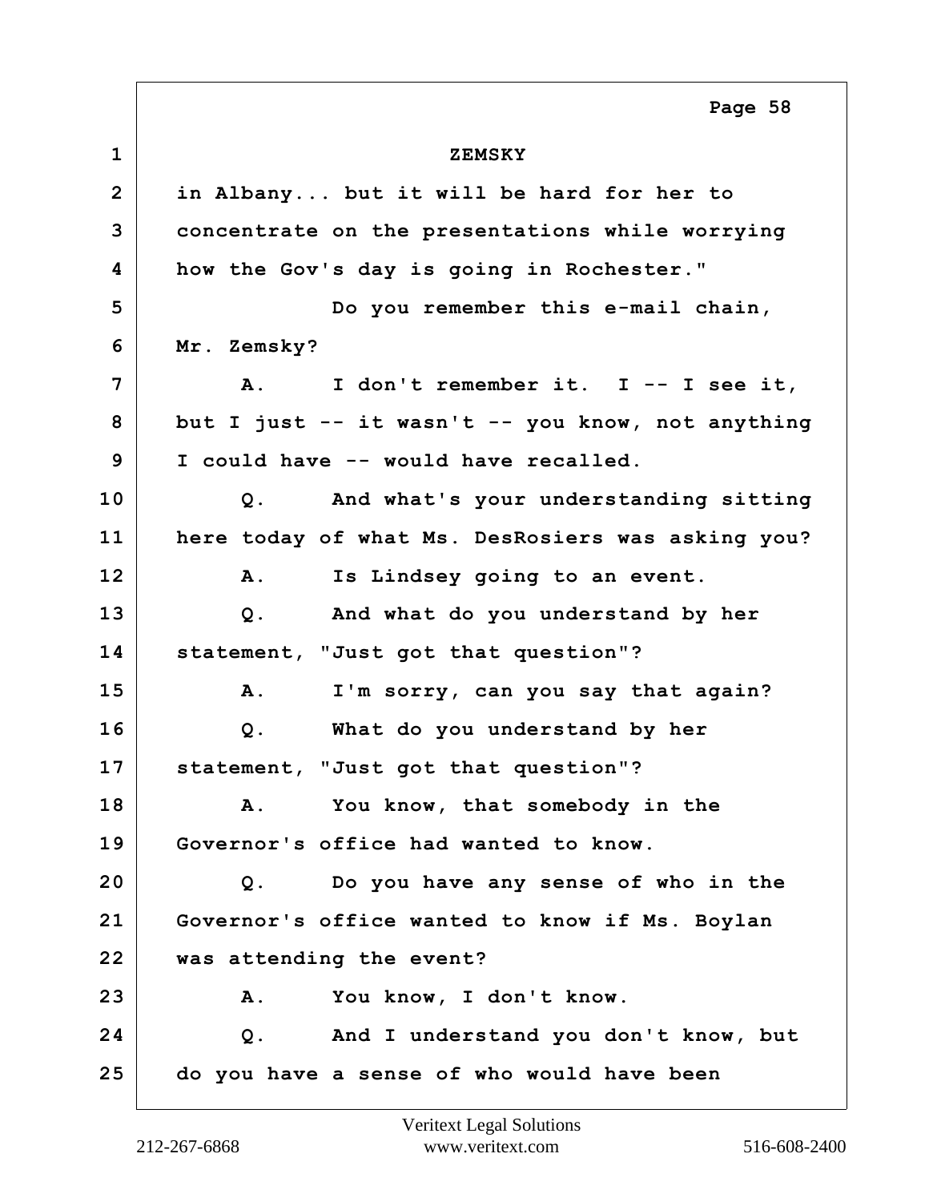ZEMSKY

in Albany... but it will be hard for her to concentrate on the presentations while worrying how the Gov's day is going in Rochester."

Do you remember this e-mail chain, Mr. Zemsky?

A. I don't remember it. I -- I see it, but I just -- it wasn't -- you know, not anything I could have -- would have recalled.

Q. And what's your understanding sitting here today of what Ms. DesRosiers was asking you?

A. Is Lindsey going to an event.

Q. And what do you understand by her statement, "Just got that question"?

A. I'm sorry, can you say that again?

Q. What do you understand by her statement, "Just got that question"?

A. You know, that somebody in the Governor's office had wanted to know.

Q. Do you have any sense of who in the Governor's office wanted to know if Ms. Boylan was attending the event?

A. You know, I don't know.

Q. And I understand you don't know, but do you have a sense of who would have been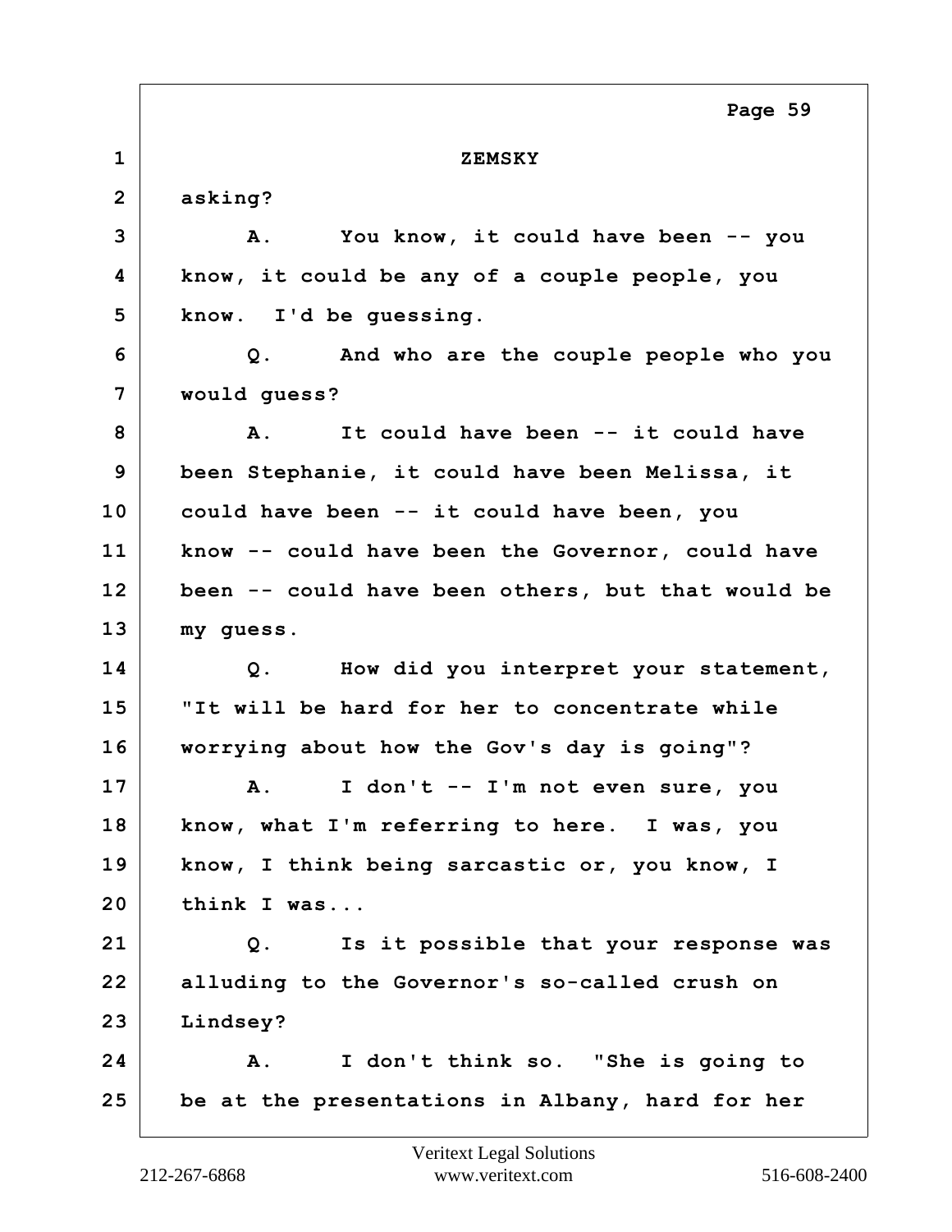ZEMSKY

asking?

A. You know, it could have been -- you know, it could be any of a couple people, you know. I'd be guessing.

Q. And who are the couple people who you would guess?

A. It could have been -- it could have been Stephanie, it could have been Melissa, it could have been -- it could have been, you know -- could have been the Governor, could have been -- could have been others, but that would be my guess.

Q. How did you interpret your statement, "It will be hard for her to concentrate while worrying about how the Gov's day is going"?

A. I don't -- I'm not even sure, you know, what I'm referring to here. I was, you know, I think being sarcastic or, you know, I think I was...

Q. Is it possible that your response was alluding to the Governor's so-called crush on Lindsey?

A. I don't think so. "She is going to be at the presentations in Albany, hard for her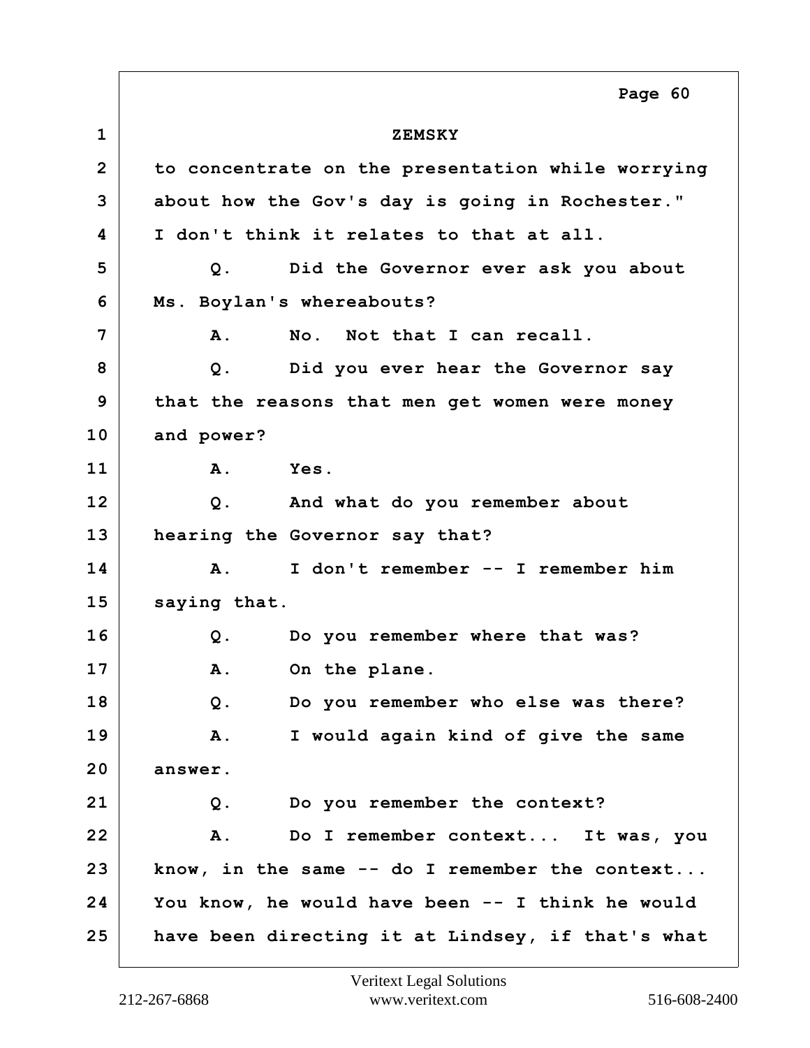ZEMSKY

to concentrate on the presentation while worrying about how the Gov's day is going in Rochester." I don't think it relates to that at all.

Q. Did the Governor ever ask you about Ms. Boylan's whereabouts?

A. No. Not that I can recall.

Q. Did you ever hear the Governor say that the reasons that men get women were money and power?

A. Yes.

Q. And what do you remember about hearing the Governor say that?

A. I don't remember -- I remember him saying that.

Q. Do you remember where that was?

A. On the plane.

Q. Do you remember who else was there?

A. I would again kind of give the same answer.

Q. Do you remember the context?

A. Do I remember context... It was, you know, in the same -- do I remember the context... You know, he would have been -- I think he would have been directing it at Lindsey, if that's what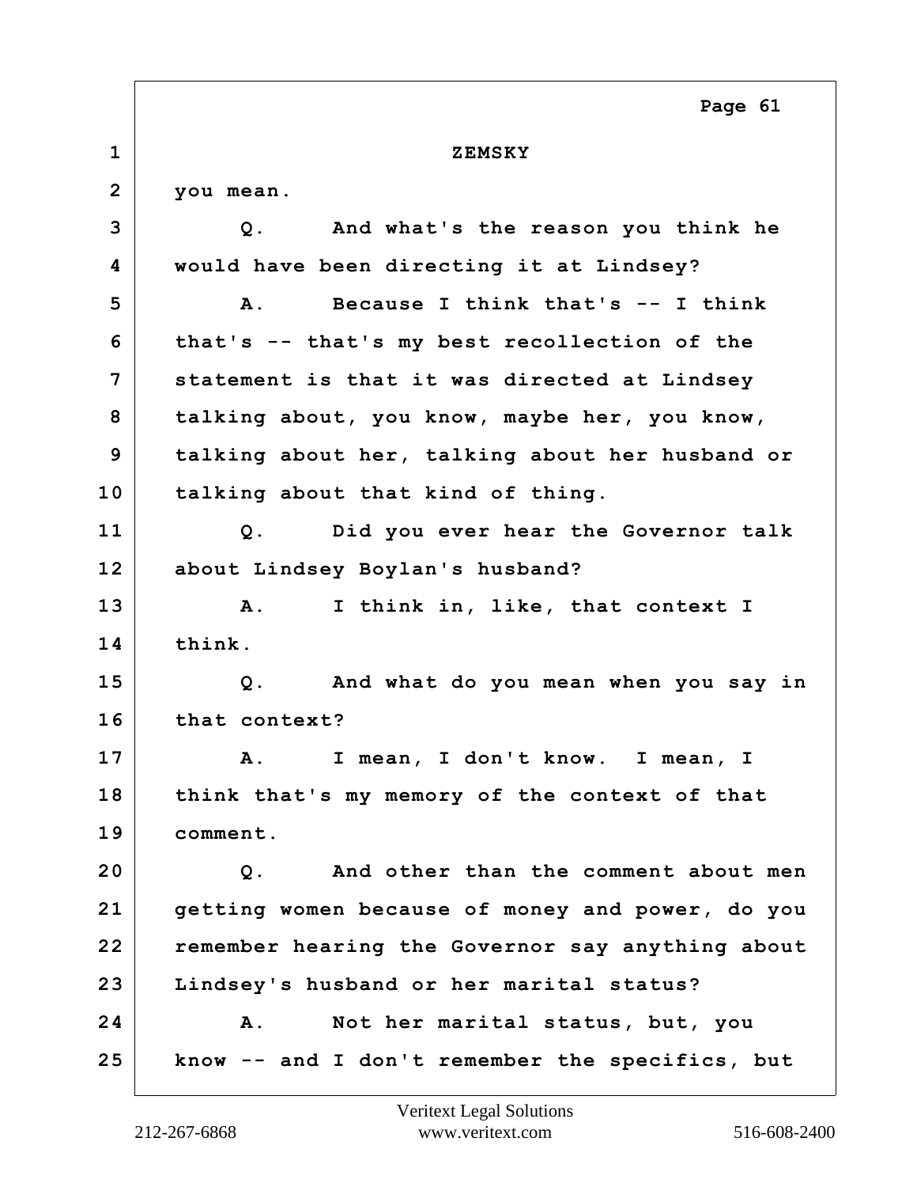ZEMSKY

you mean.

Q. And what's the reason you think he would have been directing it at Lindsey?

A. Because I think that's -- I think that's -- that's my best recollection of the statement is that it was directed at Lindsey talking about, you know, maybe her, you know, talking about her, talking about her husband or talking about that kind of thing.

Q. Did you ever hear the Governor talk about Lindsey Boylan's husband?

A. I think in, like, that context I think.

Q. And what do you mean when you say in that context?

A. I mean, I don't know. I mean, I think that's my memory of the context of that comment.

Q. And other than the comment about men getting women because of money and power, do you remember hearing the Governor say anything about Lindsey's husband or her marital status?

A. Not her marital status, but, you know -- and I don't remember the specifics, but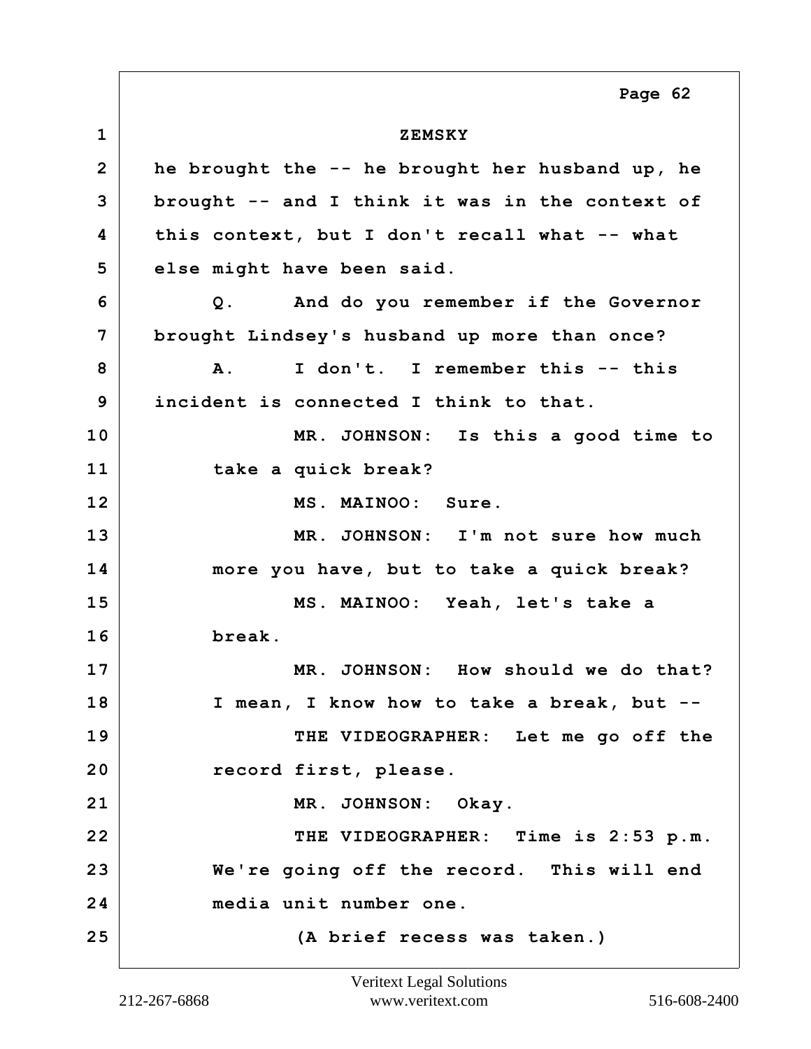ZEMSKY

he brought the -- he brought her husband up, he brought -- and I think it was in the context of this context, but I don't recall what -- what else might have been said.

Q. And do you remember if the Governor brought Lindsey's husband up more than once?

A. I don't. I remember this -- this incident is connected I think to that.

MR. JOHNSON: Is this a good time to take a quick break?

MS. MAINOO: Sure.

MR. JOHNSON: I'm not sure how much more you have, but to take a quick break?

MS. MAINOO: Yeah, let's take a break.

MR. JOHNSON: How should we do that? I mean, I know how to take a break, but --

THE VIDEOGRAPHER: Let me go off the record first, please.

MR. JOHNSON: Okay.

THE VIDEOGRAPHER: Time is 2:53 p.m. We're going off the record. This will end media unit number one.

(A brief recess was taken.)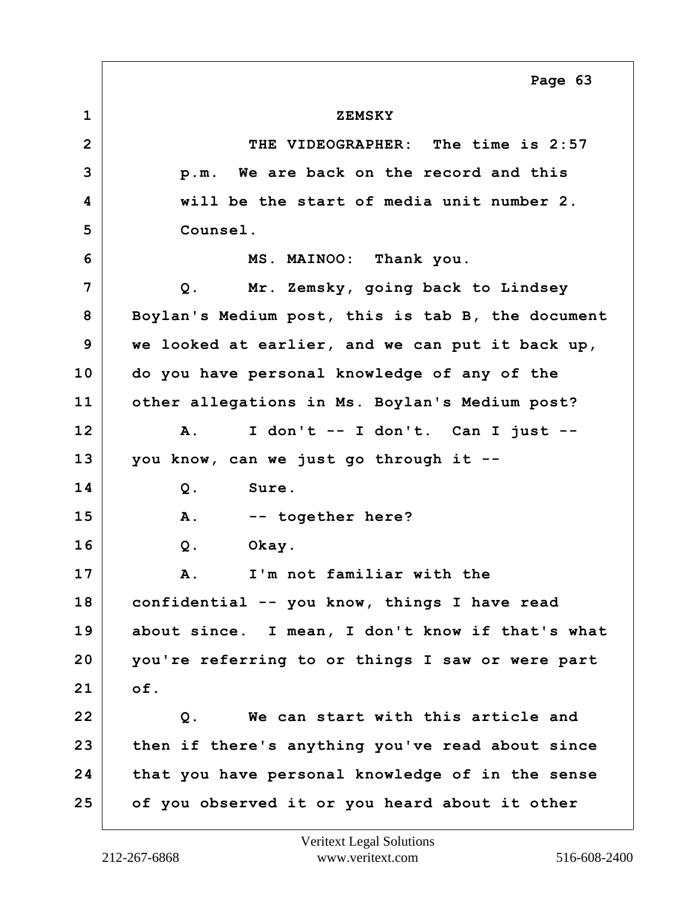ZEMSKY

THE VIDEOGRAPHER: The time is 2:57 p.m. We are back on the record and this will be the start of media unit number 2. Counsel.

MS. MAINOO: Thank you.

Q. Mr. Zemsky, going back to Lindsey Boylan's Medium post, this is tab B, the document we looked at earlier, and we can put it back up, do you have personal knowledge of any of the other allegations in Ms. Boylan's Medium post?

A. I don't -- I don't. Can I just -- you know, can we just go through it --

Q. Sure.

A. -- together here?

Q. Okay.

A. I'm not familiar with the confidential -- you know, things I have read about since. I mean, I don't know if that's what you're referring to or things I saw or were part of.

Q. We can start with this article and then if there's anything you've read about since that you have personal knowledge of in the sense of you observed it or you heard about it other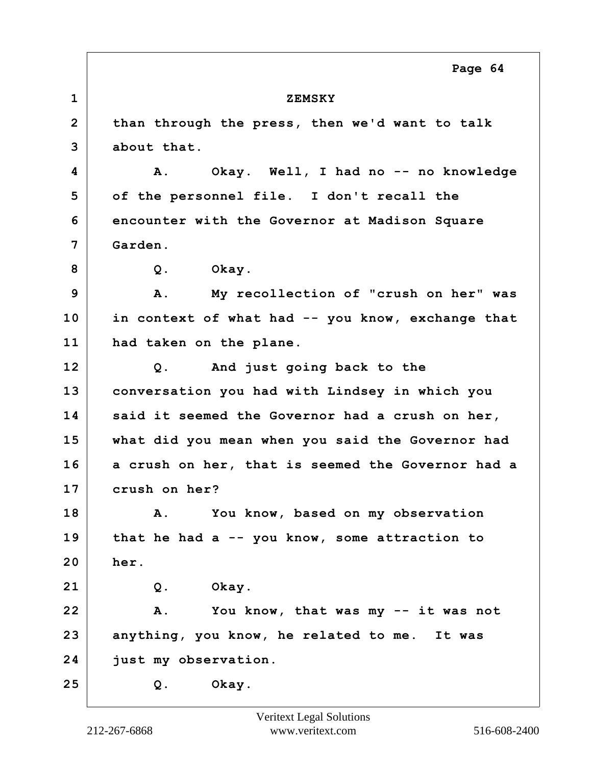ZEMSKY

than through the press, then we'd want to talk about that.

A. Okay. Well, I had no -- no knowledge of the personnel file. I don't recall the encounter with the Governor at Madison Square Garden.

Q. Okay.

A. My recollection of "crush on her" was in context of what had -- you know, exchange that had taken on the plane.

Q. And just going back to the conversation you had with Lindsey in which you said it seemed the Governor had a crush on her, what did you mean when you said the Governor had a crush on her, that is seemed the Governor had a crush on her?

A. You know, based on my observation that he had a -- you know, some attraction to her.

Q. Okay.

A. You know, that was my -- it was not anything, you know, he related to me. It was just my observation.

Q. Okay.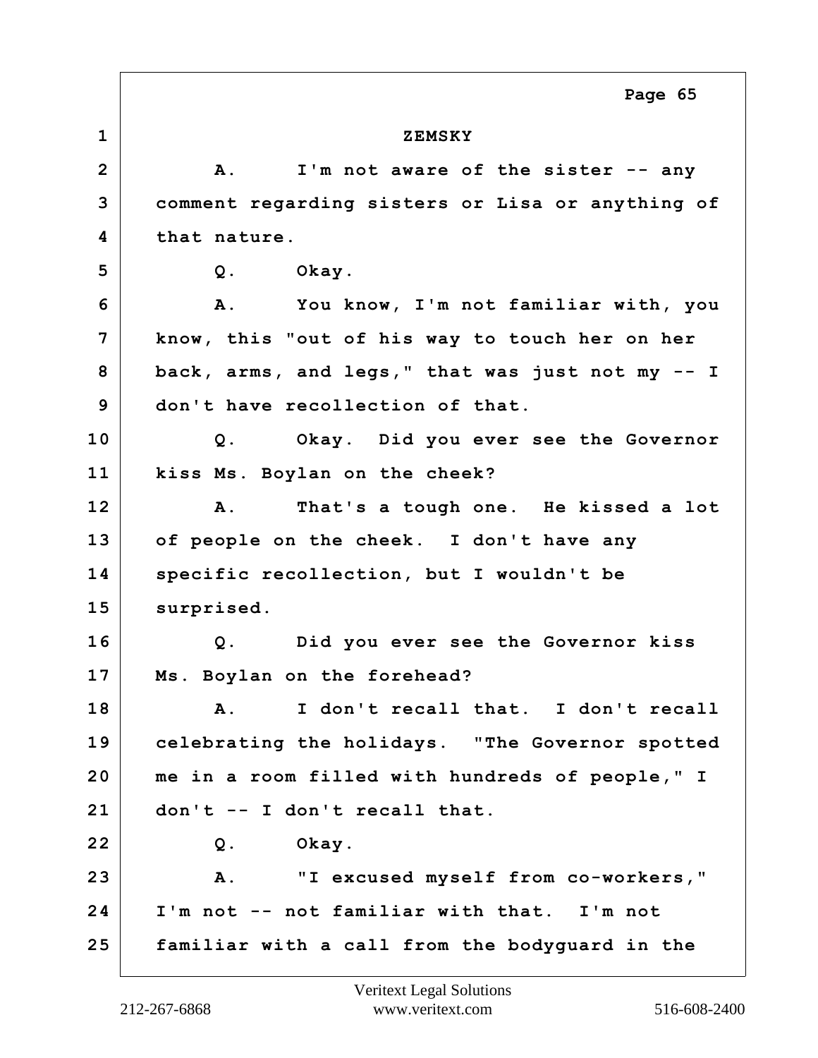ZEMSKY

A. I'm not aware of the sister -- any comment regarding sisters or Lisa or anything of that nature.

Q. Okay.

A. You know, I'm not familiar with, you know, this "out of his way to touch her on her back, arms, and legs," that was just not my -- I don't have recollection of that.

Q. Okay. Did you ever see the Governor kiss Ms. Boylan on the cheek?

A. That's a tough one. He kissed a lot of people on the cheek. I don't have any specific recollection, but I wouldn't be surprised.

Q. Did you ever see the Governor kiss Ms. Boylan on the forehead?

A. I don't recall that. I don't recall celebrating the holidays. "The Governor spotted me in a room filled with hundreds of people," I don't -- I don't recall that.

Q. Okay.

A. "I excused myself from co-workers," I'm not -- not familiar with that. I'm not familiar with a call from the bodyguard in the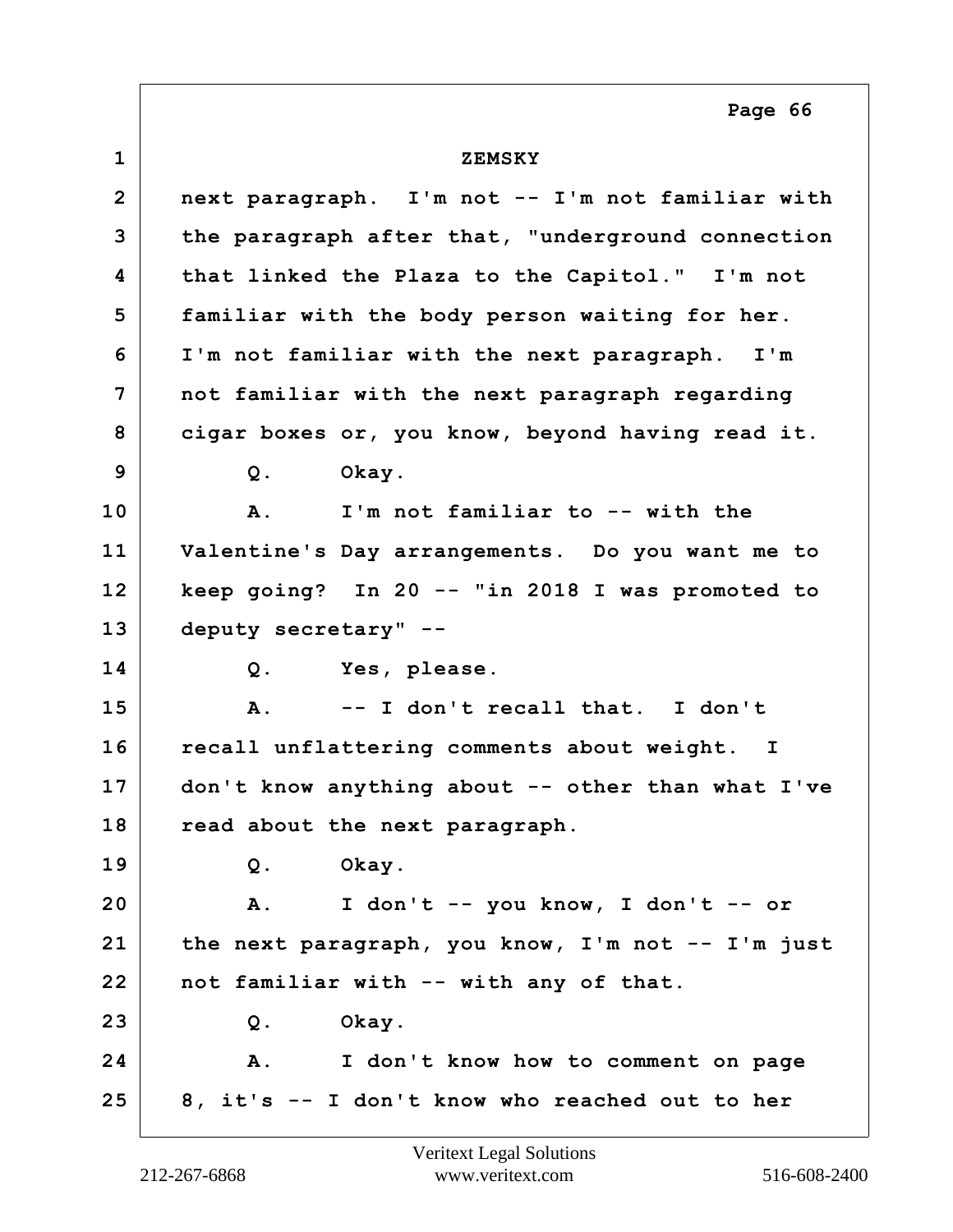ZEMSKY

next paragraph. I'm not -- I'm not familiar with the paragraph after that, "underground connection that linked the Plaza to the Capitol." I'm not familiar with the body person waiting for her. I'm not familiar with the next paragraph. I'm not familiar with the next paragraph regarding cigar boxes or, you know, beyond having read it.

Q. Okay.

A. I'm not familiar to -- with the Valentine's Day arrangements. Do you want me to keep going? In 20 -- "in 2018 I was promoted to deputy secretary" --

Q. Yes, please.

A. -- I don't recall that. I don't recall unflattering comments about weight. I don't know anything about -- other than what I've read about the next paragraph.

Q. Okay.

A. I don't -- you know, I don't -- or the next paragraph, you know, I'm not -- I'm just not familiar with -- with any of that.

Q. Okay.

A. I don't know how to comment on page 8, it's -- I don't know who reached out to her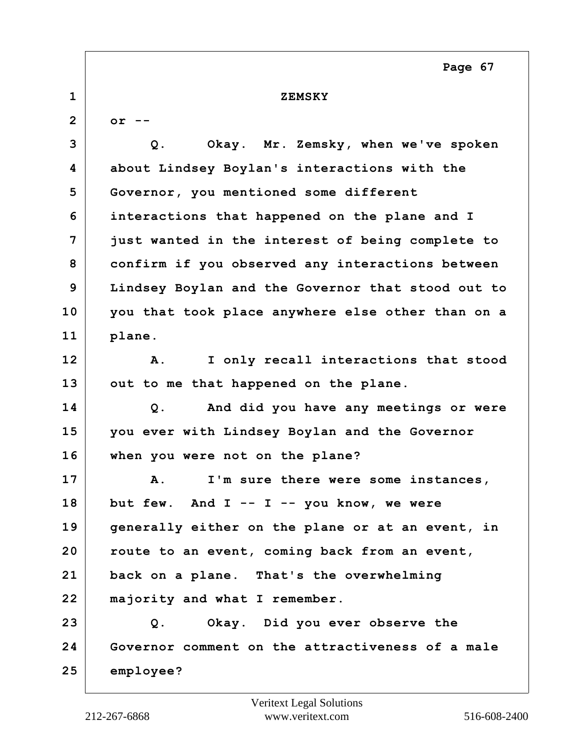ZEMSKY

or --

Q. Okay. Mr. Zemsky, when we've spoken about Lindsey Boylan's interactions with the Governor, you mentioned some different interactions that happened on the plane and I just wanted in the interest of being complete to confirm if you observed any interactions between Lindsey Boylan and the Governor that stood out to you that took place anywhere else other than on a plane.

A. I only recall interactions that stood out to me that happened on the plane.

Q. And did you have any meetings or were you ever with Lindsey Boylan and the Governor when you were not on the plane?

A. I'm sure there were some instances, but few. And I -- I -- you know, we were generally either on the plane or at an event, in route to an event, coming back from an event, back on a plane. That's the overwhelming majority and what I remember.

Q. Okay. Did you ever observe the Governor comment on the attractiveness of a male employee?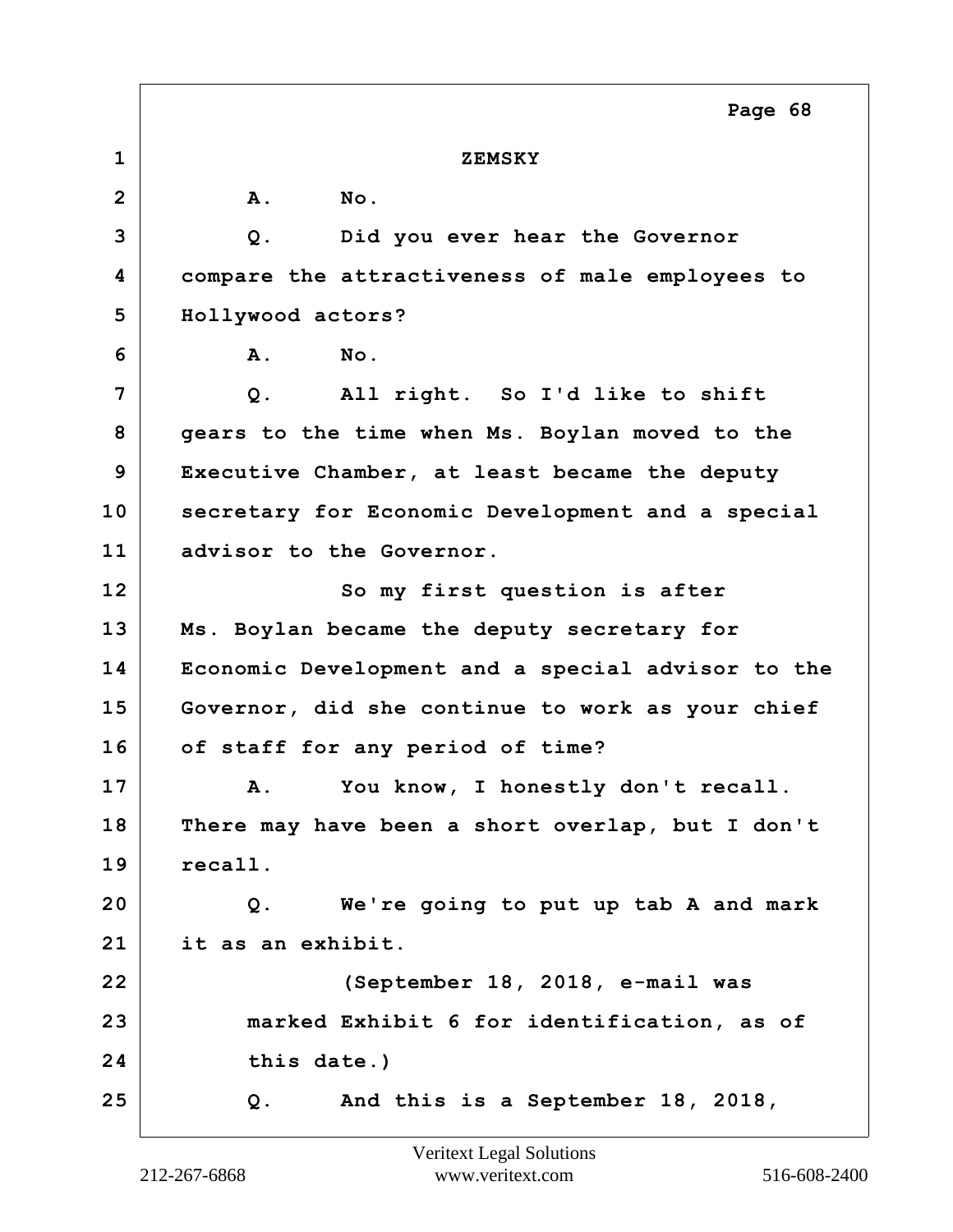ZEMSKY

A. No.

Q. Did you ever hear the Governor compare the attractiveness of male employees to Hollywood actors?

A. No.

Q. All right. So I'd like to shift gears to the time when Ms. Boylan moved to the Executive Chamber, at least became the deputy secretary for Economic Development and a special advisor to the Governor.

So my first question is after Ms. Boylan became the deputy secretary for Economic Development and a special advisor to the Governor, did she continue to work as your chief of staff for any period of time?

A. You know, I honestly don't recall. There may have been a short overlap, but I don't recall.

Q. We're going to put up tab A and mark it as an exhibit.

(September 18, 2018, e-mail was marked Exhibit 6 for identification, as of this date.)

Q. And this is a September 18, 2018,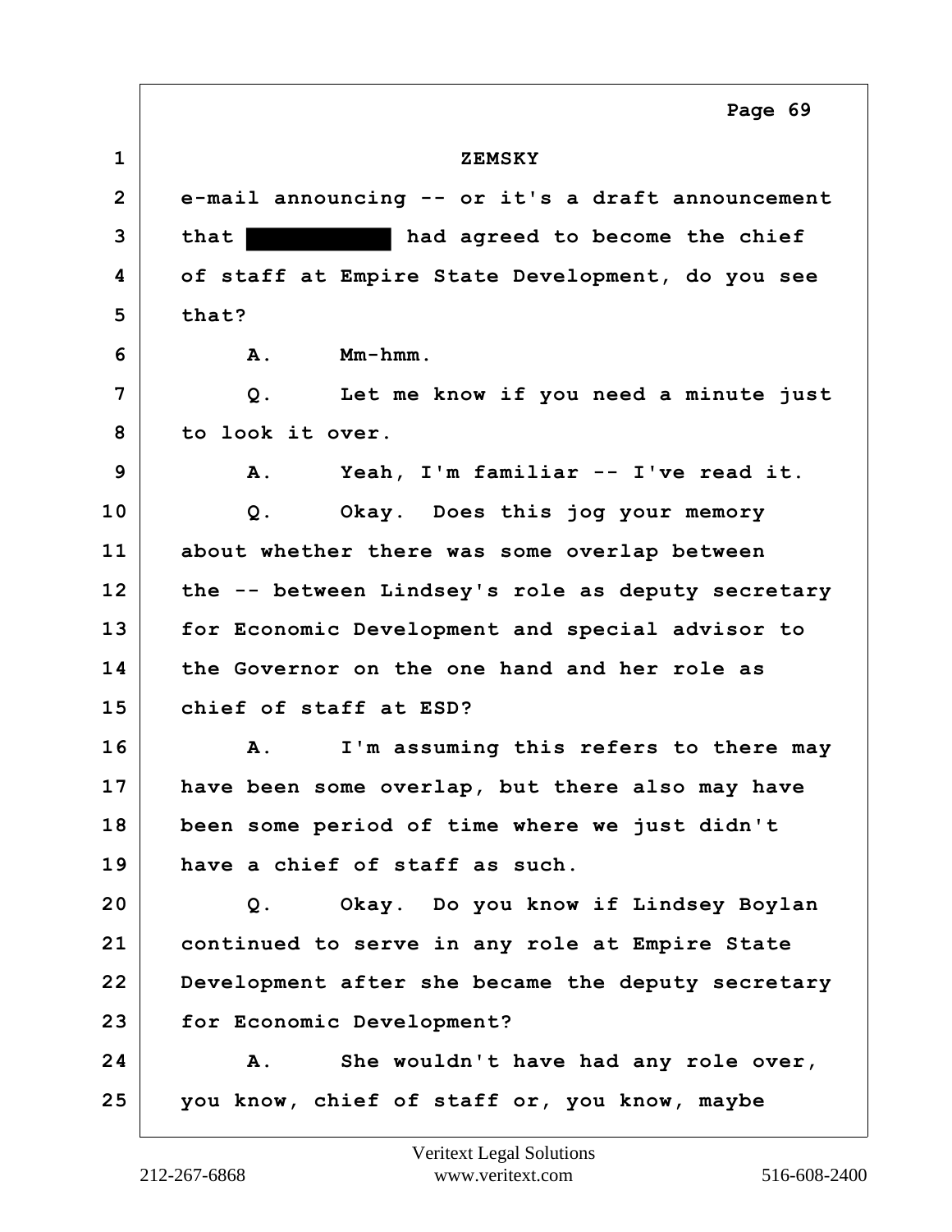ZEMSKY

e-mail announcing -- or it's a draft announcement that ██████████ had agreed to become the chief of staff at Empire State Development, do you see that?

A. Mm-hmm.

Q. Let me know if you need a minute just to look it over.

A. Yeah, I'm familiar -- I've read it.

Q. Okay. Does this jog your memory about whether there was some overlap between the -- between Lindsey's role as deputy secretary for Economic Development and special advisor to the Governor on the one hand and her role as chief of staff at ESD?

A. I'm assuming this refers to there may have been some overlap, but there also may have been some period of time where we just didn't have a chief of staff as such.

Q. Okay. Do you know if Lindsey Boylan continued to serve in any role at Empire State Development after she became the deputy secretary for Economic Development?

A. She wouldn't have had any role over, you know, chief of staff or, you know, maybe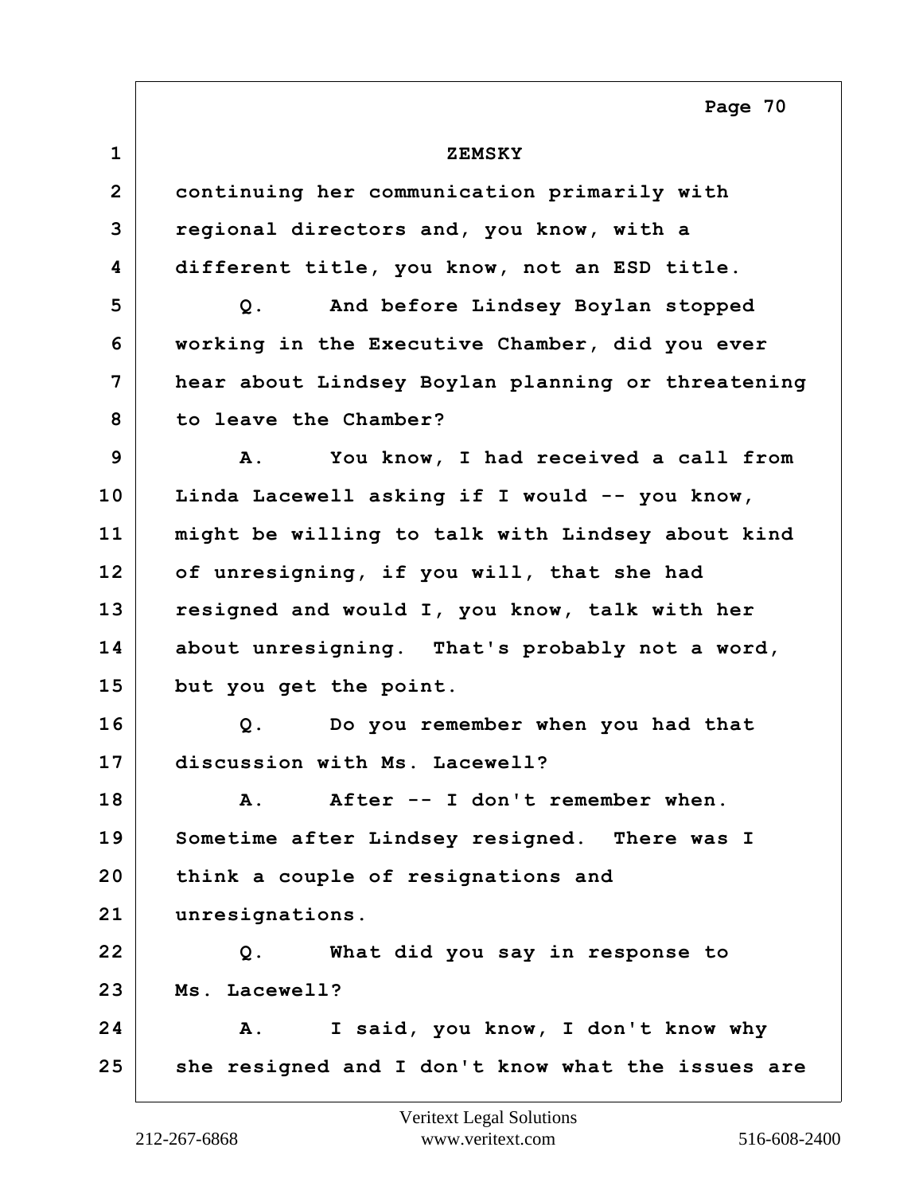ZEMSKY

continuing her communication primarily with regional directors and, you know, with a different title, you know, not an ESD title.

Q. And before Lindsey Boylan stopped working in the Executive Chamber, did you ever hear about Lindsey Boylan planning or threatening to leave the Chamber?

A. You know, I had received a call from Linda Lacewell asking if I would -- you know, might be willing to talk with Lindsey about kind of unresigning, if you will, that she had resigned and would I, you know, talk with her about unresigning. That's probably not a word, but you get the point.

Q. Do you remember when you had that discussion with Ms. Lacewell?

A. After -- I don't remember when. Sometime after Lindsey resigned. There was I think a couple of resignations and unresignations.

Q. What did you say in response to Ms. Lacewell?

A. I said, you know, I don't know why she resigned and I don't know what the issues are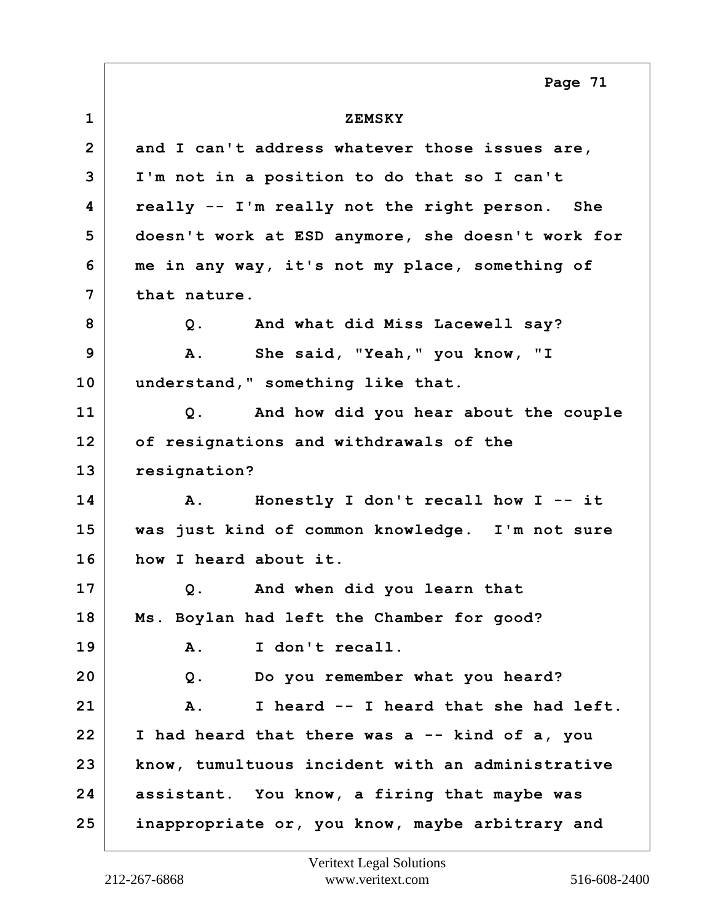ZEMSKY

and I can't address whatever those issues are, I'm not in a position to do that so I can't really -- I'm really not the right person. She doesn't work at ESD anymore, she doesn't work for me in any way, it's not my place, something of that nature.

Q. And what did Miss Lacewell say?

A. She said, "Yeah," you know, "I understand," something like that.

Q. And how did you hear about the couple of resignations and withdrawals of the resignation?

A. Honestly I don't recall how I -- it was just kind of common knowledge. I'm not sure how I heard about it.

Q. And when did you learn that Ms. Boylan had left the Chamber for good?

A. I don't recall.

Q. Do you remember what you heard?

A. I heard -- I heard that she had left. I had heard that there was a -- kind of a, you know, tumultuous incident with an administrative assistant. You know, a firing that maybe was inappropriate or, you know, maybe arbitrary and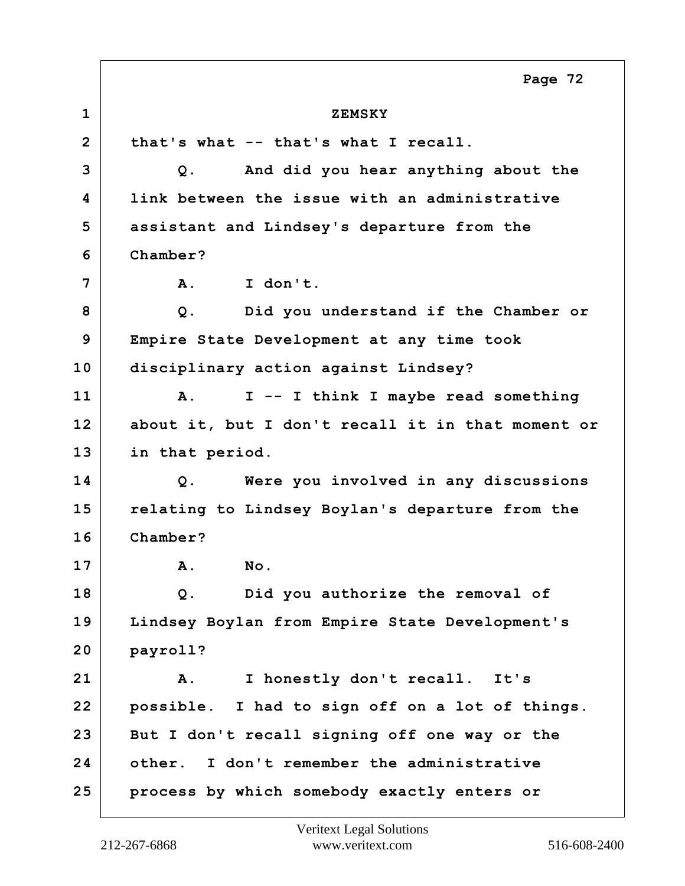ZEMSKY

that's what -- that's what I recall.

Q. And did you hear anything about the link between the issue with an administrative assistant and Lindsey's departure from the Chamber?

A. I don't.

Q. Did you understand if the Chamber or Empire State Development at any time took disciplinary action against Lindsey?

A. I -- I think I maybe read something about it, but I don't recall it in that moment or in that period.

Q. Were you involved in any discussions relating to Lindsey Boylan's departure from the Chamber?

A. No.

Q. Did you authorize the removal of Lindsey Boylan from Empire State Development's payroll?

A. I honestly don't recall. It's possible. I had to sign off on a lot of things. But I don't recall signing off one way or the other. I don't remember the administrative process by which somebody exactly enters or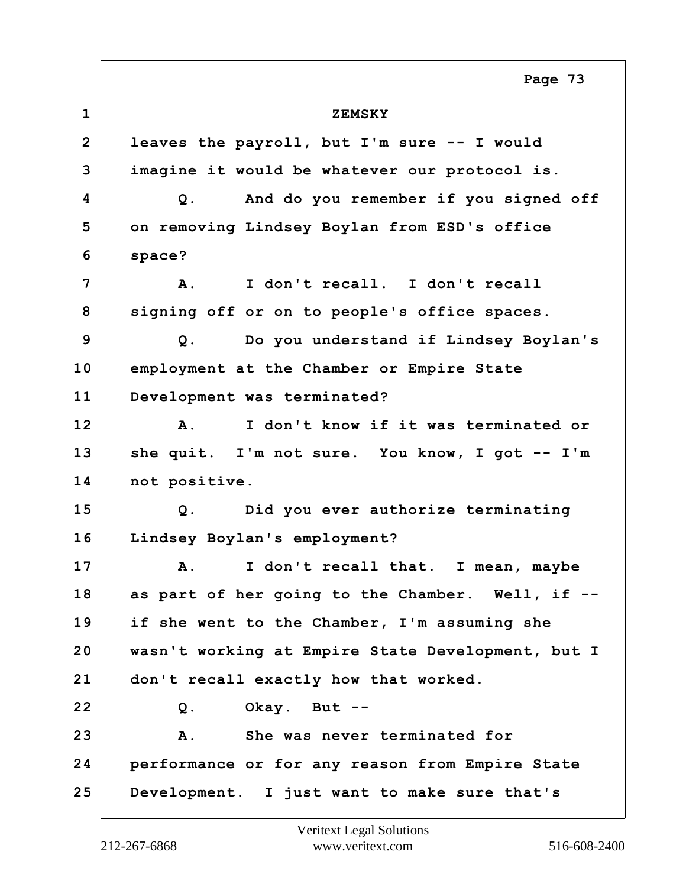ZEMSKY

leaves the payroll, but I'm sure -- I would imagine it would be whatever our protocol is.

Q. And do you remember if you signed off on removing Lindsey Boylan from ESD's office space?

A. I don't recall. I don't recall signing off or on to people's office spaces.

Q. Do you understand if Lindsey Boylan's employment at the Chamber or Empire State Development was terminated?

A. I don't know if it was terminated or she quit. I'm not sure. You know, I got -- I'm not positive.

Q. Did you ever authorize terminating Lindsey Boylan's employment?

A. I don't recall that. I mean, maybe as part of her going to the Chamber. Well, if -- if she went to the Chamber, I'm assuming she wasn't working at Empire State Development, but I don't recall exactly how that worked.

Q. Okay. But --

A. She was never terminated for performance or for any reason from Empire State Development. I just want to make sure that's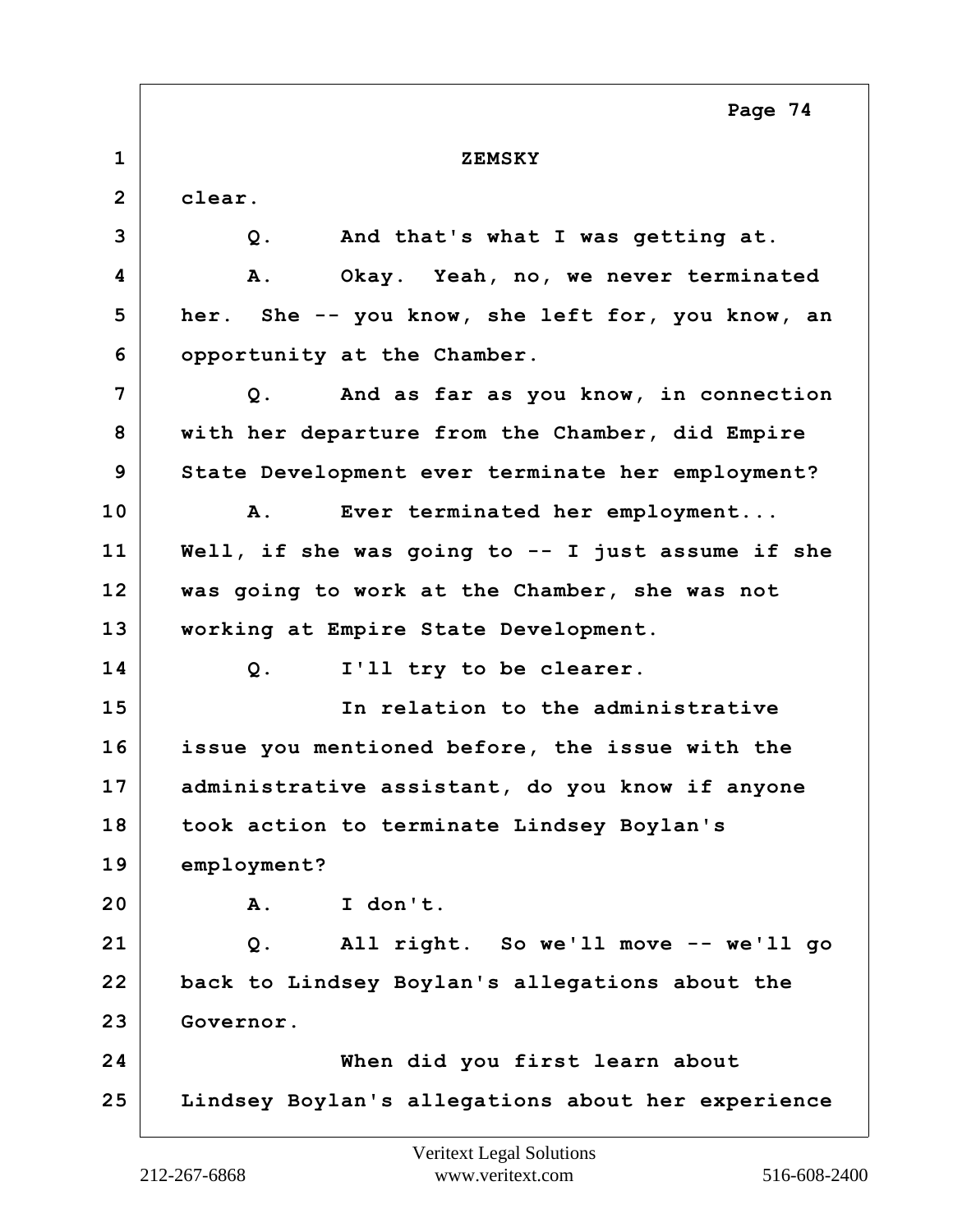ZEMSKY

clear.

Q. And that's what I was getting at.

A. Okay. Yeah, no, we never terminated her. She -- you know, she left for, you know, an opportunity at the Chamber.

Q. And as far as you know, in connection with her departure from the Chamber, did Empire State Development ever terminate her employment?

A. Ever terminated her employment... Well, if she was going to -- I just assume if she was going to work at the Chamber, she was not working at Empire State Development.

Q. I'll try to be clearer.

In relation to the administrative issue you mentioned before, the issue with the administrative assistant, do you know if anyone took action to terminate Lindsey Boylan's employment?

A. I don't.

Q. All right. So we'll move -- we'll go back to Lindsey Boylan's allegations about the Governor.

When did you first learn about Lindsey Boylan's allegations about her experience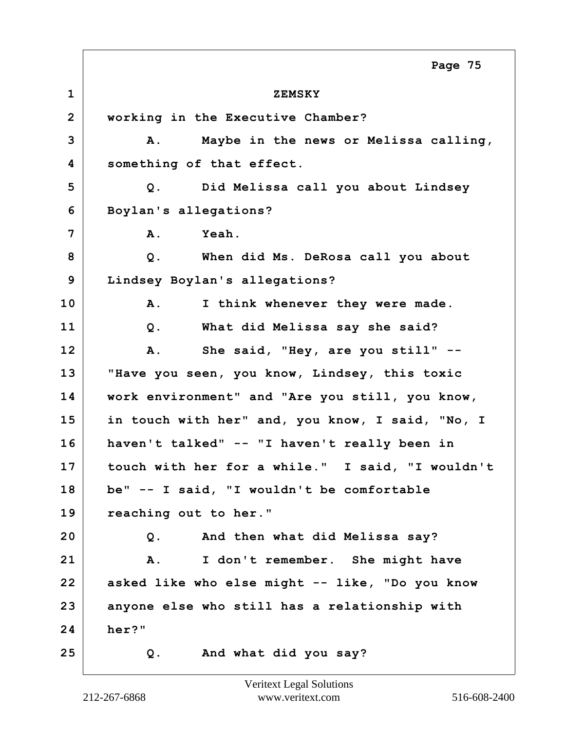ZEMSKY

working in the Executive Chamber?

A. Maybe in the news or Melissa calling, something of that effect.

Q. Did Melissa call you about Lindsey Boylan's allegations?

A. Yeah.

Q. When did Ms. DeRosa call you about Lindsey Boylan's allegations?

A. I think whenever they were made.

Q. What did Melissa say she said?

A. She said, "Hey, are you still" -- "Have you seen, you know, Lindsey, this toxic work environment" and "Are you still, you know, in touch with her" and, you know, I said, "No, I haven't talked" -- "I haven't really been in touch with her for a while." I said, "I wouldn't be" -- I said, "I wouldn't be comfortable reaching out to her."

Q. And then what did Melissa say?

A. I don't remember. She might have asked like who else might -- like, "Do you know anyone else who still has a relationship with her?"

Q. And what did you say?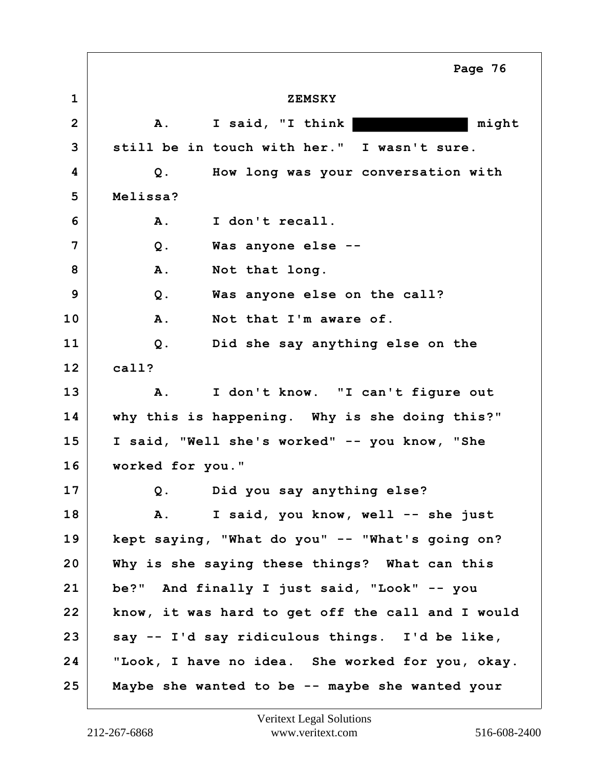ZEMSKY

A. I said, "I think [REDACTED] might still be in touch with her." I wasn't sure.

Q. How long was your conversation with Melissa?

A. I don't recall.

Q. Was anyone else --

A. Not that long.

Q. Was anyone else on the call?

A. Not that I'm aware of.

Q. Did she say anything else on the call?

A. I don't know. "I can't figure out why this is happening. Why is she doing this?" I said, "Well she's worked" -- you know, "She worked for you."

Q. Did you say anything else?

A. I said, you know, well -- she just kept saying, "What do you" -- "What's going on? Why is she saying these things? What can this be?" And finally I just said, "Look" -- you know, it was hard to get off the call and I would say -- I'd say ridiculous things. I'd be like, "Look, I have no idea. She worked for you, okay. Maybe she wanted to be -- maybe she wanted your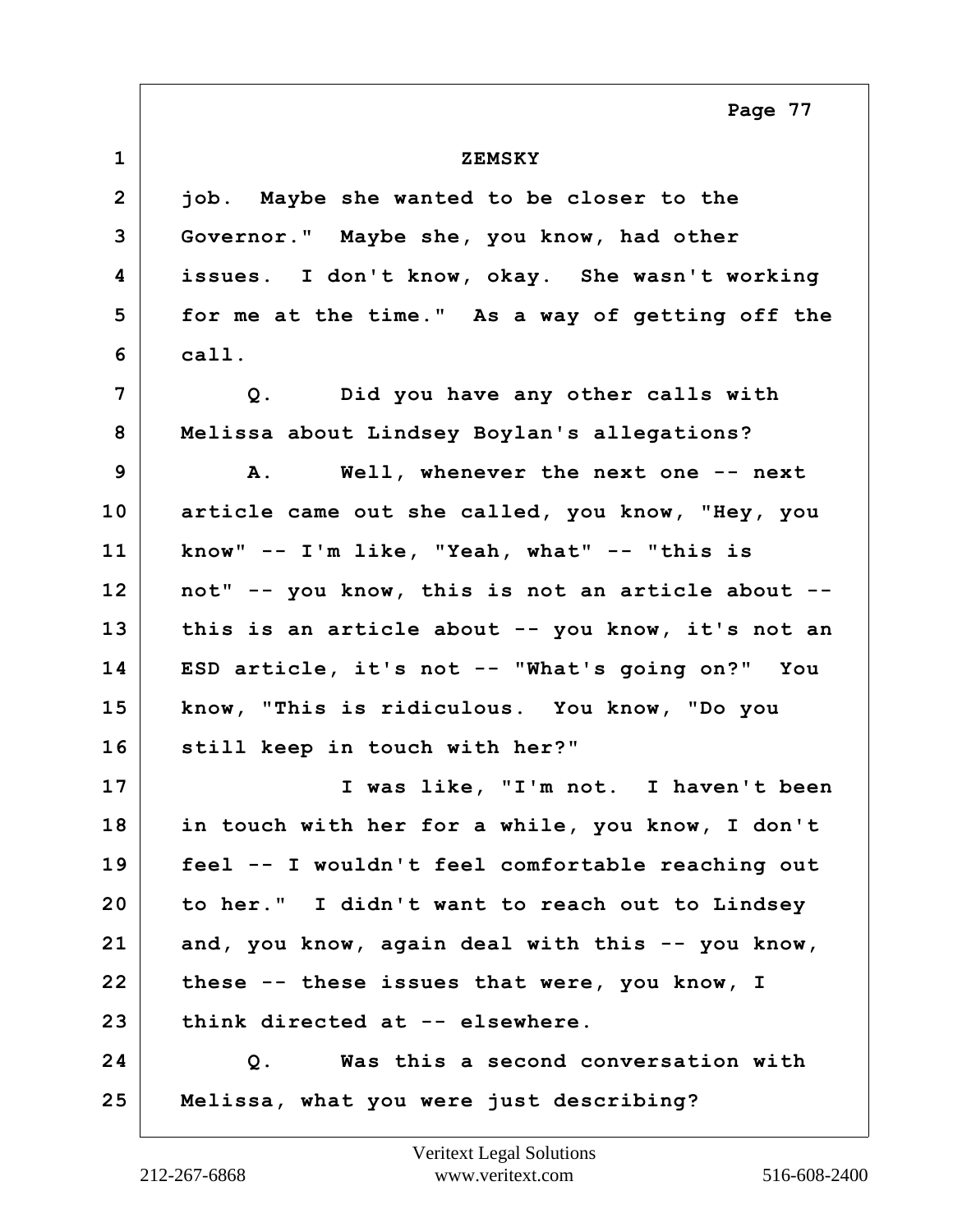ZEMSKY

job. Maybe she wanted to be closer to the Governor." Maybe she, you know, had other issues. I don't know, okay. She wasn't working for me at the time." As a way of getting off the call.

Q. Did you have any other calls with Melissa about Lindsey Boylan's allegations?

A. Well, whenever the next one -- next article came out she called, you know, "Hey, you know" -- I'm like, "Yeah, what" -- "this is not" -- you know, this is not an article about -- this is an article about -- you know, it's not an ESD article, it's not -- "What's going on?" You know, "This is ridiculous. You know, "Do you still keep in touch with her?"

I was like, "I'm not. I haven't been in touch with her for a while, you know, I don't feel -- I wouldn't feel comfortable reaching out to her." I didn't want to reach out to Lindsey and, you know, again deal with this -- you know, these -- these issues that were, you know, I think directed at -- elsewhere.

Q. Was this a second conversation with Melissa, what you were just describing?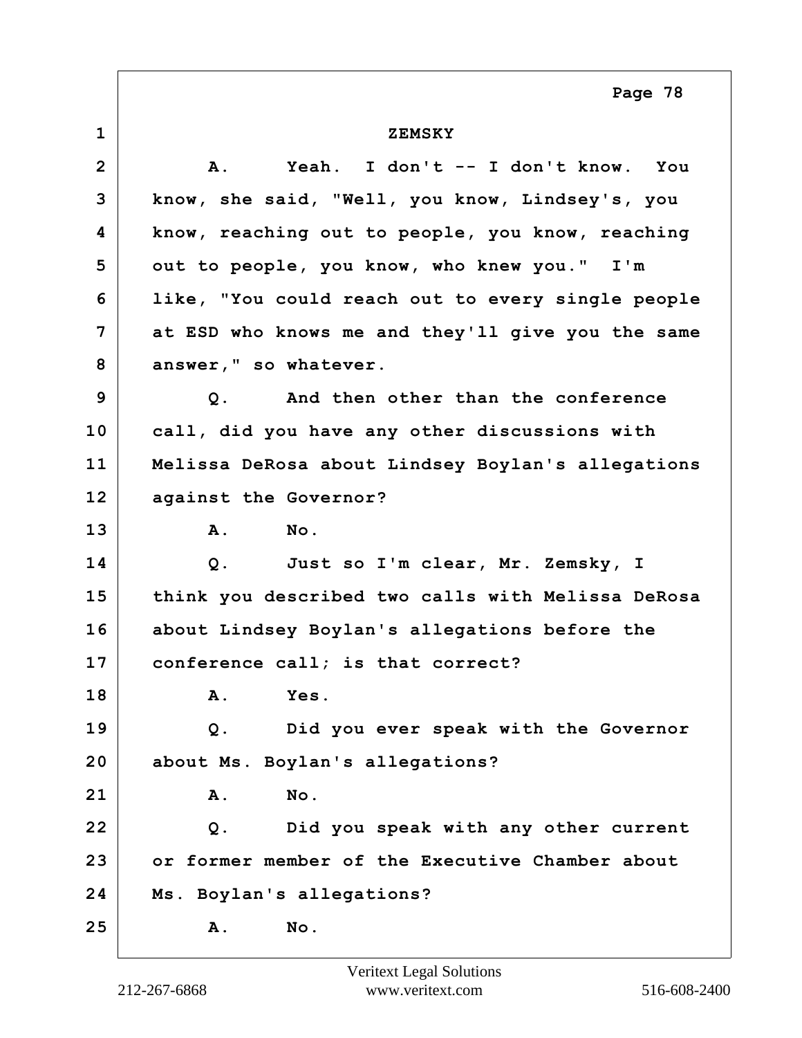ZEMSKY

A. Yeah. I don't -- I don't know. You know, she said, "Well, you know, Lindsey's, you know, reaching out to people, you know, reaching out to people, you know, who knew you." I'm like, "You could reach out to every single people at ESD who knows me and they'll give you the same answer," so whatever.

Q. And then other than the conference call, did you have any other discussions with Melissa DeRosa about Lindsey Boylan's allegations against the Governor?

A. No.

Q. Just so I'm clear, Mr. Zemsky, I think you described two calls with Melissa DeRosa about Lindsey Boylan's allegations before the conference call; is that correct?

A. Yes.

Q. Did you ever speak with the Governor about Ms. Boylan's allegations?

A. No.

Q. Did you speak with any other current or former member of the Executive Chamber about Ms. Boylan's allegations?

A. No.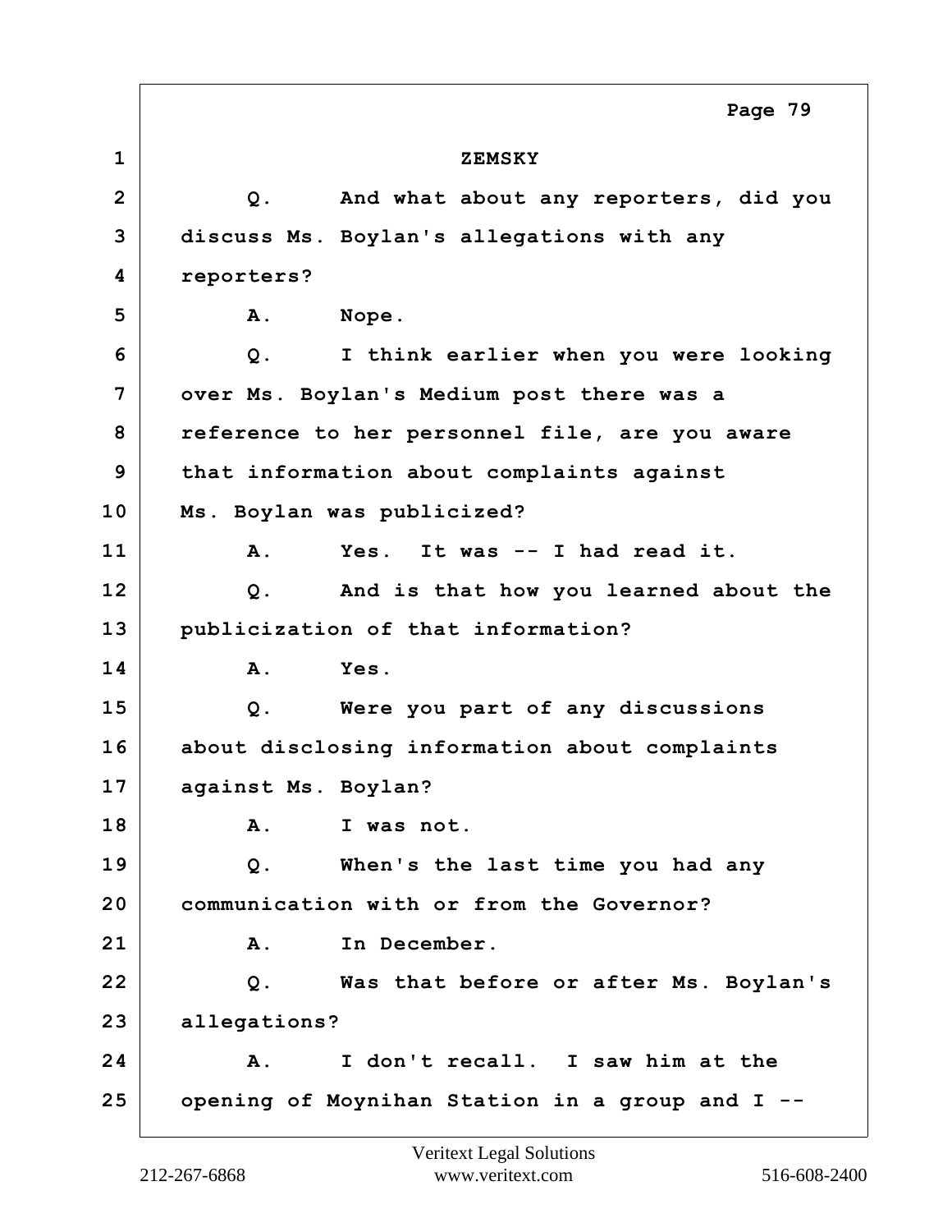ZEMSKY

Q. And what about any reporters, did you discuss Ms. Boylan's allegations with any reporters?

A. Nope.

Q. I think earlier when you were looking over Ms. Boylan's Medium post there was a reference to her personnel file, are you aware that information about complaints against Ms. Boylan was publicized?

A. Yes. It was -- I had read it.

Q. And is that how you learned about the publicization of that information?

A. Yes.

Q. Were you part of any discussions about disclosing information about complaints against Ms. Boylan?

A. I was not.

Q. When's the last time you had any communication with or from the Governor?

A. In December.

Q. Was that before or after Ms. Boylan's allegations?

A. I don't recall. I saw him at the opening of Moynihan Station in a group and I --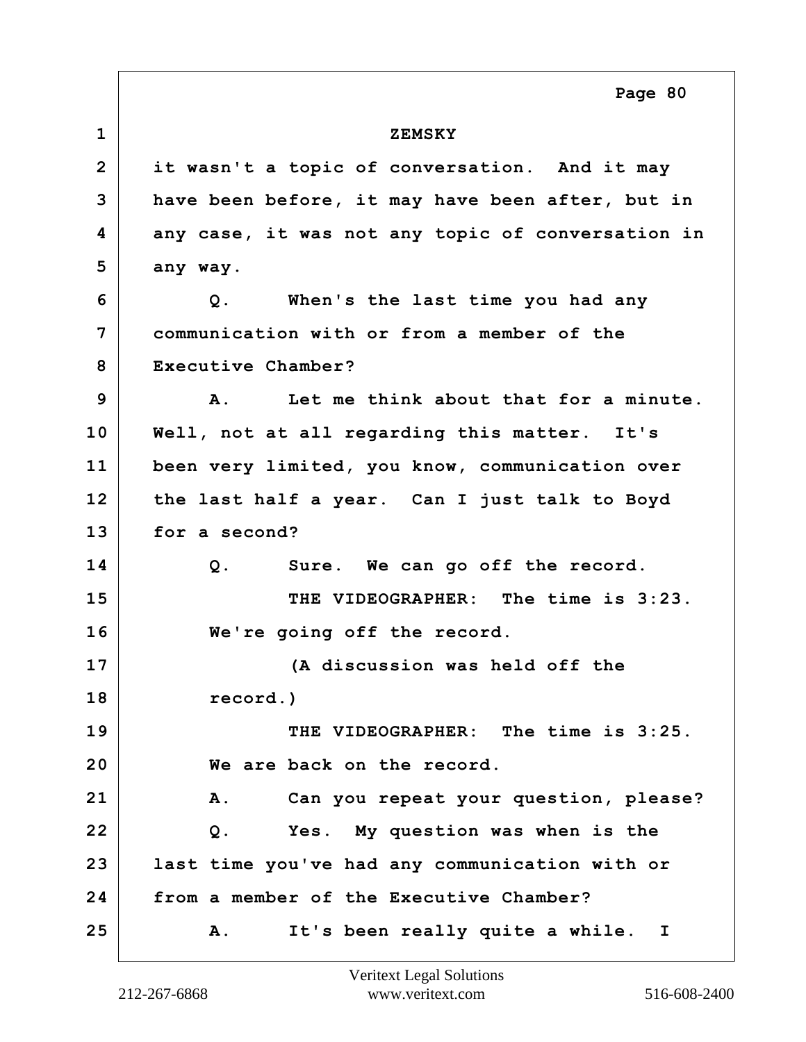ZEMSKY

it wasn't a topic of conversation. And it may have been before, it may have been after, but in any case, it was not any topic of conversation in any way.

Q. When's the last time you had any communication with or from a member of the Executive Chamber?

A. Let me think about that for a minute. Well, not at all regarding this matter. It's been very limited, you know, communication over the last half a year. Can I just talk to Boyd for a second?

Q. Sure. We can go off the record.

THE VIDEOGRAPHER: The time is 3:23. We're going off the record.

(A discussion was held off the record.)

THE VIDEOGRAPHER: The time is 3:25. We are back on the record.

A. Can you repeat your question, please?

Q. Yes. My question was when is the last time you've had any communication with or from a member of the Executive Chamber?

A. It's been really quite a while. I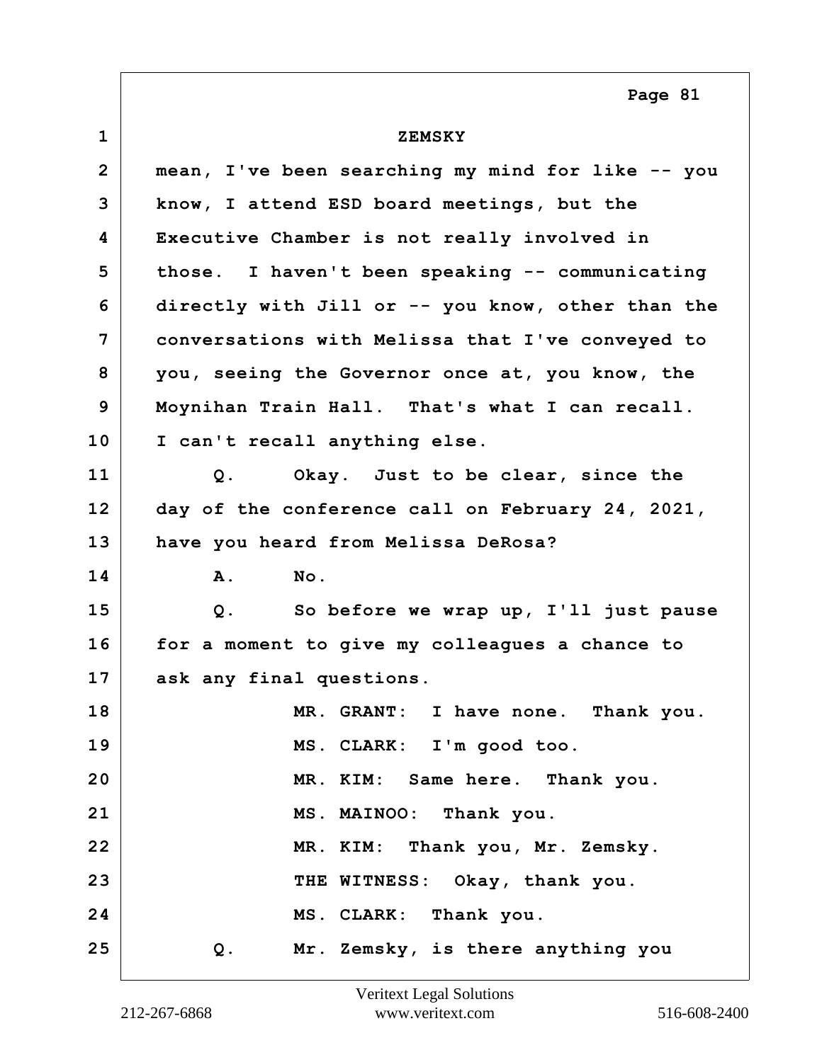ZEMSKY

mean, I've been searching my mind for like -- you know, I attend ESD board meetings, but the Executive Chamber is not really involved in those. I haven't been speaking -- communicating directly with Jill or -- you know, other than the conversations with Melissa that I've conveyed to you, seeing the Governor once at, you know, the Moynihan Train Hall. That's what I can recall. I can't recall anything else.

Q. Okay. Just to be clear, since the day of the conference call on February 24, 2021, have you heard from Melissa DeRosa?

A. No.

Q. So before we wrap up, I'll just pause for a moment to give my colleagues a chance to ask any final questions.

MR. GRANT: I have none. Thank you.

MS. CLARK: I'm good too.

MR. KIM: Same here. Thank you.

MS. MAINOO: Thank you.

MR. KIM: Thank you, Mr. Zemsky.

THE WITNESS: Okay, thank you.

MS. CLARK: Thank you.

Q. Mr. Zemsky, is there anything you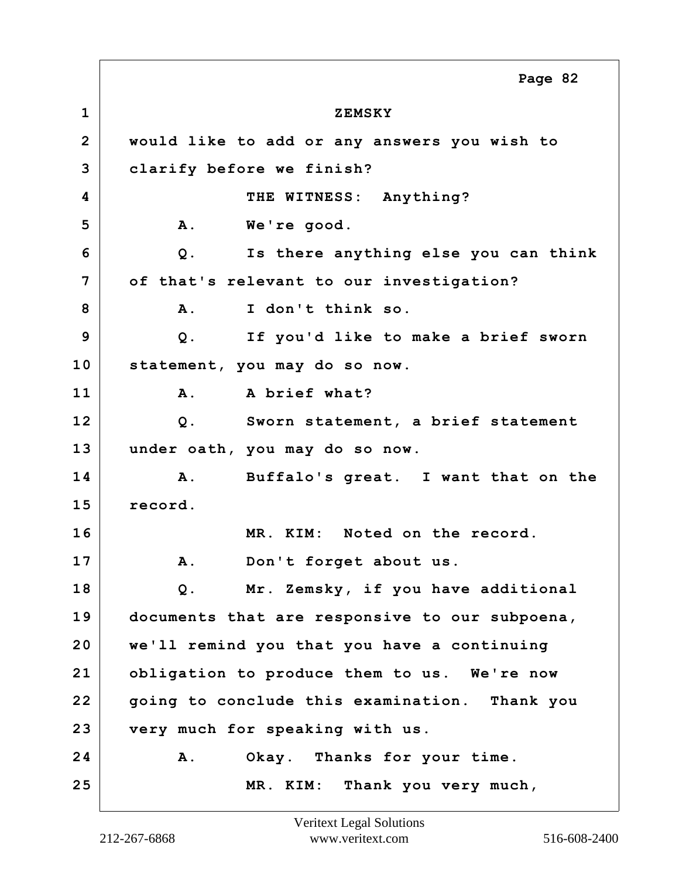ZEMSKY

would like to add or any answers you wish to clarify before we finish?

THE WITNESS: Anything?

A. We're good.

Q. Is there anything else you can think of that's relevant to our investigation?

A. I don't think so.

Q. If you'd like to make a brief sworn statement, you may do so now.

A. A brief what?

Q. Sworn statement, a brief statement under oath, you may do so now.

A. Buffalo's great. I want that on the record.

MR. KIM: Noted on the record.

A. Don't forget about us.

Q. Mr. Zemsky, if you have additional documents that are responsive to our subpoena, we'll remind you that you have a continuing obligation to produce them to us. We're now going to conclude this examination. Thank you very much for speaking with us.

A. Okay. Thanks for your time.

MR. KIM: Thank you very much,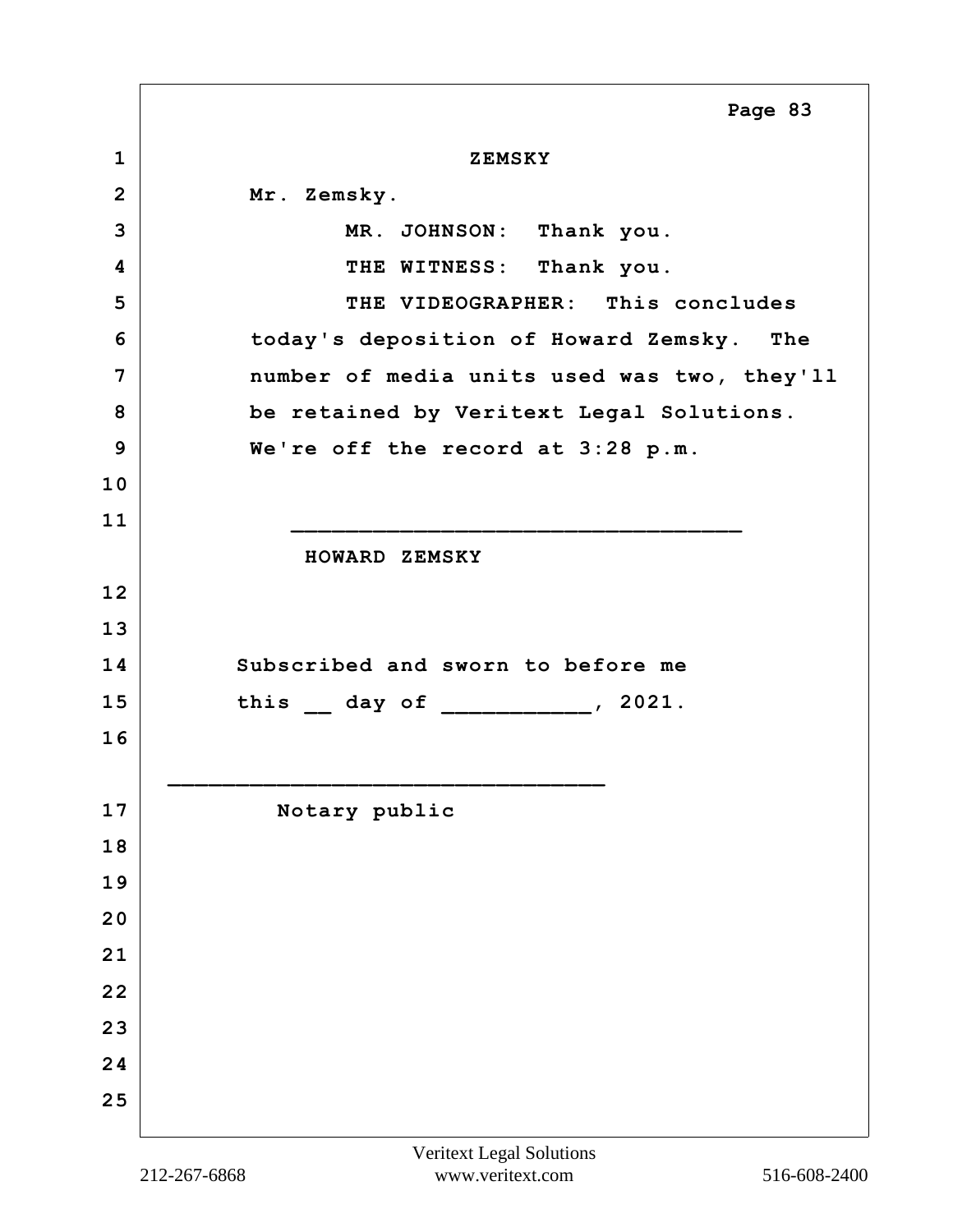Mr. Zemsky.

MR. JOHNSON: Thank you.

THE WITNESS: Thank you.

THE VIDEOGRAPHER: This concludes today's deposition of Howard Zemsky. The number of media units used was two, they'll be retained by Veritext Legal Solutions. We're off the record at 3:28 p.m.

_______________________________

HOWARD ZEMSKY

Subscribed and sworn to before me
this __ day of ___________, 2021.

_______________________________

Notary public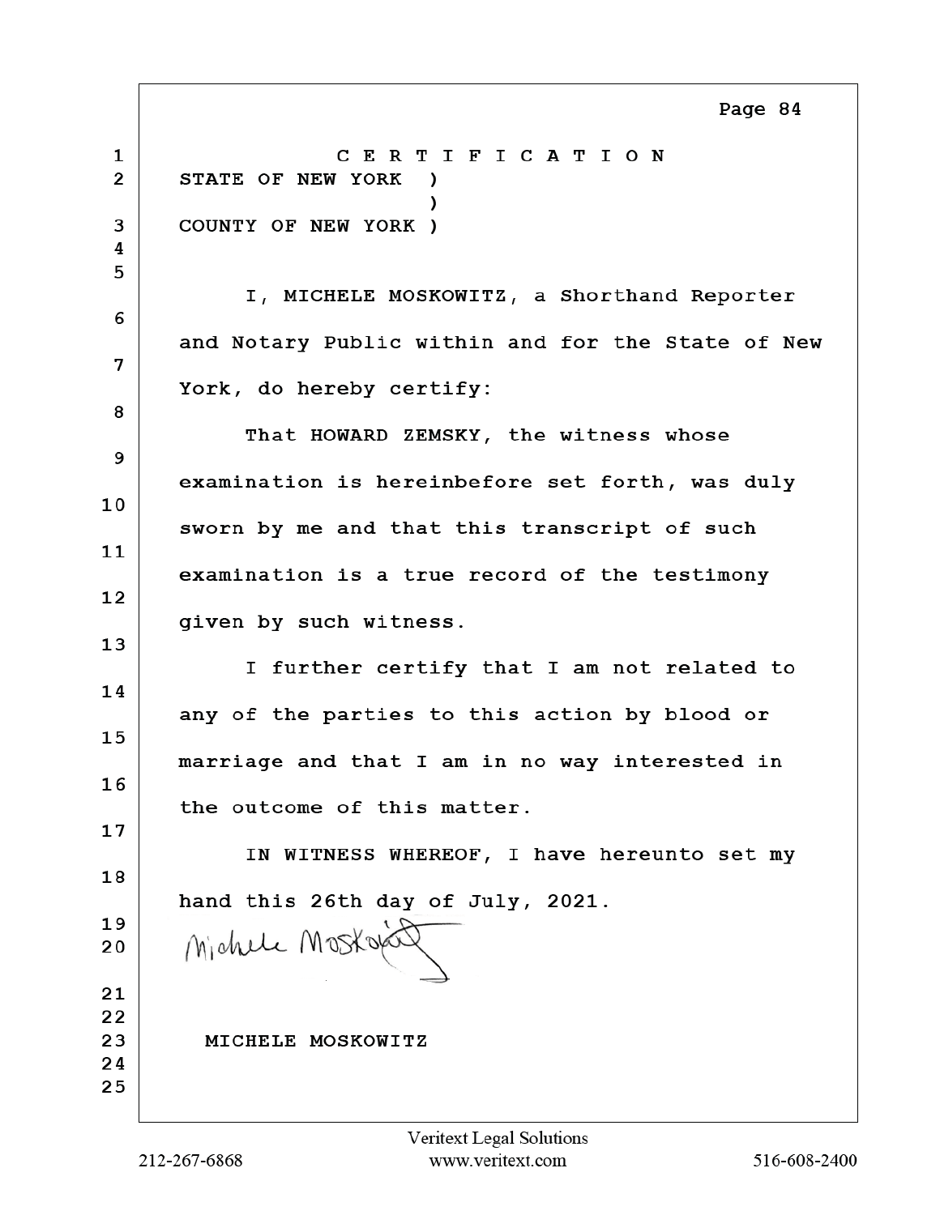# CERTIFICATION

STATE OF NEW YORK )
)
COUNTY OF NEW YORK )

I, MICHELE MOSKOWITZ, a Shorthand Reporter and Notary Public within and for the State of New York, do hereby certify:

That HOWARD ZEMSKY, the witness whose examination is hereinbefore set forth, was duly sworn by me and that this transcript of such examination is a true record of the testimony given by such witness.

I further certify that I am not related to any of the parties to this action by blood or marriage and that I am in no way interested in the outcome of this matter.

IN WITNESS WHEREOF, I have hereunto set my hand this 26th day of July, 2021.

Michele Moskowitz

MICHELE MOSKOWITZ